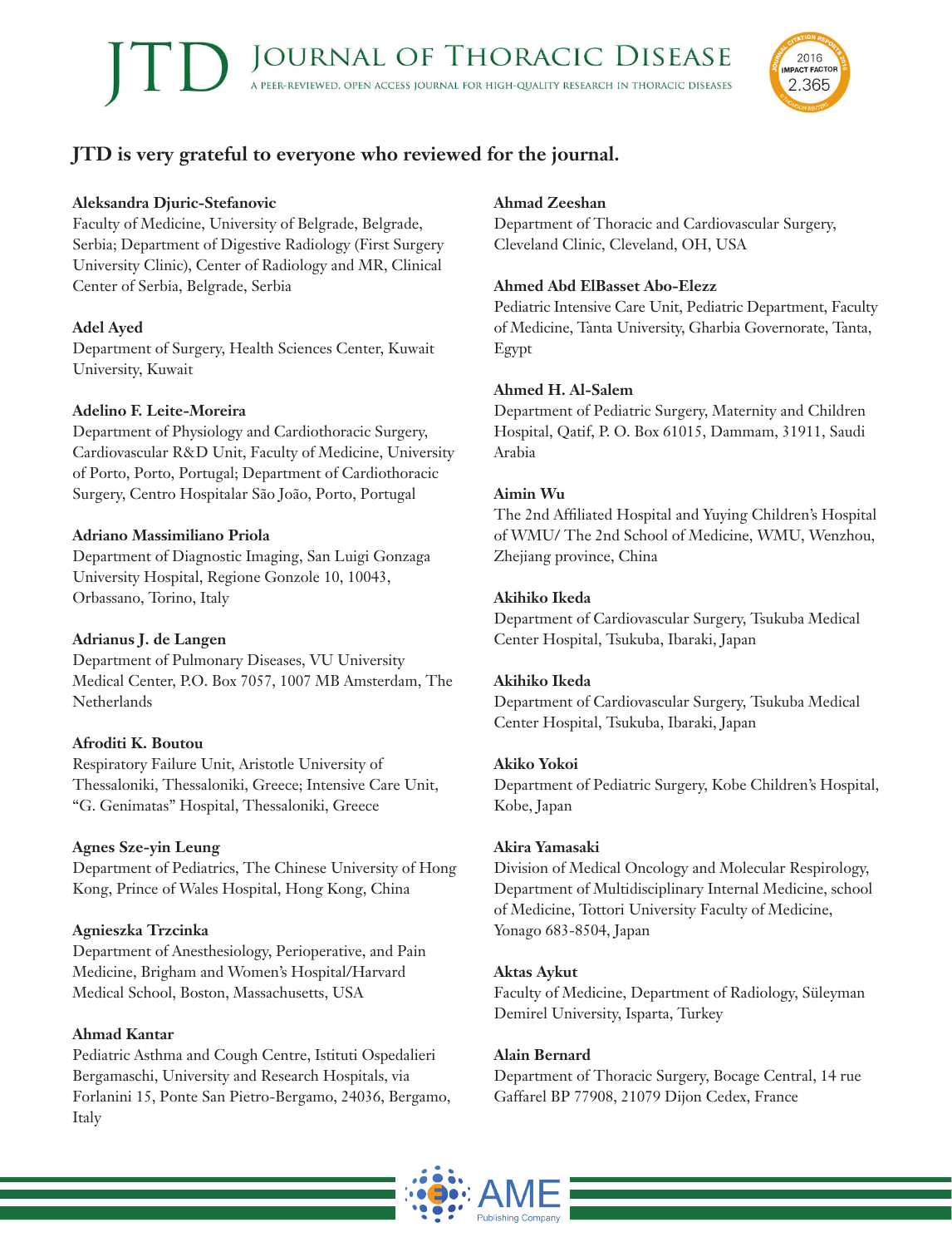## JTD is very grateful to everyone who reviewed for the journal.

**Aleksandra Djuric-Stefanovic**
Faculty of Medicine, University of Belgrade, Belgrade, Serbia; Department of Digestive Radiology (First Surgery University Clinic), Center of Radiology and MR, Clinical Center of Serbia, Belgrade, Serbia

**Adel Ayed**
Department of Surgery, Health Sciences Center, Kuwait University, Kuwait

**Adelino F. Leite-Moreira**
Department of Physiology and Cardiothoracic Surgery, Cardiovascular R&D Unit, Faculty of Medicine, University of Porto, Porto, Portugal; Department of Cardiothoracic Surgery, Centro Hospitalar São João, Porto, Portugal

**Adriano Massimiliano Priola**
Department of Diagnostic Imaging, San Luigi Gonzaga University Hospital, Regione Gonzole 10, 10043, Orbassano, Torino, Italy

**Adrianus J. de Langen**
Department of Pulmonary Diseases, VU University Medical Center, P.O. Box 7057, 1007 MB Amsterdam, The Netherlands

**Afroditi K. Boutou**
Respiratory Failure Unit, Aristotle University of Thessaloniki, Thessaloniki, Greece; Intensive Care Unit, "G. Genimatas" Hospital, Thessaloniki, Greece

**Agnes Sze-yin Leung**
Department of Pediatrics, The Chinese University of Hong Kong, Prince of Wales Hospital, Hong Kong, China

**Agnieszka Trzcinka**
Department of Anesthesiology, Perioperative, and Pain Medicine, Brigham and Women's Hospital/Harvard Medical School, Boston, Massachusetts, USA

**Ahmad Kantar**
Pediatric Asthma and Cough Centre, Istituti Ospedalieri Bergamaschi, University and Research Hospitals, via Forlanini 15, Ponte San Pietro-Bergamo, 24036, Bergamo, Italy

**Ahmad Zeeshan**
Department of Thoracic and Cardiovascular Surgery, Cleveland Clinic, Cleveland, OH, USA

**Ahmed Abd ElBasset Abo-Elezz**
Pediatric Intensive Care Unit, Pediatric Department, Faculty of Medicine, Tanta University, Gharbia Governorate, Tanta, Egypt

**Ahmed H. Al-Salem**
Department of Pediatric Surgery, Maternity and Children Hospital, Qatif, P. O. Box 61015, Dammam, 31911, Saudi Arabia

**Aimin Wu**
The 2nd Affiliated Hospital and Yuying Children's Hospital of WMU/ The 2nd School of Medicine, WMU, Wenzhou, Zhejiang province, China

**Akihiko Ikeda**
Department of Cardiovascular Surgery, Tsukuba Medical Center Hospital, Tsukuba, Ibaraki, Japan

**Akihiko Ikeda**
Department of Cardiovascular Surgery, Tsukuba Medical Center Hospital, Tsukuba, Ibaraki, Japan

**Akiko Yokoi**
Department of Pediatric Surgery, Kobe Children's Hospital, Kobe, Japan

**Akira Yamasaki**
Division of Medical Oncology and Molecular Respirology, Department of Multidisciplinary Internal Medicine, school of Medicine, Tottori University Faculty of Medicine, Yonago 683-8504, Japan

**Aktas Aykut**
Faculty of Medicine, Department of Radiology, Süleyman Demirel University, Isparta, Turkey

**Alain Bernard**
Department of Thoracic Surgery, Bocage Central, 14 rue Gaffarel BP 77908, 21079 Dijon Cedex, France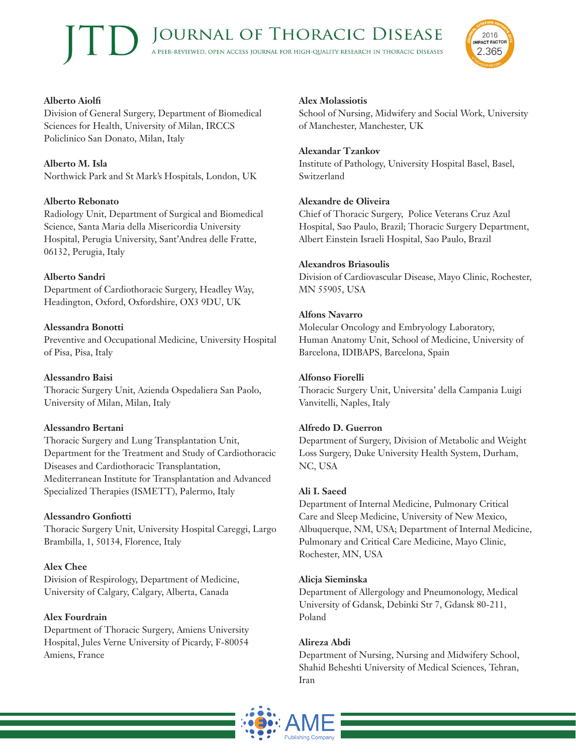**Alberto Aiolfi**
Division of General Surgery, Department of Biomedical Sciences for Health, University of Milan, IRCCS Policlinico San Donato, Milan, Italy

**Alberto M. Isla**
Northwick Park and St Mark's Hospitals, London, UK

**Alberto Rebonato**
Radiology Unit, Department of Surgical and Biomedical Science, Santa Maria della Misericordia University Hospital, Perugia University, Sant'Andrea delle Fratte, 06132, Perugia, Italy

**Alberto Sandri**
Department of Cardiothoracic Surgery, Headley Way, Headington, Oxford, Oxfordshire, OX3 9DU, UK

**Alessandra Bonotti**
Preventive and Occupational Medicine, University Hospital of Pisa, Pisa, Italy

**Alessandro Baisi**
Thoracic Surgery Unit, Azienda Ospedaliera San Paolo, University of Milan, Milan, Italy

**Alessandro Bertani**
Thoracic Surgery and Lung Transplantation Unit, Department for the Treatment and Study of Cardiothoracic Diseases and Cardiothoracic Transplantation, Mediterranean Institute for Transplantation and Advanced Specialized Therapies (ISMETT), Palermo, Italy

**Alessandro Gonfiotti**
Thoracic Surgery Unit, University Hospital Careggi, Largo Brambilla, 1, 50134, Florence, Italy

**Alex Chee**
Division of Respirology, Department of Medicine, University of Calgary, Calgary, Alberta, Canada

**Alex Fourdrain**
Department of Thoracic Surgery, Amiens University Hospital, Jules Verne University of Picardy, F-80054 Amiens, France

**Alex Molassiotis**
School of Nursing, Midwifery and Social Work, University of Manchester, Manchester, UK

**Alexandar Tzankov**
Institute of Pathology, University Hospital Basel, Basel, Switzerland

**Alexandre de Oliveira**
Chief of Thoracic Surgery, Police Veterans Cruz Azul Hospital, Sao Paulo, Brazil; Thoracic Surgery Department, Albert Einstein Israeli Hospital, Sao Paulo, Brazil

**Alexandros Briasoulis**
Division of Cardiovascular Disease, Mayo Clinic, Rochester, MN 55905, USA

**Alfons Navarro**
Molecular Oncology and Embryology Laboratory, Human Anatomy Unit, School of Medicine, University of Barcelona, IDIBAPS, Barcelona, Spain

**Alfonso Fiorelli**
Thoracic Surgery Unit, Universita' della Campania Luigi Vanvitelli, Naples, Italy

**Alfredo D. Guerron**
Department of Surgery, Division of Metabolic and Weight Loss Surgery, Duke University Health System, Durham, NC, USA

**Ali I. Saeed**
Department of Internal Medicine, Pulmonary Critical Care and Sleep Medicine, University of New Mexico, Albuquerque, NM, USA; Department of Internal Medicine, Pulmonary and Critical Care Medicine, Mayo Clinic, Rochester, MN, USA

**Alicja Sieminska**
Department of Allergology and Pneumonology, Medical University of Gdansk, Debinki Str 7, Gdansk 80-211, Poland

**Alireza Abdi**
Department of Nursing, Nursing and Midwifery School, Shahid Beheshti University of Medical Sciences, Tehran, Iran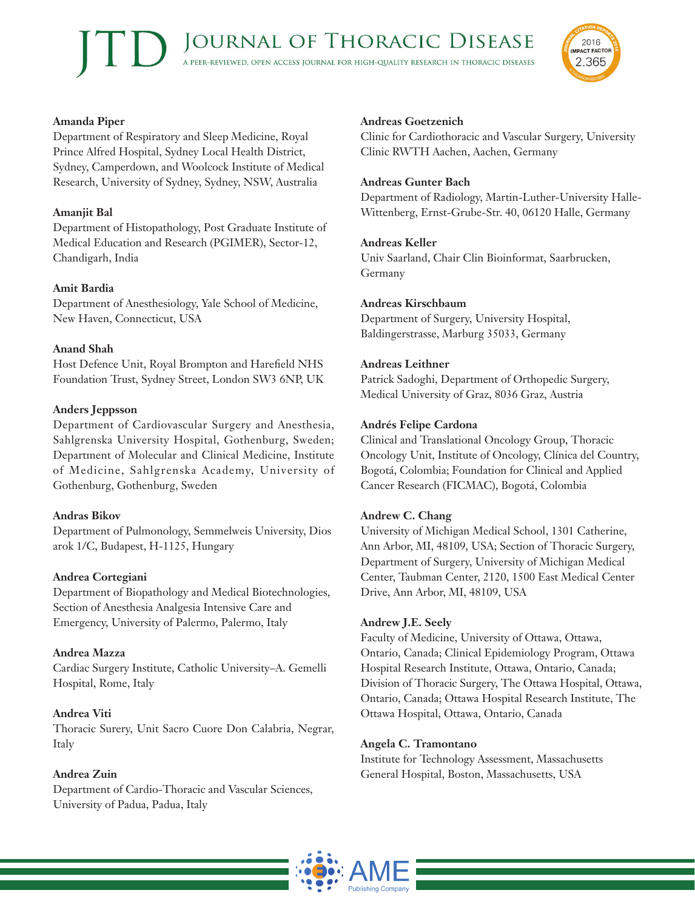**Amanda Piper**
Department of Respiratory and Sleep Medicine, Royal Prince Alfred Hospital, Sydney Local Health District, Sydney, Camperdown, and Woolcock Institute of Medical Research, University of Sydney, Sydney, NSW, Australia

**Amanjit Bal**
Department of Histopathology, Post Graduate Institute of Medical Education and Research (PGIMER), Sector-12, Chandigarh, India

**Amit Bardia**
Department of Anesthesiology, Yale School of Medicine, New Haven, Connecticut, USA

**Anand Shah**
Host Defence Unit, Royal Brompton and Harefield NHS Foundation Trust, Sydney Street, London SW3 6NP, UK

**Anders Jeppsson**
Department of Cardiovascular Surgery and Anesthesia, Sahlgrenska University Hospital, Gothenburg, Sweden; Department of Molecular and Clinical Medicine, Institute of Medicine, Sahlgrenska Academy, University of Gothenburg, Gothenburg, Sweden

**Andras Bikov**
Department of Pulmonology, Semmelweis University, Dios arok 1/C, Budapest, H-1125, Hungary

**Andrea Cortegiani**
Department of Biopathology and Medical Biotechnologies, Section of Anesthesia Analgesia Intensive Care and Emergency, University of Palermo, Palermo, Italy

**Andrea Mazza**
Cardiac Surgery Institute, Catholic University–A. Gemelli Hospital, Rome, Italy

**Andrea Viti**
Thoracic Surery, Unit Sacro Cuore Don Calabria, Negrar, Italy

**Andrea Zuin**
Department of Cardio-Thoracic and Vascular Sciences, University of Padua, Padua, Italy

**Andreas Goetzenich**
Clinic for Cardiothoracic and Vascular Surgery, University Clinic RWTH Aachen, Aachen, Germany

**Andreas Gunter Bach**
Department of Radiology, Martin-Luther-University Halle-Wittenberg, Ernst-Grube-Str. 40, 06120 Halle, Germany

**Andreas Keller**
Univ Saarland, Chair Clin Bioinformat, Saarbrucken, Germany

**Andreas Kirschbaum**
Department of Surgery, University Hospital, Baldingerstrasse, Marburg 35033, Germany

**Andreas Leithner**
Patrick Sadoghi, Department of Orthopedic Surgery, Medical University of Graz, 8036 Graz, Austria

**Andrés Felipe Cardona**
Clinical and Translational Oncology Group, Thoracic Oncology Unit, Institute of Oncology, Clínica del Country, Bogotá, Colombia; Foundation for Clinical and Applied Cancer Research (FICMAC), Bogotá, Colombia

**Andrew C. Chang**
University of Michigan Medical School, 1301 Catherine, Ann Arbor, MI, 48109, USA; Section of Thoracic Surgery, Department of Surgery, University of Michigan Medical Center, Taubman Center, 2120, 1500 East Medical Center Drive, Ann Arbor, MI, 48109, USA

**Andrew J.E. Seely**
Faculty of Medicine, University of Ottawa, Ottawa, Ontario, Canada; Clinical Epidemiology Program, Ottawa Hospital Research Institute, Ottawa, Ontario, Canada; Division of Thoracic Surgery, The Ottawa Hospital, Ottawa, Ontario, Canada; Ottawa Hospital Research Institute, The Ottawa Hospital, Ottawa, Ontario, Canada

**Angela C. Tramontano**
Institute for Technology Assessment, Massachusetts General Hospital, Boston, Massachusetts, USA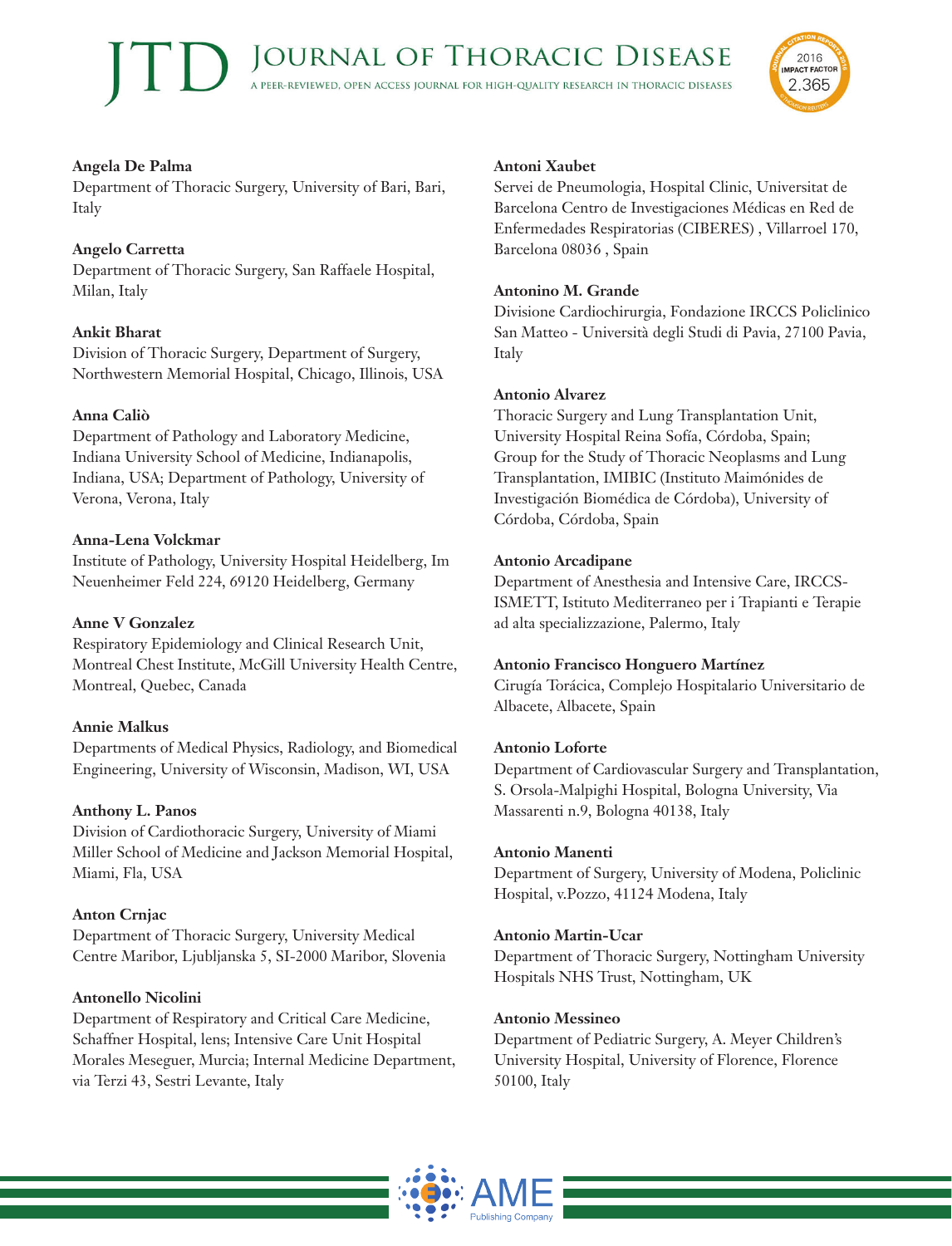**Angela De Palma**
Department of Thoracic Surgery, University of Bari, Bari, Italy

**Angelo Carretta**
Department of Thoracic Surgery, San Raffaele Hospital, Milan, Italy

**Ankit Bharat**
Division of Thoracic Surgery, Department of Surgery, Northwestern Memorial Hospital, Chicago, Illinois, USA

**Anna Caliò**
Department of Pathology and Laboratory Medicine, Indiana University School of Medicine, Indianapolis, Indiana, USA; Department of Pathology, University of Verona, Verona, Italy

**Anna-Lena Volckmar**
Institute of Pathology, University Hospital Heidelberg, Im Neuenheimer Feld 224, 69120 Heidelberg, Germany

**Anne V Gonzalez**
Respiratory Epidemiology and Clinical Research Unit, Montreal Chest Institute, McGill University Health Centre, Montreal, Quebec, Canada

**Annie Malkus**
Departments of Medical Physics, Radiology, and Biomedical Engineering, University of Wisconsin, Madison, WI, USA

**Anthony L. Panos**
Division of Cardiothoracic Surgery, University of Miami Miller School of Medicine and Jackson Memorial Hospital, Miami, Fla, USA

**Anton Crnjac**
Department of Thoracic Surgery, University Medical Centre Maribor, Ljubljanska 5, SI-2000 Maribor, Slovenia

**Antonello Nicolini**
Department of Respiratory and Critical Care Medicine, Schaffner Hospital, lens; Intensive Care Unit Hospital Morales Meseguer, Murcia; Internal Medicine Department, via Terzi 43, Sestri Levante, Italy

**Antoni Xaubet**
Servei de Pneumologia, Hospital Clinic, Universitat de Barcelona Centro de Investigaciones Médicas en Red de Enfermedades Respiratorias (CIBERES) , Villarroel 170, Barcelona 08036 , Spain

**Antonino M. Grande**
Divisione Cardiochirurgia, Fondazione IRCCS Policlinico San Matteo - Università degli Studi di Pavia, 27100 Pavia, Italy

**Antonio Alvarez**
Thoracic Surgery and Lung Transplantation Unit, University Hospital Reina Sofía, Córdoba, Spain; Group for the Study of Thoracic Neoplasms and Lung Transplantation, IMIBIC (Instituto Maimónides de Investigación Biomédica de Córdoba), University of Córdoba, Córdoba, Spain

**Antonio Arcadipane**
Department of Anesthesia and Intensive Care, IRCCS-ISMETT, Istituto Mediterraneo per i Trapianti e Terapie ad alta specializzazione, Palermo, Italy

**Antonio Francisco Honguero Martínez**
Cirugía Torácica, Complejo Hospitalario Universitario de Albacete, Albacete, Spain

**Antonio Loforte**
Department of Cardiovascular Surgery and Transplantation, S. Orsola-Malpighi Hospital, Bologna University, Via Massarenti n.9, Bologna 40138, Italy

**Antonio Manenti**
Department of Surgery, University of Modena, Policlinic Hospital, v.Pozzo, 41124 Modena, Italy

**Antonio Martin-Ucar**
Department of Thoracic Surgery, Nottingham University Hospitals NHS Trust, Nottingham, UK

**Antonio Messineo**
Department of Pediatric Surgery, A. Meyer Children's University Hospital, University of Florence, Florence 50100, Italy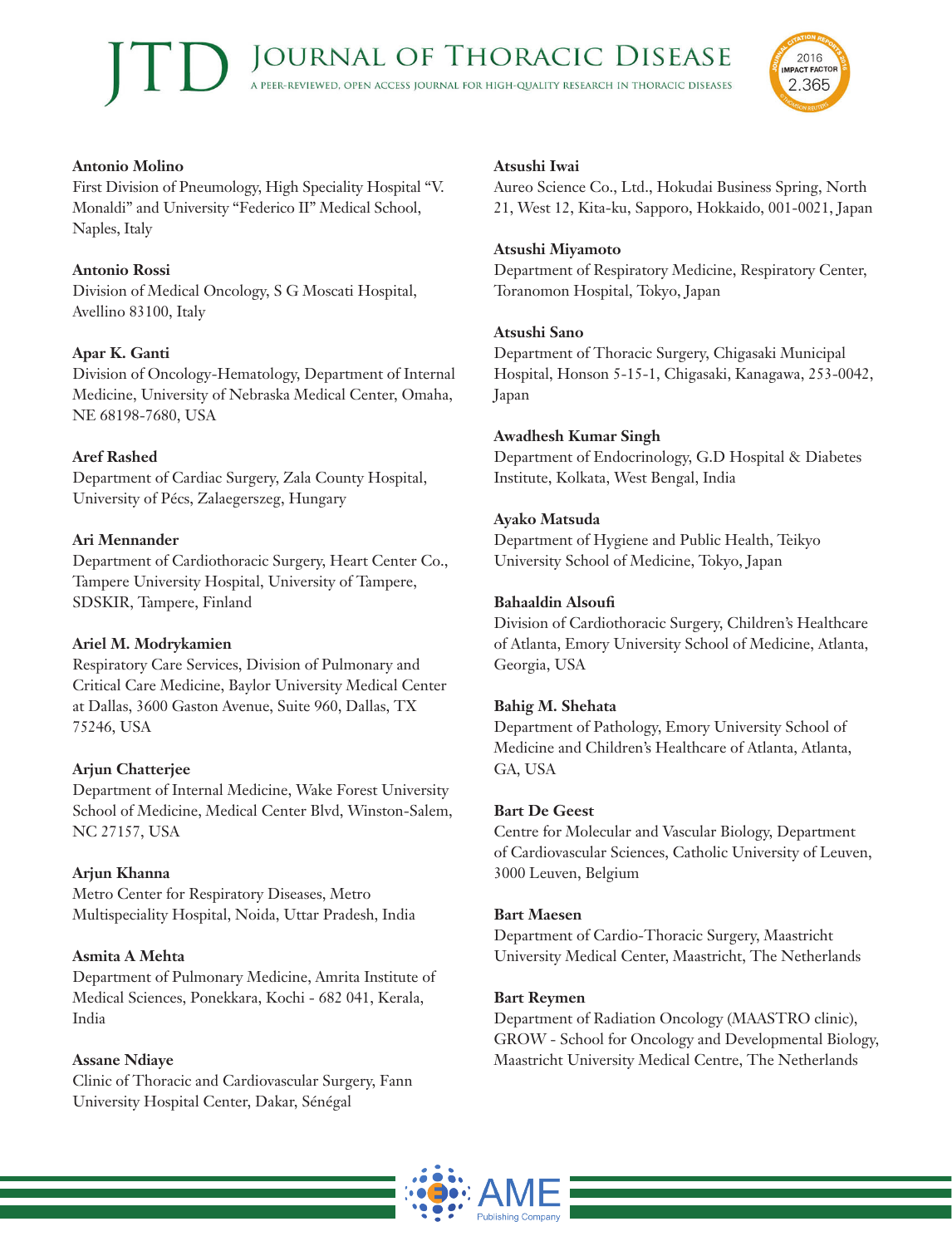**Antonio Molino**
First Division of Pneumology, High Speciality Hospital "V. Monaldi" and University "Federico II" Medical School, Naples, Italy

**Antonio Rossi**
Division of Medical Oncology, S G Moscati Hospital, Avellino 83100, Italy

**Apar K. Ganti**
Division of Oncology-Hematology, Department of Internal Medicine, University of Nebraska Medical Center, Omaha, NE 68198-7680, USA

**Aref Rashed**
Department of Cardiac Surgery, Zala County Hospital, University of Pécs, Zalaegerszeg, Hungary

**Ari Mennander**
Department of Cardiothoracic Surgery, Heart Center Co., Tampere University Hospital, University of Tampere, SDSKIR, Tampere, Finland

**Ariel M. Modrykamien**
Respiratory Care Services, Division of Pulmonary and Critical Care Medicine, Baylor University Medical Center at Dallas, 3600 Gaston Avenue, Suite 960, Dallas, TX 75246, USA

**Arjun Chatterjee**
Department of Internal Medicine, Wake Forest University School of Medicine, Medical Center Blvd, Winston-Salem, NC 27157, USA

**Arjun Khanna**
Metro Center for Respiratory Diseases, Metro Multispeciality Hospital, Noida, Uttar Pradesh, India

**Asmita A Mehta**
Department of Pulmonary Medicine, Amrita Institute of Medical Sciences, Ponekkara, Kochi - 682 041, Kerala, India

**Assane Ndiaye**
Clinic of Thoracic and Cardiovascular Surgery, Fann University Hospital Center, Dakar, Sénégal

**Atsushi Iwai**
Aureo Science Co., Ltd., Hokudai Business Spring, North 21, West 12, Kita-ku, Sapporo, Hokkaido, 001-0021, Japan

**Atsushi Miyamoto**
Department of Respiratory Medicine, Respiratory Center, Toranomon Hospital, Tokyo, Japan

**Atsushi Sano**
Department of Thoracic Surgery, Chigasaki Municipal Hospital, Honson 5-15-1, Chigasaki, Kanagawa, 253-0042, Japan

**Awadhesh Kumar Singh**
Department of Endocrinology, G.D Hospital & Diabetes Institute, Kolkata, West Bengal, India

**Ayako Matsuda**
Department of Hygiene and Public Health, Teikyo University School of Medicine, Tokyo, Japan

**Bahaaldin Alsoufi**
Division of Cardiothoracic Surgery, Children's Healthcare of Atlanta, Emory University School of Medicine, Atlanta, Georgia, USA

**Bahig M. Shehata**
Department of Pathology, Emory University School of Medicine and Children's Healthcare of Atlanta, Atlanta, GA, USA

**Bart De Geest**
Centre for Molecular and Vascular Biology, Department of Cardiovascular Sciences, Catholic University of Leuven, 3000 Leuven, Belgium

**Bart Maesen**
Department of Cardio-Thoracic Surgery, Maastricht University Medical Center, Maastricht, The Netherlands

**Bart Reymen**
Department of Radiation Oncology (MAASTRO clinic), GROW - School for Oncology and Developmental Biology, Maastricht University Medical Centre, The Netherlands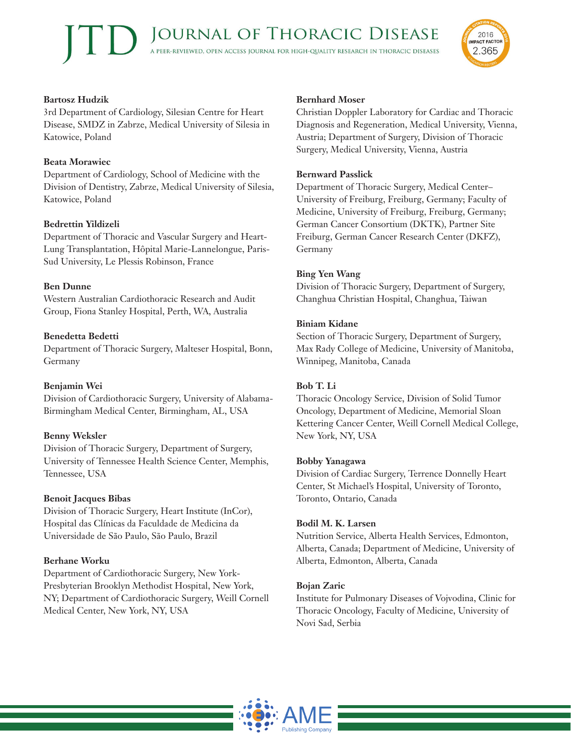**Bartosz Hudzik**
3rd Department of Cardiology, Silesian Centre for Heart Disease, SMDZ in Zabrze, Medical University of Silesia in Katowice, Poland

**Beata Morawiec**
Department of Cardiology, School of Medicine with the Division of Dentistry, Zabrze, Medical University of Silesia, Katowice, Poland

**Bedrettin Yildizeli**
Department of Thoracic and Vascular Surgery and Heart-Lung Transplantation, Hôpital Marie-Lannelongue, Paris-Sud University, Le Plessis Robinson, France

**Ben Dunne**
Western Australian Cardiothoracic Research and Audit Group, Fiona Stanley Hospital, Perth, WA, Australia

**Benedetta Bedetti**
Department of Thoracic Surgery, Malteser Hospital, Bonn, Germany

**Benjamin Wei**
Division of Cardiothoracic Surgery, University of Alabama-Birmingham Medical Center, Birmingham, AL, USA

**Benny Weksler**
Division of Thoracic Surgery, Department of Surgery, University of Tennessee Health Science Center, Memphis, Tennessee, USA

**Benoit Jacques Bibas**
Division of Thoracic Surgery, Heart Institute (InCor), Hospital das Clínicas da Faculdade de Medicina da Universidade de São Paulo, São Paulo, Brazil

**Berhane Worku**
Department of Cardiothoracic Surgery, New York-Presbyterian Brooklyn Methodist Hospital, New York, NY; Department of Cardiothoracic Surgery, Weill Cornell Medical Center, New York, NY, USA

**Bernhard Moser**
Christian Doppler Laboratory for Cardiac and Thoracic Diagnosis and Regeneration, Medical University, Vienna, Austria; Department of Surgery, Division of Thoracic Surgery, Medical University, Vienna, Austria

**Bernward Passlick**
Department of Thoracic Surgery, Medical Center–University of Freiburg, Freiburg, Germany; Faculty of Medicine, University of Freiburg, Freiburg, Germany; German Cancer Consortium (DKTK), Partner Site Freiburg, German Cancer Research Center (DKFZ), Germany

**Bing Yen Wang**
Division of Thoracic Surgery, Department of Surgery, Changhua Christian Hospital, Changhua, Taiwan

**Biniam Kidane**
Section of Thoracic Surgery, Department of Surgery, Max Rady College of Medicine, University of Manitoba, Winnipeg, Manitoba, Canada

**Bob T. Li**
Thoracic Oncology Service, Division of Solid Tumor Oncology, Department of Medicine, Memorial Sloan Kettering Cancer Center, Weill Cornell Medical College, New York, NY, USA

**Bobby Yanagawa**
Division of Cardiac Surgery, Terrence Donnelly Heart Center, St Michael's Hospital, University of Toronto, Toronto, Ontario, Canada

**Bodil M. K. Larsen**
Nutrition Service, Alberta Health Services, Edmonton, Alberta, Canada; Department of Medicine, University of Alberta, Edmonton, Alberta, Canada

**Bojan Zaric**
Institute for Pulmonary Diseases of Vojvodina, Clinic for Thoracic Oncology, Faculty of Medicine, University of Novi Sad, Serbia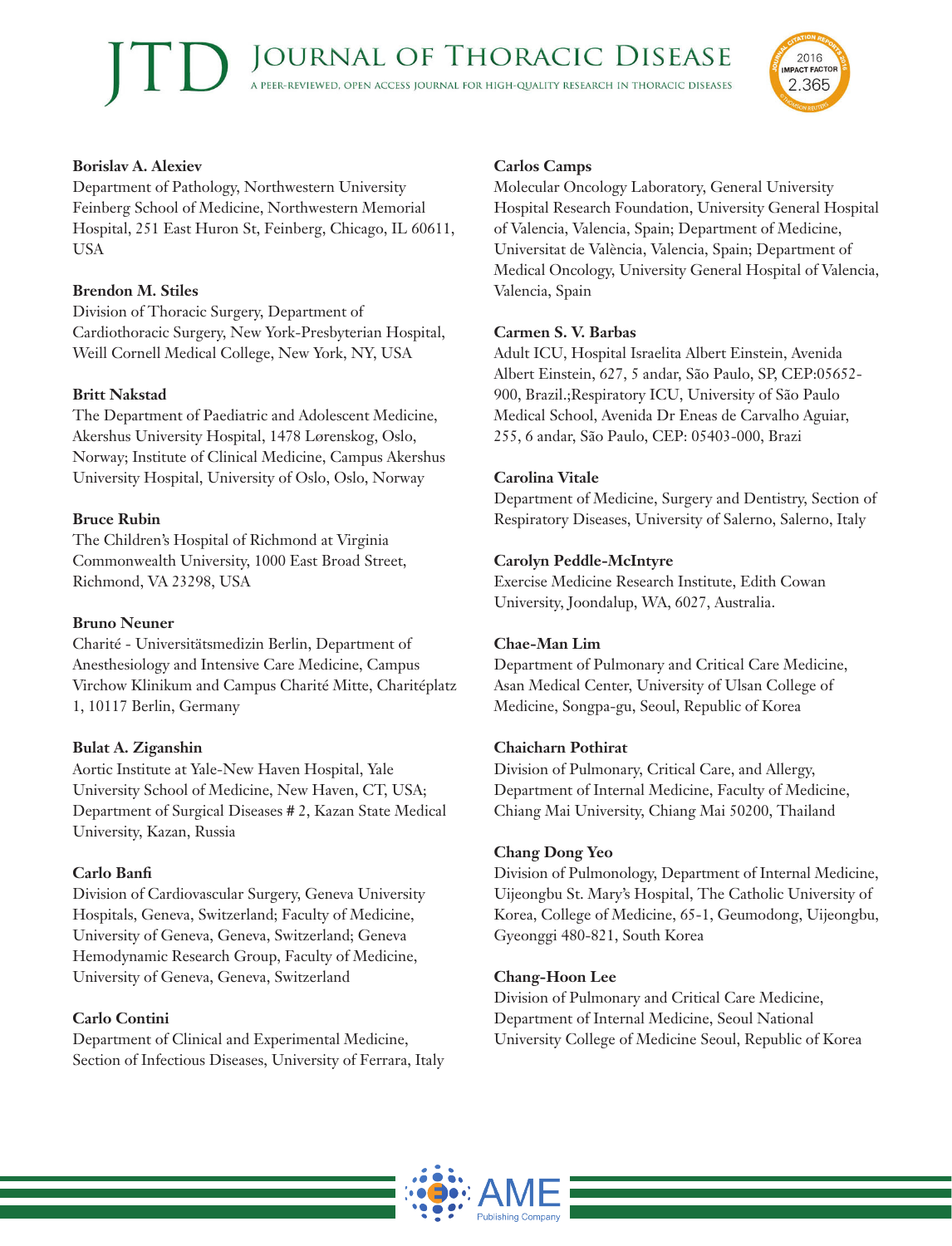**Borislav A. Alexiev**
Department of Pathology, Northwestern University Feinberg School of Medicine, Northwestern Memorial Hospital, 251 East Huron St, Feinberg, Chicago, IL 60611, USA

**Brendon M. Stiles**
Division of Thoracic Surgery, Department of Cardiothoracic Surgery, New York-Presbyterian Hospital, Weill Cornell Medical College, New York, NY, USA

**Britt Nakstad**
The Department of Paediatric and Adolescent Medicine, Akershus University Hospital, 1478 Lørenskog, Oslo, Norway; Institute of Clinical Medicine, Campus Akershus University Hospital, University of Oslo, Oslo, Norway

**Bruce Rubin**
The Children's Hospital of Richmond at Virginia Commonwealth University, 1000 East Broad Street, Richmond, VA 23298, USA

**Bruno Neuner**
Charité - Universitätsmedizin Berlin, Department of Anesthesiology and Intensive Care Medicine, Campus Virchow Klinikum and Campus Charité Mitte, Charitéplatz 1, 10117 Berlin, Germany

**Bulat A. Ziganshin**
Aortic Institute at Yale-New Haven Hospital, Yale University School of Medicine, New Haven, CT, USA; Department of Surgical Diseases # 2, Kazan State Medical University, Kazan, Russia

**Carlo Banfi**
Division of Cardiovascular Surgery, Geneva University Hospitals, Geneva, Switzerland; Faculty of Medicine, University of Geneva, Geneva, Switzerland; Geneva Hemodynamic Research Group, Faculty of Medicine, University of Geneva, Geneva, Switzerland

**Carlo Contini**
Department of Clinical and Experimental Medicine, Section of Infectious Diseases, University of Ferrara, Italy

**Carlos Camps**
Molecular Oncology Laboratory, General University Hospital Research Foundation, University General Hospital of Valencia, Valencia, Spain; Department of Medicine, Universitat de València, Valencia, Spain; Department of Medical Oncology, University General Hospital of Valencia, Valencia, Spain

**Carmen S. V. Barbas**
Adult ICU, Hospital Israelita Albert Einstein, Avenida Albert Einstein, 627, 5 andar, São Paulo, SP, CEP:05652-900, Brazil.;Respiratory ICU, University of São Paulo Medical School, Avenida Dr Eneas de Carvalho Aguiar, 255, 6 andar, São Paulo, CEP: 05403-000, Brazi

**Carolina Vitale**
Department of Medicine, Surgery and Dentistry, Section of Respiratory Diseases, University of Salerno, Salerno, Italy

**Carolyn Peddle-McIntyre**
Exercise Medicine Research Institute, Edith Cowan University, Joondalup, WA, 6027, Australia.

**Chae-Man Lim**
Department of Pulmonary and Critical Care Medicine, Asan Medical Center, University of Ulsan College of Medicine, Songpa-gu, Seoul, Republic of Korea

**Chaicharn Pothirat**
Division of Pulmonary, Critical Care, and Allergy, Department of Internal Medicine, Faculty of Medicine, Chiang Mai University, Chiang Mai 50200, Thailand

**Chang Dong Yeo**
Division of Pulmonology, Department of Internal Medicine, Uijeongbu St. Mary's Hospital, The Catholic University of Korea, College of Medicine, 65-1, Geumodong, Uijeongbu, Gyeonggi 480-821, South Korea

**Chang-Hoon Lee**
Division of Pulmonary and Critical Care Medicine, Department of Internal Medicine, Seoul National University College of Medicine Seoul, Republic of Korea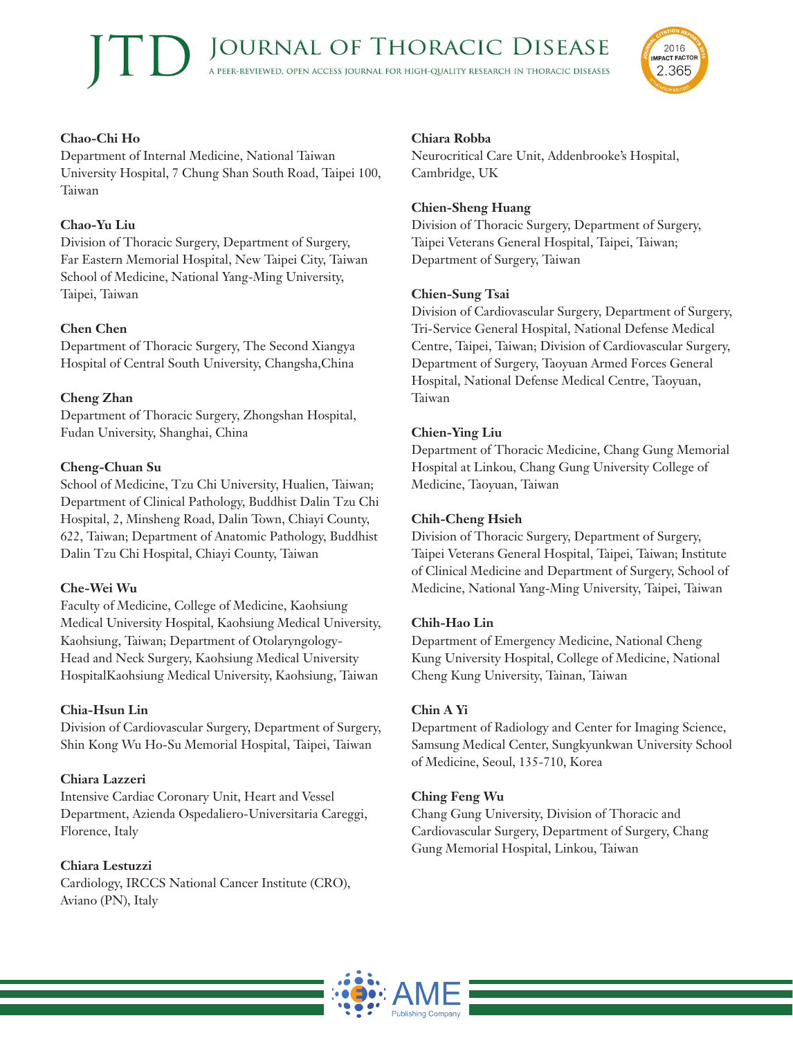**Chao-Chi Ho**
Department of Internal Medicine, National Taiwan University Hospital, 7 Chung Shan South Road, Taipei 100, Taiwan

**Chao-Yu Liu**
Division of Thoracic Surgery, Department of Surgery, Far Eastern Memorial Hospital, New Taipei City, Taiwan School of Medicine, National Yang-Ming University, Taipei, Taiwan

**Chen Chen**
Department of Thoracic Surgery, The Second Xiangya Hospital of Central South University, Changsha,China

**Cheng Zhan**
Department of Thoracic Surgery, Zhongshan Hospital, Fudan University, Shanghai, China

**Cheng-Chuan Su**
School of Medicine, Tzu Chi University, Hualien, Taiwan; Department of Clinical Pathology, Buddhist Dalin Tzu Chi Hospital, 2, Minsheng Road, Dalin Town, Chiayi County, 622, Taiwan; Department of Anatomic Pathology, Buddhist Dalin Tzu Chi Hospital, Chiayi County, Taiwan

**Che-Wei Wu**
Faculty of Medicine, College of Medicine, Kaohsiung Medical University Hospital, Kaohsiung Medical University, Kaohsiung, Taiwan; Department of Otolaryngology-Head and Neck Surgery, Kaohsiung Medical University HospitalKaohsiung Medical University, Kaohsiung, Taiwan

**Chia-Hsun Lin**
Division of Cardiovascular Surgery, Department of Surgery, Shin Kong Wu Ho-Su Memorial Hospital, Taipei, Taiwan

**Chiara Lazzeri**
Intensive Cardiac Coronary Unit, Heart and Vessel Department, Azienda Ospedaliero-Universitaria Careggi, Florence, Italy

**Chiara Lestuzzi**
Cardiology, IRCCS National Cancer Institute (CRO), Aviano (PN), Italy

**Chiara Robba**
Neurocritical Care Unit, Addenbrooke's Hospital, Cambridge, UK

**Chien-Sheng Huang**
Division of Thoracic Surgery, Department of Surgery, Taipei Veterans General Hospital, Taipei, Taiwan; Department of Surgery, Taiwan

**Chien-Sung Tsai**
Division of Cardiovascular Surgery, Department of Surgery, Tri-Service General Hospital, National Defense Medical Centre, Taipei, Taiwan; Division of Cardiovascular Surgery, Department of Surgery, Taoyuan Armed Forces General Hospital, National Defense Medical Centre, Taoyuan, Taiwan

**Chien-Ying Liu**
Department of Thoracic Medicine, Chang Gung Memorial Hospital at Linkou, Chang Gung University College of Medicine, Taoyuan, Taiwan

**Chih-Cheng Hsieh**
Division of Thoracic Surgery, Department of Surgery, Taipei Veterans General Hospital, Taipei, Taiwan; Institute of Clinical Medicine and Department of Surgery, School of Medicine, National Yang-Ming University, Taipei, Taiwan

**Chih-Hao Lin**
Department of Emergency Medicine, National Cheng Kung University Hospital, College of Medicine, National Cheng Kung University, Tainan, Taiwan

**Chin A Yi**
Department of Radiology and Center for Imaging Science, Samsung Medical Center, Sungkyunkwan University School of Medicine, Seoul, 135-710, Korea

**Ching Feng Wu**
Chang Gung University, Division of Thoracic and Cardiovascular Surgery, Department of Surgery, Chang Gung Memorial Hospital, Linkou, Taiwan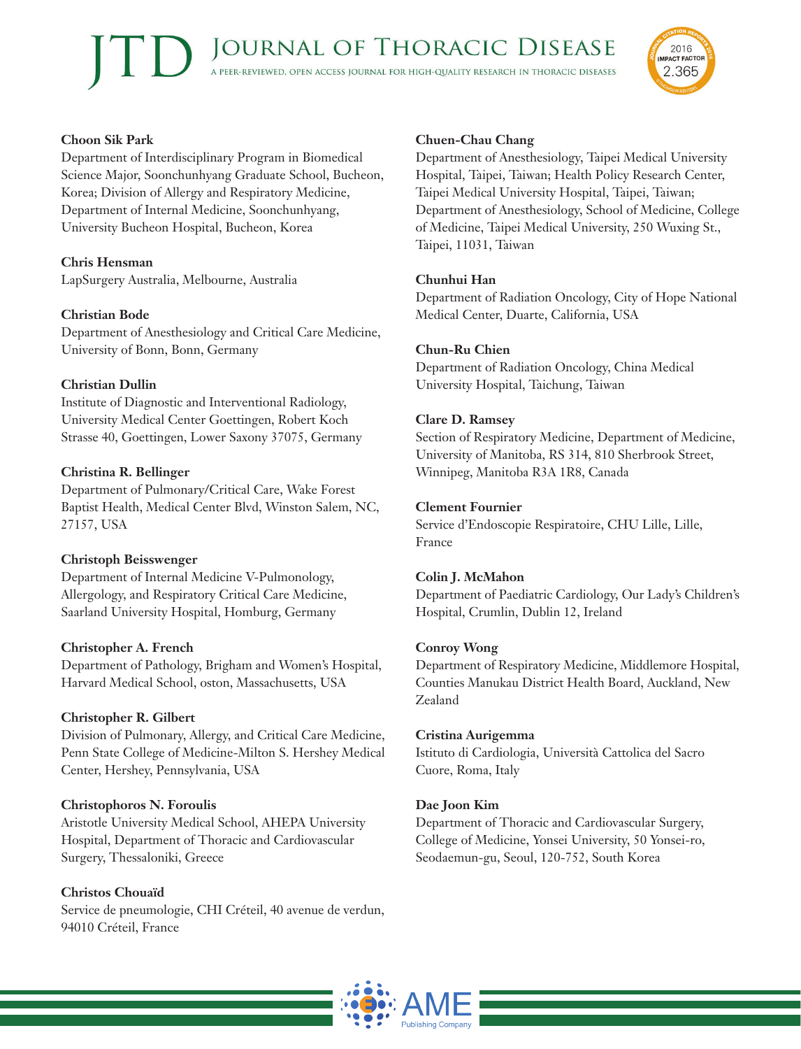**Choon Sik Park**
Department of Interdisciplinary Program in Biomedical Science Major, Soonchunhyang Graduate School, Bucheon, Korea; Division of Allergy and Respiratory Medicine, Department of Internal Medicine, Soonchunhyang, University Bucheon Hospital, Bucheon, Korea

**Chris Hensman**
LapSurgery Australia, Melbourne, Australia

**Christian Bode**
Department of Anesthesiology and Critical Care Medicine, University of Bonn, Bonn, Germany

**Christian Dullin**
Institute of Diagnostic and Interventional Radiology, University Medical Center Goettingen, Robert Koch Strasse 40, Goettingen, Lower Saxony 37075, Germany

**Christina R. Bellinger**
Department of Pulmonary/Critical Care, Wake Forest Baptist Health, Medical Center Blvd, Winston Salem, NC, 27157, USA

**Christoph Beisswenger**
Department of Internal Medicine V-Pulmonology, Allergology, and Respiratory Critical Care Medicine, Saarland University Hospital, Homburg, Germany

**Christopher A. French**
Department of Pathology, Brigham and Women's Hospital, Harvard Medical School, oston, Massachusetts, USA

**Christopher R. Gilbert**
Division of Pulmonary, Allergy, and Critical Care Medicine, Penn State College of Medicine-Milton S. Hershey Medical Center, Hershey, Pennsylvania, USA

**Christophoros N. Foroulis**
Aristotle University Medical School, AHEPA University Hospital, Department of Thoracic and Cardiovascular Surgery, Thessaloniki, Greece

**Christos Chouaïd**
Service de pneumologie, CHI Créteil, 40 avenue de verdun, 94010 Créteil, France

**Chuen-Chau Chang**
Department of Anesthesiology, Taipei Medical University Hospital, Taipei, Taiwan; Health Policy Research Center, Taipei Medical University Hospital, Taipei, Taiwan; Department of Anesthesiology, School of Medicine, College of Medicine, Taipei Medical University, 250 Wuxing St., Taipei, 11031, Taiwan

**Chunhui Han**
Department of Radiation Oncology, City of Hope National Medical Center, Duarte, California, USA

**Chun-Ru Chien**
Department of Radiation Oncology, China Medical University Hospital, Taichung, Taiwan

**Clare D. Ramsey**
Section of Respiratory Medicine, Department of Medicine, University of Manitoba, RS 314, 810 Sherbrook Street, Winnipeg, Manitoba R3A 1R8, Canada

**Clement Fournier**
Service d'Endoscopie Respiratoire, CHU Lille, Lille, France

**Colin J. McMahon**
Department of Paediatric Cardiology, Our Lady's Children's Hospital, Crumlin, Dublin 12, Ireland

**Conroy Wong**
Department of Respiratory Medicine, Middlemore Hospital, Counties Manukau District Health Board, Auckland, New Zealand

**Cristina Aurigemma**
Istituto di Cardiologia, Università Cattolica del Sacro Cuore, Roma, Italy

**Dae Joon Kim**
Department of Thoracic and Cardiovascular Surgery, College of Medicine, Yonsei University, 50 Yonsei-ro, Seodaemun-gu, Seoul, 120-752, South Korea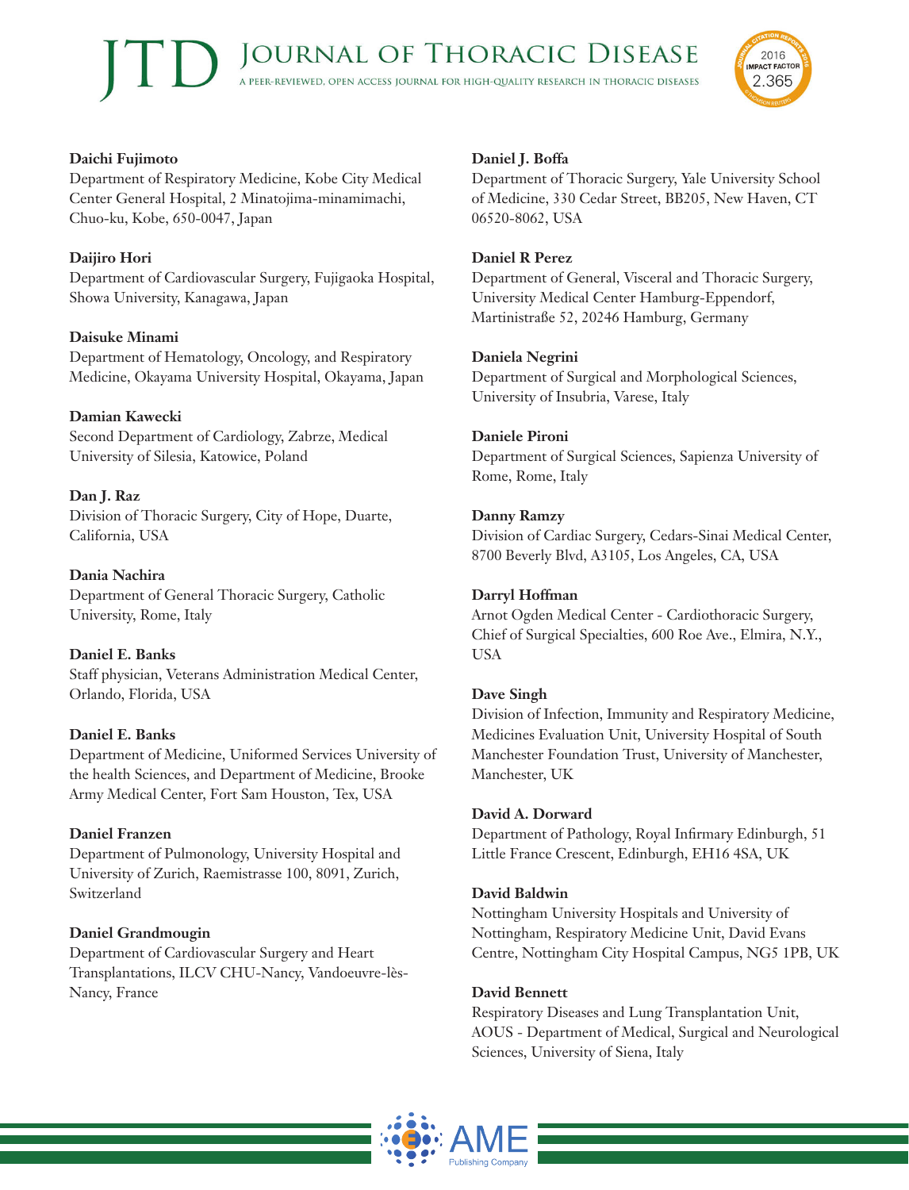**Daichi Fujimoto**
Department of Respiratory Medicine, Kobe City Medical Center General Hospital, 2 Minatojima-minamimachi, Chuo-ku, Kobe, 650-0047, Japan

**Daijiro Hori**
Department of Cardiovascular Surgery, Fujigaoka Hospital, Showa University, Kanagawa, Japan

**Daisuke Minami**
Department of Hematology, Oncology, and Respiratory Medicine, Okayama University Hospital, Okayama, Japan

**Damian Kawecki**
Second Department of Cardiology, Zabrze, Medical University of Silesia, Katowice, Poland

**Dan J. Raz**
Division of Thoracic Surgery, City of Hope, Duarte, California, USA

**Dania Nachira**
Department of General Thoracic Surgery, Catholic University, Rome, Italy

**Daniel E. Banks**
Staff physician, Veterans Administration Medical Center, Orlando, Florida, USA

**Daniel E. Banks**
Department of Medicine, Uniformed Services University of the health Sciences, and Department of Medicine, Brooke Army Medical Center, Fort Sam Houston, Tex, USA

**Daniel Franzen**
Department of Pulmonology, University Hospital and University of Zurich, Raemistrasse 100, 8091, Zurich, Switzerland

**Daniel Grandmougin**
Department of Cardiovascular Surgery and Heart Transplantations, ILCV CHU-Nancy, Vandoeuvre-lès-Nancy, France

**Daniel J. Boffa**
Department of Thoracic Surgery, Yale University School of Medicine, 330 Cedar Street, BB205, New Haven, CT 06520-8062, USA

**Daniel R Perez**
Department of General, Visceral and Thoracic Surgery, University Medical Center Hamburg-Eppendorf, Martinistraße 52, 20246 Hamburg, Germany

**Daniela Negrini**
Department of Surgical and Morphological Sciences, University of Insubria, Varese, Italy

**Daniele Pironi**
Department of Surgical Sciences, Sapienza University of Rome, Rome, Italy

**Danny Ramzy**
Division of Cardiac Surgery, Cedars-Sinai Medical Center, 8700 Beverly Blvd, A3105, Los Angeles, CA, USA

**Darryl Hoffman**
Arnot Ogden Medical Center - Cardiothoracic Surgery, Chief of Surgical Specialties, 600 Roe Ave., Elmira, N.Y., USA

**Dave Singh**
Division of Infection, Immunity and Respiratory Medicine, Medicines Evaluation Unit, University Hospital of South Manchester Foundation Trust, University of Manchester, Manchester, UK

**David A. Dorward**
Department of Pathology, Royal Infirmary Edinburgh, 51 Little France Crescent, Edinburgh, EH16 4SA, UK

**David Baldwin**
Nottingham University Hospitals and University of Nottingham, Respiratory Medicine Unit, David Evans Centre, Nottingham City Hospital Campus, NG5 1PB, UK

**David Bennett**
Respiratory Diseases and Lung Transplantation Unit, AOUS - Department of Medical, Surgical and Neurological Sciences, University of Siena, Italy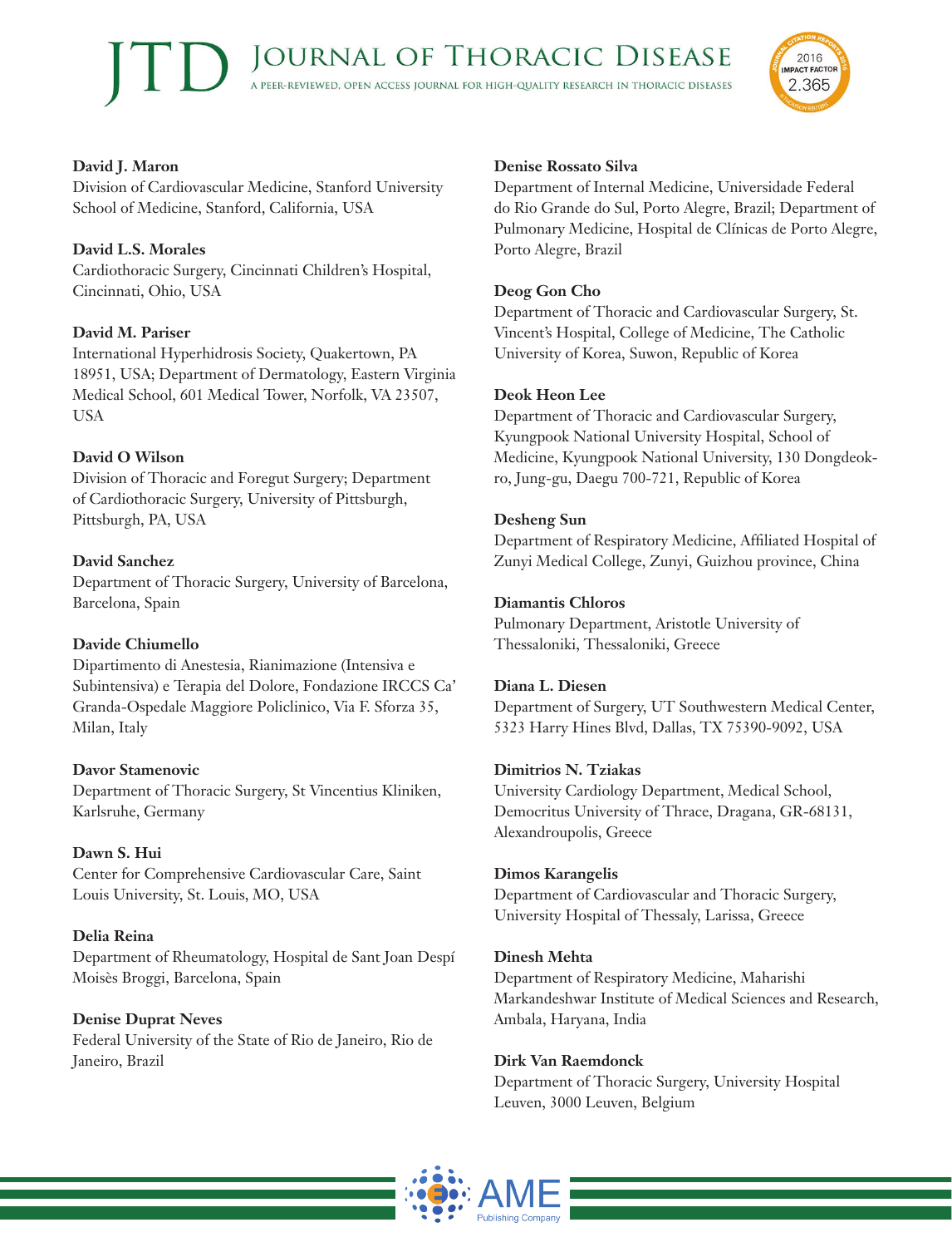**David J. Maron**
Division of Cardiovascular Medicine, Stanford University School of Medicine, Stanford, California, USA

**David L.S. Morales**
Cardiothoracic Surgery, Cincinnati Children's Hospital, Cincinnati, Ohio, USA

**David M. Pariser**
International Hyperhidrosis Society, Quakertown, PA 18951, USA; Department of Dermatology, Eastern Virginia Medical School, 601 Medical Tower, Norfolk, VA 23507, USA

**David O Wilson**
Division of Thoracic and Foregut Surgery; Department of Cardiothoracic Surgery, University of Pittsburgh, Pittsburgh, PA, USA

**David Sanchez**
Department of Thoracic Surgery, University of Barcelona, Barcelona, Spain

**Davide Chiumello**
Dipartimento di Anestesia, Rianimazione (Intensiva e Subintensiva) e Terapia del Dolore, Fondazione IRCCS Ca' Granda-Ospedale Maggiore Policlinico, Via F. Sforza 35, Milan, Italy

**Davor Stamenovic**
Department of Thoracic Surgery, St Vincentius Kliniken, Karlsruhe, Germany

**Dawn S. Hui**
Center for Comprehensive Cardiovascular Care, Saint Louis University, St. Louis, MO, USA

**Delia Reina**
Department of Rheumatology, Hospital de Sant Joan Despí Moisès Broggi, Barcelona, Spain

**Denise Duprat Neves**
Federal University of the State of Rio de Janeiro, Rio de Janeiro, Brazil

**Denise Rossato Silva**
Department of Internal Medicine, Universidade Federal do Rio Grande do Sul, Porto Alegre, Brazil; Department of Pulmonary Medicine, Hospital de Clínicas de Porto Alegre, Porto Alegre, Brazil

**Deog Gon Cho**
Department of Thoracic and Cardiovascular Surgery, St. Vincent's Hospital, College of Medicine, The Catholic University of Korea, Suwon, Republic of Korea

**Deok Heon Lee**
Department of Thoracic and Cardiovascular Surgery, Kyungpook National University Hospital, School of Medicine, Kyungpook National University, 130 Dongdeok-ro, Jung-gu, Daegu 700-721, Republic of Korea

**Desheng Sun**
Department of Respiratory Medicine, Affiliated Hospital of Zunyi Medical College, Zunyi, Guizhou province, China

**Diamantis Chloros**
Pulmonary Department, Aristotle University of Thessaloniki, Thessaloniki, Greece

**Diana L. Diesen**
Department of Surgery, UT Southwestern Medical Center, 5323 Harry Hines Blvd, Dallas, TX 75390-9092, USA

**Dimitrios N. Tziakas**
University Cardiology Department, Medical School, Democritus University of Thrace, Dragana, GR-68131, Alexandroupolis, Greece

**Dimos Karangelis**
Department of Cardiovascular and Thoracic Surgery, University Hospital of Thessaly, Larissa, Greece

**Dinesh Mehta**
Department of Respiratory Medicine, Maharishi Markandeshwar Institute of Medical Sciences and Research, Ambala, Haryana, India

**Dirk Van Raemdonck**
Department of Thoracic Surgery, University Hospital Leuven, 3000 Leuven, Belgium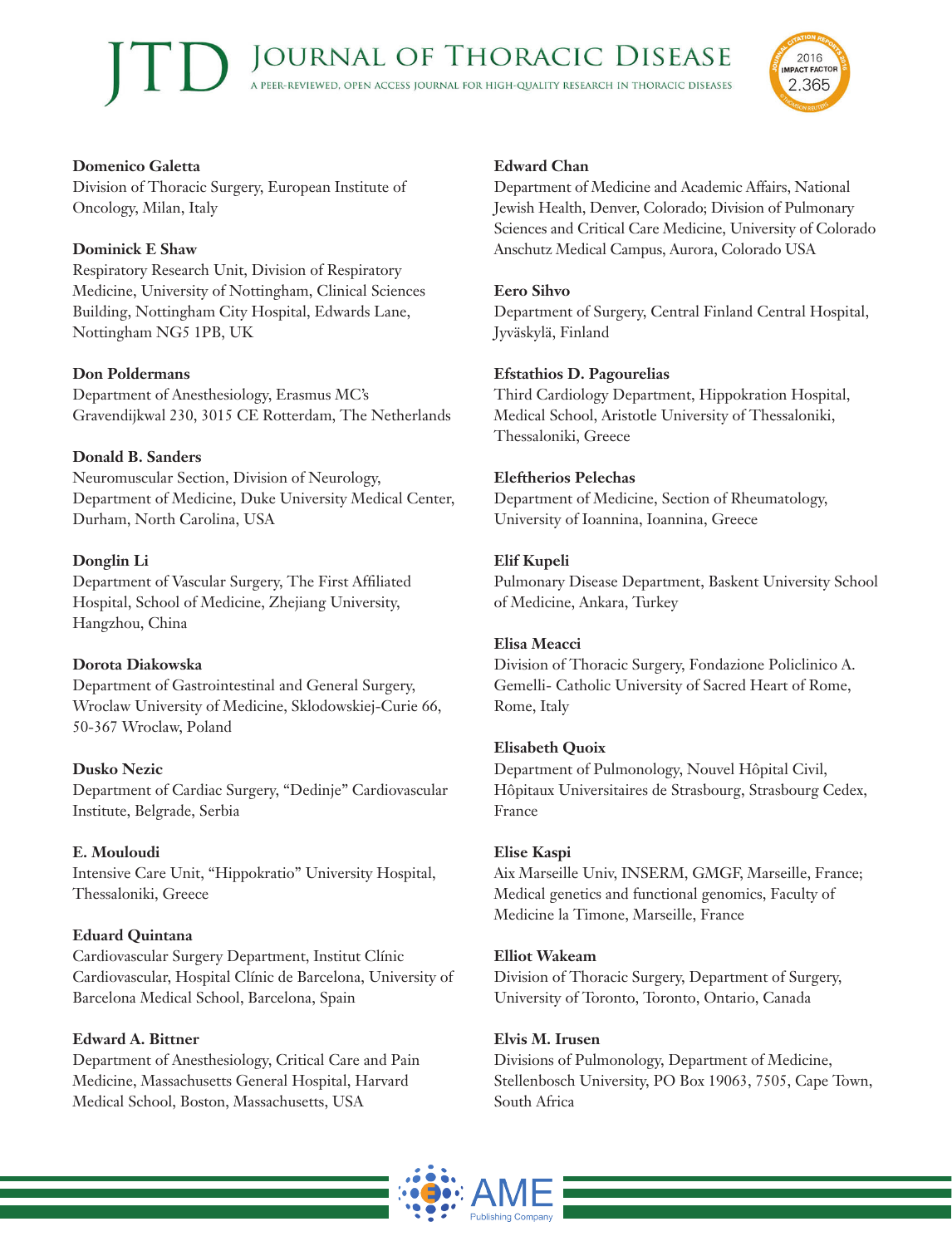**Domenico Galetta**
Division of Thoracic Surgery, European Institute of Oncology, Milan, Italy

**Dominick E Shaw**
Respiratory Research Unit, Division of Respiratory Medicine, University of Nottingham, Clinical Sciences Building, Nottingham City Hospital, Edwards Lane, Nottingham NG5 1PB, UK

**Don Poldermans**
Department of Anesthesiology, Erasmus MC's Gravendijkwal 230, 3015 CE Rotterdam, The Netherlands

**Donald B. Sanders**
Neuromuscular Section, Division of Neurology, Department of Medicine, Duke University Medical Center, Durham, North Carolina, USA

**Donglin Li**
Department of Vascular Surgery, The First Affiliated Hospital, School of Medicine, Zhejiang University, Hangzhou, China

**Dorota Diakowska**
Department of Gastrointestinal and General Surgery, Wroclaw University of Medicine, Sklodowskiej-Curie 66, 50-367 Wroclaw, Poland

**Dusko Nezic**
Department of Cardiac Surgery, "Dedinje" Cardiovascular Institute, Belgrade, Serbia

**E. Mouloudi**
Intensive Care Unit, "Hippokratio" University Hospital, Thessaloniki, Greece

**Eduard Quintana**
Cardiovascular Surgery Department, Institut Clínic Cardiovascular, Hospital Clínic de Barcelona, University of Barcelona Medical School, Barcelona, Spain

**Edward A. Bittner**
Department of Anesthesiology, Critical Care and Pain Medicine, Massachusetts General Hospital, Harvard Medical School, Boston, Massachusetts, USA

**Edward Chan**
Department of Medicine and Academic Affairs, National Jewish Health, Denver, Colorado; Division of Pulmonary Sciences and Critical Care Medicine, University of Colorado Anschutz Medical Campus, Aurora, Colorado USA

**Eero Sihvo**
Department of Surgery, Central Finland Central Hospital, Jyväskylä, Finland

**Efstathios D. Pagourelias**
Third Cardiology Department, Hippokration Hospital, Medical School, Aristotle University of Thessaloniki, Thessaloniki, Greece

**Eleftherios Pelechas**
Department of Medicine, Section of Rheumatology, University of Ioannina, Ioannina, Greece

**Elif Kupeli**
Pulmonary Disease Department, Baskent University School of Medicine, Ankara, Turkey

**Elisa Meacci**
Division of Thoracic Surgery, Fondazione Policlinico A. Gemelli- Catholic University of Sacred Heart of Rome, Rome, Italy

**Elisabeth Quoix**
Department of Pulmonology, Nouvel Hôpital Civil, Hôpitaux Universitaires de Strasbourg, Strasbourg Cedex, France

**Elise Kaspi**
Aix Marseille Univ, INSERM, GMGF, Marseille, France; Medical genetics and functional genomics, Faculty of Medicine la Timone, Marseille, France

**Elliot Wakeam**
Division of Thoracic Surgery, Department of Surgery, University of Toronto, Toronto, Ontario, Canada

**Elvis M. Irusen**
Divisions of Pulmonology, Department of Medicine, Stellenbosch University, PO Box 19063, 7505, Cape Town, South Africa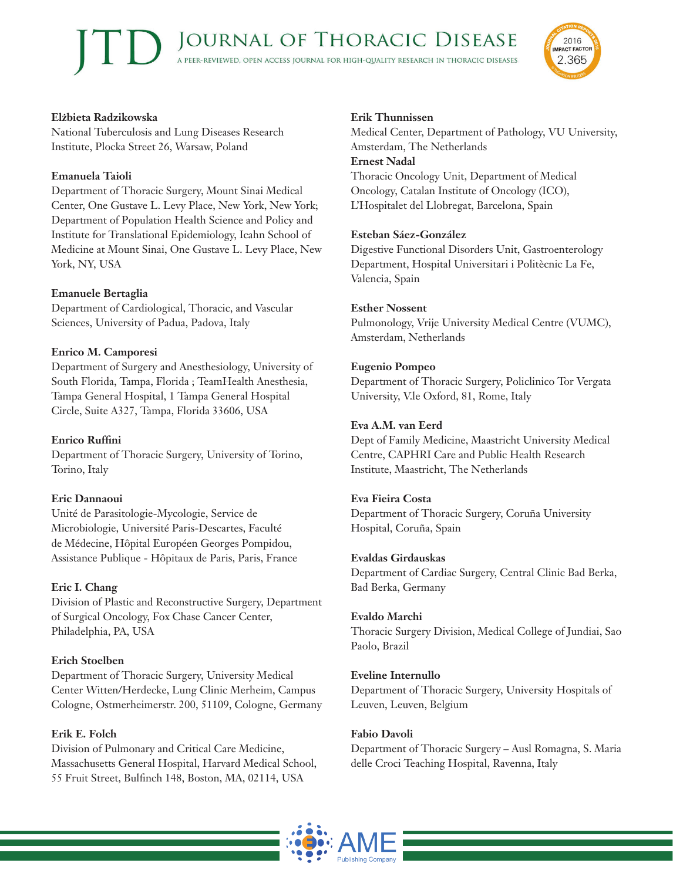**Elżbieta Radzikowska**
National Tuberculosis and Lung Diseases Research Institute, Plocka Street 26, Warsaw, Poland

**Emanuela Taioli**
Department of Thoracic Surgery, Mount Sinai Medical Center, One Gustave L. Levy Place, New York, New York; Department of Population Health Science and Policy and Institute for Translational Epidemiology, Icahn School of Medicine at Mount Sinai, One Gustave L. Levy Place, New York, NY, USA

**Emanuele Bertaglia**
Department of Cardiological, Thoracic, and Vascular Sciences, University of Padua, Padova, Italy

**Enrico M. Camporesi**
Department of Surgery and Anesthesiology, University of South Florida, Tampa, Florida ; TeamHealth Anesthesia, Tampa General Hospital, 1 Tampa General Hospital Circle, Suite A327, Tampa, Florida 33606, USA

**Enrico Ruffini**
Department of Thoracic Surgery, University of Torino, Torino, Italy

**Eric Dannaoui**
Unité de Parasitologie-Mycologie, Service de Microbiologie, Université Paris-Descartes, Faculté de Médecine, Hôpital Européen Georges Pompidou, Assistance Publique - Hôpitaux de Paris, Paris, France

**Eric I. Chang**
Division of Plastic and Reconstructive Surgery, Department of Surgical Oncology, Fox Chase Cancer Center, Philadelphia, PA, USA

**Erich Stoelben**
Department of Thoracic Surgery, University Medical Center Witten/Herdecke, Lung Clinic Merheim, Campus Cologne, Ostmerheimerstr. 200, 51109, Cologne, Germany

**Erik E. Folch**
Division of Pulmonary and Critical Care Medicine, Massachusetts General Hospital, Harvard Medical School, 55 Fruit Street, Bulfinch 148, Boston, MA, 02114, USA

**Erik Thunnissen**
Medical Center, Department of Pathology, VU University, Amsterdam, The Netherlands

**Ernest Nadal**
Thoracic Oncology Unit, Department of Medical Oncology, Catalan Institute of Oncology (ICO), L'Hospitalet del Llobregat, Barcelona, Spain

**Esteban Sáez-González**
Digestive Functional Disorders Unit, Gastroenterology Department, Hospital Universitari i Politècnic La Fe, Valencia, Spain

**Esther Nossent**
Pulmonology, Vrije University Medical Centre (VUMC), Amsterdam, Netherlands

**Eugenio Pompeo**
Department of Thoracic Surgery, Policlinico Tor Vergata University, V.le Oxford, 81, Rome, Italy

**Eva A.M. van Eerd**
Dept of Family Medicine, Maastricht University Medical Centre, CAPHRI Care and Public Health Research Institute, Maastricht, The Netherlands

**Eva Fieira Costa**
Department of Thoracic Surgery, Coruña University Hospital, Coruña, Spain

**Evaldas Girdauskas**
Department of Cardiac Surgery, Central Clinic Bad Berka, Bad Berka, Germany

**Evaldo Marchi**
Thoracic Surgery Division, Medical College of Jundiai, Sao Paolo, Brazil

**Eveline Internullo**
Department of Thoracic Surgery, University Hospitals of Leuven, Leuven, Belgium

**Fabio Davoli**
Department of Thoracic Surgery – Ausl Romagna, S. Maria delle Croci Teaching Hospital, Ravenna, Italy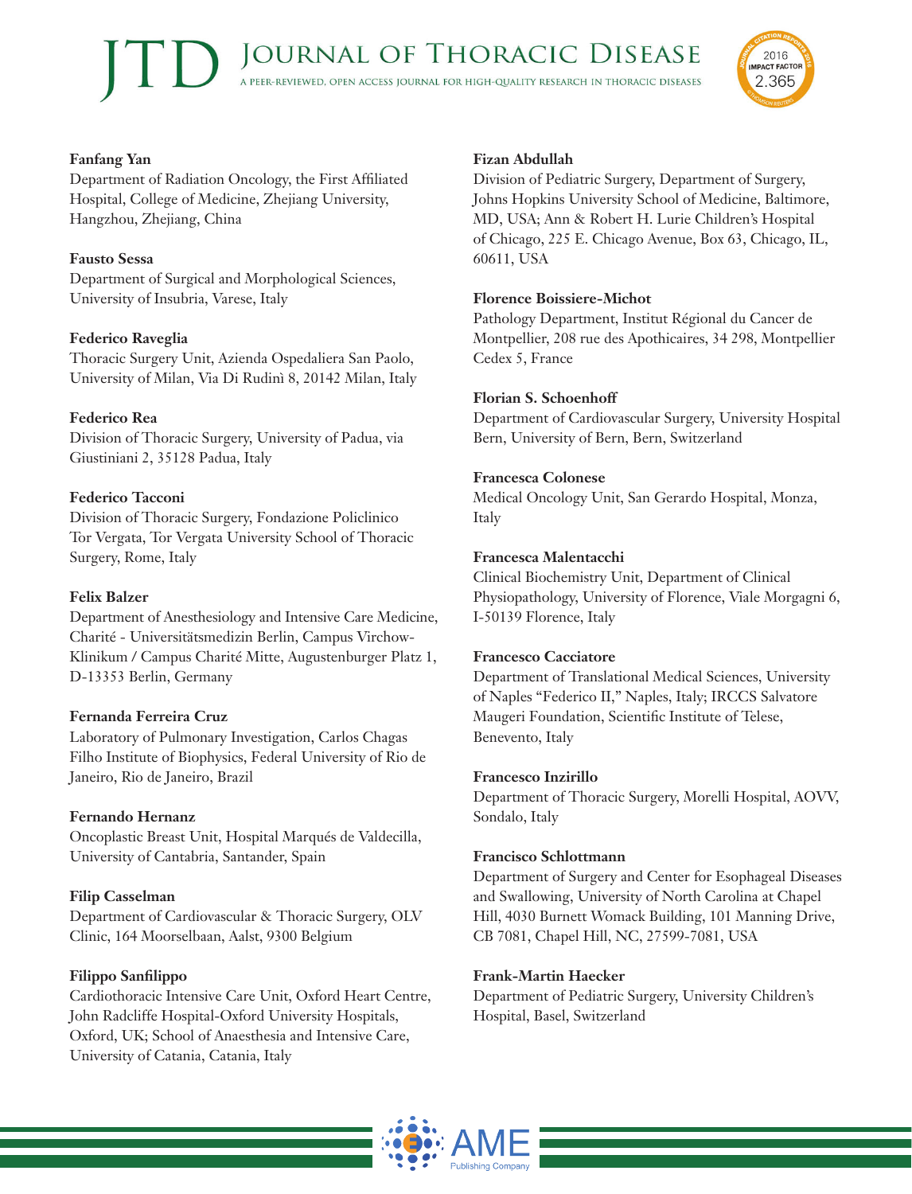**Fanfang Yan**
Department of Radiation Oncology, the First Affiliated Hospital, College of Medicine, Zhejiang University, Hangzhou, Zhejiang, China

**Fausto Sessa**
Department of Surgical and Morphological Sciences, University of Insubria, Varese, Italy

**Federico Raveglia**
Thoracic Surgery Unit, Azienda Ospedaliera San Paolo, University of Milan, Via Di Rudinì 8, 20142 Milan, Italy

**Federico Rea**
Division of Thoracic Surgery, University of Padua, via Giustiniani 2, 35128 Padua, Italy

**Federico Tacconi**
Division of Thoracic Surgery, Fondazione Policlinico Tor Vergata, Tor Vergata University School of Thoracic Surgery, Rome, Italy

**Felix Balzer**
Department of Anesthesiology and Intensive Care Medicine, Charité - Universitätsmedizin Berlin, Campus Virchow-Klinikum / Campus Charité Mitte, Augustenburger Platz 1, D-13353 Berlin, Germany

**Fernanda Ferreira Cruz**
Laboratory of Pulmonary Investigation, Carlos Chagas Filho Institute of Biophysics, Federal University of Rio de Janeiro, Rio de Janeiro, Brazil

**Fernando Hernanz**
Oncoplastic Breast Unit, Hospital Marqués de Valdecilla, University of Cantabria, Santander, Spain

**Filip Casselman**
Department of Cardiovascular & Thoracic Surgery, OLV Clinic, 164 Moorselbaan, Aalst, 9300 Belgium

**Filippo Sanfilippo**
Cardiothoracic Intensive Care Unit, Oxford Heart Centre, John Radcliffe Hospital-Oxford University Hospitals, Oxford, UK; School of Anaesthesia and Intensive Care, University of Catania, Catania, Italy

**Fizan Abdullah**
Division of Pediatric Surgery, Department of Surgery, Johns Hopkins University School of Medicine, Baltimore, MD, USA; Ann & Robert H. Lurie Children's Hospital of Chicago, 225 E. Chicago Avenue, Box 63, Chicago, IL, 60611, USA

**Florence Boissiere-Michot**
Pathology Department, Institut Régional du Cancer de Montpellier, 208 rue des Apothicaires, 34 298, Montpellier Cedex 5, France

**Florian S. Schoenhoff**
Department of Cardiovascular Surgery, University Hospital Bern, University of Bern, Bern, Switzerland

**Francesca Colonese**
Medical Oncology Unit, San Gerardo Hospital, Monza, Italy

**Francesca Malentacchi**
Clinical Biochemistry Unit, Department of Clinical Physiopathology, University of Florence, Viale Morgagni 6, I-50139 Florence, Italy

**Francesco Cacciatore**
Department of Translational Medical Sciences, University of Naples "Federico II," Naples, Italy; IRCCS Salvatore Maugeri Foundation, Scientific Institute of Telese, Benevento, Italy

**Francesco Inzirillo**
Department of Thoracic Surgery, Morelli Hospital, AOVV, Sondalo, Italy

**Francisco Schlottmann**
Department of Surgery and Center for Esophageal Diseases and Swallowing, University of North Carolina at Chapel Hill, 4030 Burnett Womack Building, 101 Manning Drive, CB 7081, Chapel Hill, NC, 27599-7081, USA

**Frank-Martin Haecker**
Department of Pediatric Surgery, University Children's Hospital, Basel, Switzerland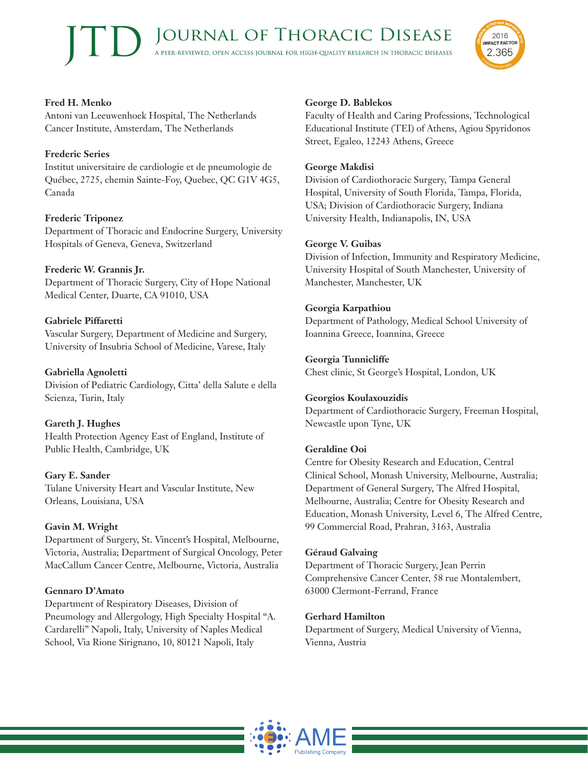**Fred H. Menko**
Antoni van Leeuwenhoek Hospital, The Netherlands Cancer Institute, Amsterdam, The Netherlands

**Frederic Series**
Institut universitaire de cardiologie et de pneumologie de Québec, 2725, chemin Sainte-Foy, Quebec, QC G1V 4G5, Canada

**Frederic Triponez**
Department of Thoracic and Endocrine Surgery, University Hospitals of Geneva, Geneva, Switzerland

**Frederic W. Grannis Jr.**
Department of Thoracic Surgery, City of Hope National Medical Center, Duarte, CA 91010, USA

**Gabriele Piffaretti**
Vascular Surgery, Department of Medicine and Surgery, University of Insubria School of Medicine, Varese, Italy

**Gabriella Agnoletti**
Division of Pediatric Cardiology, Citta' della Salute e della Scienza, Turin, Italy

**Gareth J. Hughes**
Health Protection Agency East of England, Institute of Public Health, Cambridge, UK

**Gary E. Sander**
Tulane University Heart and Vascular Institute, New Orleans, Louisiana, USA

**Gavin M. Wright**
Department of Surgery, St. Vincent's Hospital, Melbourne, Victoria, Australia; Department of Surgical Oncology, Peter MacCallum Cancer Centre, Melbourne, Victoria, Australia

**Gennaro D'Amato**
Department of Respiratory Diseases, Division of Pneumology and Allergology, High Specialty Hospital "A. Cardarelli" Napoli, Italy, University of Naples Medical School, Via Rione Sirignano, 10, 80121 Napoli, Italy

**George D. Bablekos**
Faculty of Health and Caring Professions, Technological Educational Institute (TEI) of Athens, Agiou Spyridonos Street, Egaleo, 12243 Athens, Greece

**George Makdisi**
Division of Cardiothoracic Surgery, Tampa General Hospital, University of South Florida, Tampa, Florida, USA; Division of Cardiothoracic Surgery, Indiana University Health, Indianapolis, IN, USA

**George V. Guibas**
Division of Infection, Immunity and Respiratory Medicine, University Hospital of South Manchester, University of Manchester, Manchester, UK

**Georgia Karpathiou**
Department of Pathology, Medical School University of Ioannina Greece, Ioannina, Greece

**Georgia Tunnicliffe**
Chest clinic, St George's Hospital, London, UK

**Georgios Koulaxouzidis**
Department of Cardiothoracic Surgery, Freeman Hospital, Newcastle upon Tyne, UK

**Geraldine Ooi**
Centre for Obesity Research and Education, Central Clinical School, Monash University, Melbourne, Australia; Department of General Surgery, The Alfred Hospital, Melbourne, Australia; Centre for Obesity Research and Education, Monash University, Level 6, The Alfred Centre, 99 Commercial Road, Prahran, 3163, Australia

**Géraud Galvaing**
Department of Thoracic Surgery, Jean Perrin Comprehensive Cancer Center, 58 rue Montalembert, 63000 Clermont-Ferrand, France

**Gerhard Hamilton**
Department of Surgery, Medical University of Vienna, Vienna, Austria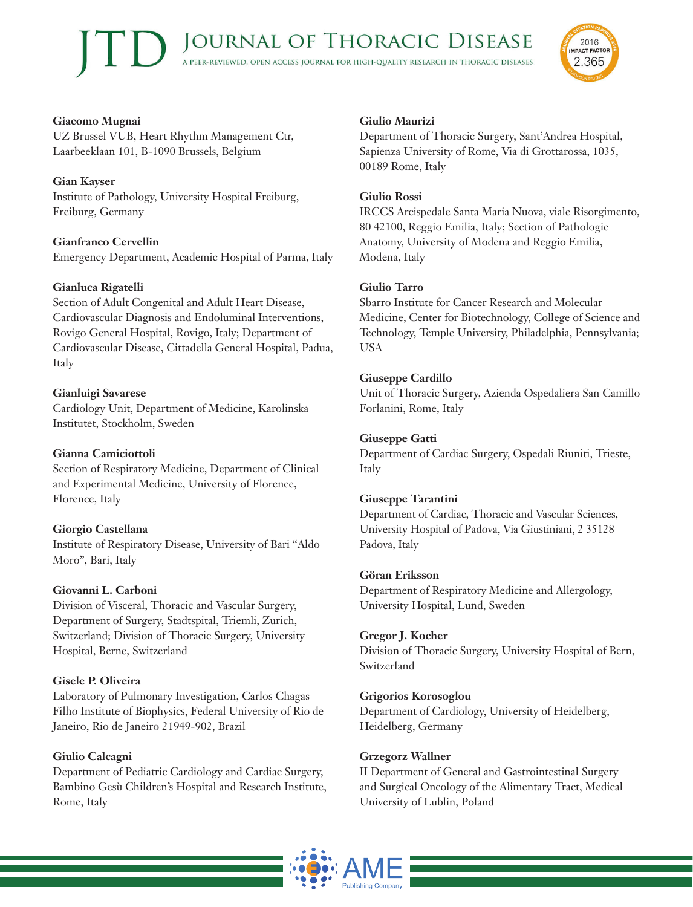**Giacomo Mugnai**
UZ Brussel VUB, Heart Rhythm Management Ctr, Laarbeeklaan 101, B-1090 Brussels, Belgium

**Gian Kayser**
Institute of Pathology, University Hospital Freiburg, Freiburg, Germany

**Gianfranco Cervellin**
Emergency Department, Academic Hospital of Parma, Italy

**Gianluca Rigatelli**
Section of Adult Congenital and Adult Heart Disease, Cardiovascular Diagnosis and Endoluminal Interventions, Rovigo General Hospital, Rovigo, Italy; Department of Cardiovascular Disease, Cittadella General Hospital, Padua, Italy

**Gianluigi Savarese**
Cardiology Unit, Department of Medicine, Karolinska Institutet, Stockholm, Sweden

**Gianna Camiciottoli**
Section of Respiratory Medicine, Department of Clinical and Experimental Medicine, University of Florence, Florence, Italy

**Giorgio Castellana**
Institute of Respiratory Disease, University of Bari "Aldo Moro", Bari, Italy

**Giovanni L. Carboni**
Division of Visceral, Thoracic and Vascular Surgery, Department of Surgery, Stadtspital, Triemli, Zurich, Switzerland; Division of Thoracic Surgery, University Hospital, Berne, Switzerland

**Gisele P. Oliveira**
Laboratory of Pulmonary Investigation, Carlos Chagas Filho Institute of Biophysics, Federal University of Rio de Janeiro, Rio de Janeiro 21949-902, Brazil

**Giulio Calcagni**
Department of Pediatric Cardiology and Cardiac Surgery, Bambino Gesù Children's Hospital and Research Institute, Rome, Italy

**Giulio Maurizi**
Department of Thoracic Surgery, Sant'Andrea Hospital, Sapienza University of Rome, Via di Grottarossa, 1035, 00189 Rome, Italy

**Giulio Rossi**
IRCCS Arcispedale Santa Maria Nuova, viale Risorgimento, 80 42100, Reggio Emilia, Italy; Section of Pathologic Anatomy, University of Modena and Reggio Emilia, Modena, Italy

**Giulio Tarro**
Sbarro Institute for Cancer Research and Molecular Medicine, Center for Biotechnology, College of Science and Technology, Temple University, Philadelphia, Pennsylvania; USA

**Giuseppe Cardillo**
Unit of Thoracic Surgery, Azienda Ospedaliera San Camillo Forlanini, Rome, Italy

**Giuseppe Gatti**
Department of Cardiac Surgery, Ospedali Riuniti, Trieste, Italy

**Giuseppe Tarantini**
Department of Cardiac, Thoracic and Vascular Sciences, University Hospital of Padova, Via Giustiniani, 2 35128 Padova, Italy

**Göran Eriksson**
Department of Respiratory Medicine and Allergology, University Hospital, Lund, Sweden

**Gregor J. Kocher**
Division of Thoracic Surgery, University Hospital of Bern, Switzerland

**Grigorios Korosoglou**
Department of Cardiology, University of Heidelberg, Heidelberg, Germany

**Grzegorz Wallner**
II Department of General and Gastrointestinal Surgery and Surgical Oncology of the Alimentary Tract, Medical University of Lublin, Poland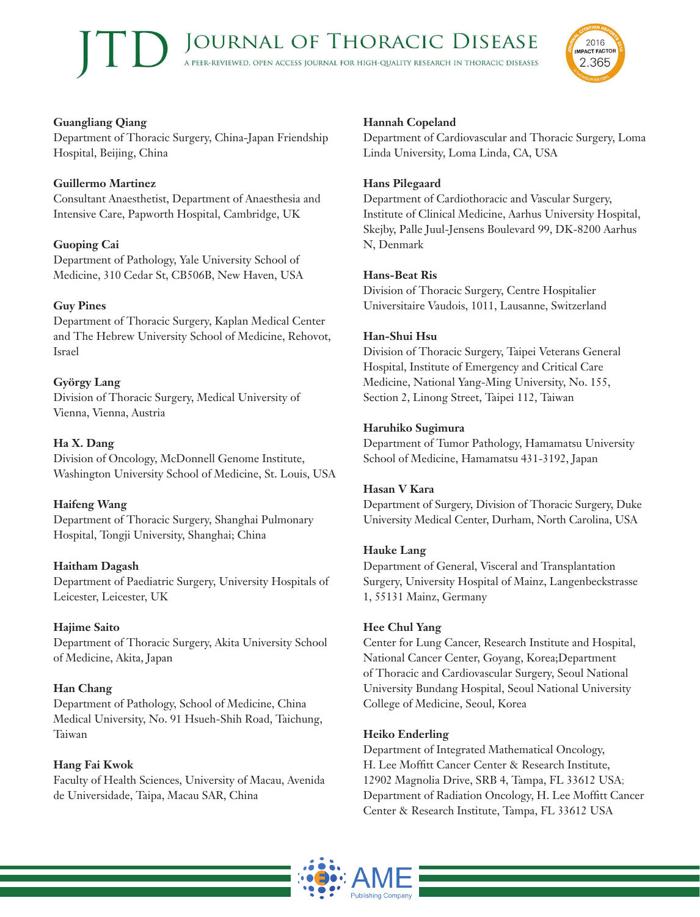**Guangliang Qiang**
Department of Thoracic Surgery, China-Japan Friendship Hospital, Beijing, China

**Guillermo Martinez**
Consultant Anaesthetist, Department of Anaesthesia and Intensive Care, Papworth Hospital, Cambridge, UK

**Guoping Cai**
Department of Pathology, Yale University School of Medicine, 310 Cedar St, CB506B, New Haven, USA

**Guy Pines**
Department of Thoracic Surgery, Kaplan Medical Center and The Hebrew University School of Medicine, Rehovot, Israel

**György Lang**
Division of Thoracic Surgery, Medical University of Vienna, Vienna, Austria

**Ha X. Dang**
Division of Oncology, McDonnell Genome Institute, Washington University School of Medicine, St. Louis, USA

**Haifeng Wang**
Department of Thoracic Surgery, Shanghai Pulmonary Hospital, Tongji University, Shanghai; China

**Haitham Dagash**
Department of Paediatric Surgery, University Hospitals of Leicester, Leicester, UK

**Hajime Saito**
Department of Thoracic Surgery, Akita University School of Medicine, Akita, Japan

**Han Chang**
Department of Pathology, School of Medicine, China Medical University, No. 91 Hsueh-Shih Road, Taichung, Taiwan

**Hang Fai Kwok**
Faculty of Health Sciences, University of Macau, Avenida de Universidade, Taipa, Macau SAR, China

**Hannah Copeland**
Department of Cardiovascular and Thoracic Surgery, Loma Linda University, Loma Linda, CA, USA

**Hans Pilegaard**
Department of Cardiothoracic and Vascular Surgery, Institute of Clinical Medicine, Aarhus University Hospital, Skejby, Palle Juul-Jensens Boulevard 99, DK-8200 Aarhus N, Denmark

**Hans-Beat Ris**
Division of Thoracic Surgery, Centre Hospitalier Universitaire Vaudois, 1011, Lausanne, Switzerland

**Han-Shui Hsu**
Division of Thoracic Surgery, Taipei Veterans General Hospital, Institute of Emergency and Critical Care Medicine, National Yang-Ming University, No. 155, Section 2, Linong Street, Taipei 112, Taiwan

**Haruhiko Sugimura**
Department of Tumor Pathology, Hamamatsu University School of Medicine, Hamamatsu 431-3192, Japan

**Hasan V Kara**
Department of Surgery, Division of Thoracic Surgery, Duke University Medical Center, Durham, North Carolina, USA

**Hauke Lang**
Department of General, Visceral and Transplantation Surgery, University Hospital of Mainz, Langenbeckstrasse 1, 55131 Mainz, Germany

**Hee Chul Yang**
Center for Lung Cancer, Research Institute and Hospital, National Cancer Center, Goyang, Korea;Department of Thoracic and Cardiovascular Surgery, Seoul National University Bundang Hospital, Seoul National University College of Medicine, Seoul, Korea

**Heiko Enderling**
Department of Integrated Mathematical Oncology, H. Lee Moffitt Cancer Center & Research Institute, 12902 Magnolia Drive, SRB 4, Tampa, FL 33612 USA; Department of Radiation Oncology, H. Lee Moffitt Cancer Center & Research Institute, Tampa, FL 33612 USA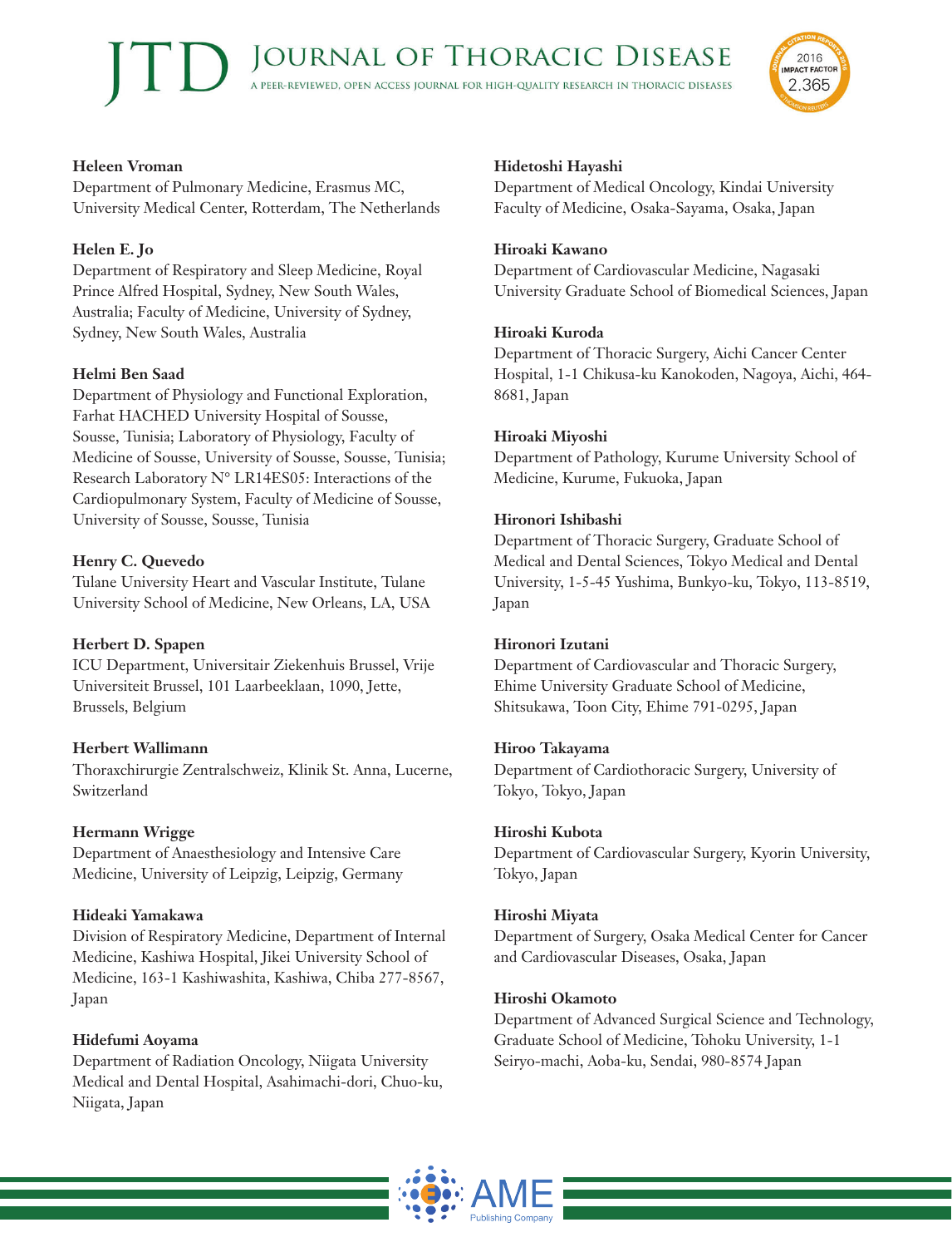**Heleen Vroman**
Department of Pulmonary Medicine, Erasmus MC, University Medical Center, Rotterdam, The Netherlands

**Helen E. Jo**
Department of Respiratory and Sleep Medicine, Royal Prince Alfred Hospital, Sydney, New South Wales, Australia; Faculty of Medicine, University of Sydney, Sydney, New South Wales, Australia

**Helmi Ben Saad**
Department of Physiology and Functional Exploration, Farhat HACHED University Hospital of Sousse, Sousse, Tunisia; Laboratory of Physiology, Faculty of Medicine of Sousse, University of Sousse, Sousse, Tunisia; Research Laboratory N° LR14ES05: Interactions of the Cardiopulmonary System, Faculty of Medicine of Sousse, University of Sousse, Sousse, Tunisia

**Henry C. Quevedo**
Tulane University Heart and Vascular Institute, Tulane University School of Medicine, New Orleans, LA, USA

**Herbert D. Spapen**
ICU Department, Universitair Ziekenhuis Brussel, Vrije Universiteit Brussel, 101 Laarbeeklaan, 1090, Jette, Brussels, Belgium

**Herbert Wallimann**
Thoraxchirurgie Zentralschweiz, Klinik St. Anna, Lucerne, Switzerland

**Hermann Wrigge**
Department of Anaesthesiology and Intensive Care Medicine, University of Leipzig, Leipzig, Germany

**Hideaki Yamakawa**
Division of Respiratory Medicine, Department of Internal Medicine, Kashiwa Hospital, Jikei University School of Medicine, 163-1 Kashiwashita, Kashiwa, Chiba 277-8567, Japan

**Hidefumi Aoyama**
Department of Radiation Oncology, Niigata University Medical and Dental Hospital, Asahimachi-dori, Chuo-ku, Niigata, Japan

**Hidetoshi Hayashi**
Department of Medical Oncology, Kindai University Faculty of Medicine, Osaka-Sayama, Osaka, Japan

**Hiroaki Kawano**
Department of Cardiovascular Medicine, Nagasaki University Graduate School of Biomedical Sciences, Japan

**Hiroaki Kuroda**
Department of Thoracic Surgery, Aichi Cancer Center Hospital, 1-1 Chikusa-ku Kanokoden, Nagoya, Aichi, 464-8681, Japan

**Hiroaki Miyoshi**
Department of Pathology, Kurume University School of Medicine, Kurume, Fukuoka, Japan

**Hironori Ishibashi**
Department of Thoracic Surgery, Graduate School of Medical and Dental Sciences, Tokyo Medical and Dental University, 1-5-45 Yushima, Bunkyo-ku, Tokyo, 113-8519, Japan

**Hironori Izutani**
Department of Cardiovascular and Thoracic Surgery, Ehime University Graduate School of Medicine, Shitsukawa, Toon City, Ehime 791-0295, Japan

**Hiroo Takayama**
Department of Cardiothoracic Surgery, University of Tokyo, Tokyo, Japan

**Hiroshi Kubota**
Department of Cardiovascular Surgery, Kyorin University, Tokyo, Japan

**Hiroshi Miyata**
Department of Surgery, Osaka Medical Center for Cancer and Cardiovascular Diseases, Osaka, Japan

**Hiroshi Okamoto**
Department of Advanced Surgical Science and Technology, Graduate School of Medicine, Tohoku University, 1-1 Seiryo-machi, Aoba-ku, Sendai, 980-8574 Japan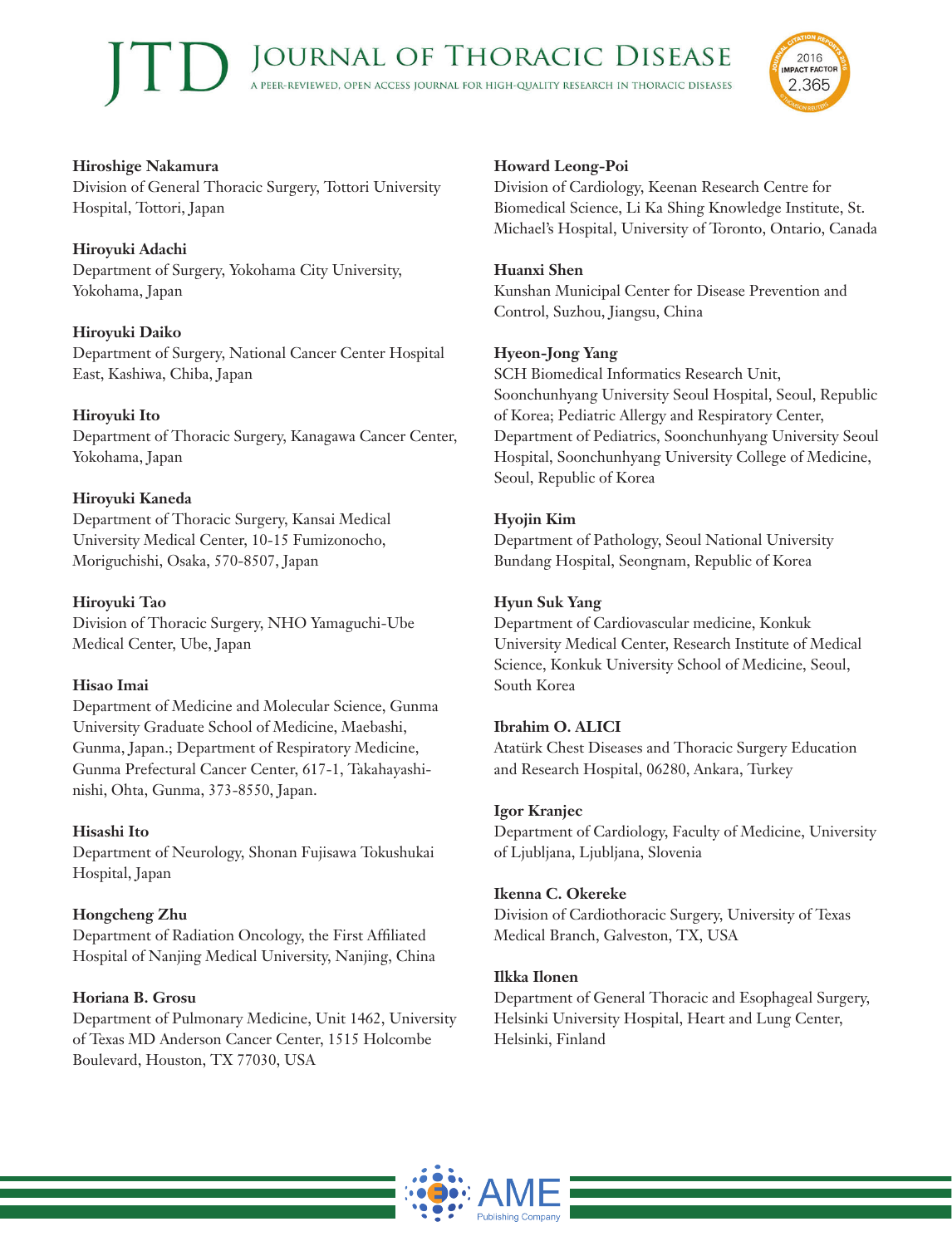**Hiroshige Nakamura**
Division of General Thoracic Surgery, Tottori University Hospital, Tottori, Japan

**Hiroyuki Adachi**
Department of Surgery, Yokohama City University, Yokohama, Japan

**Hiroyuki Daiko**
Department of Surgery, National Cancer Center Hospital East, Kashiwa, Chiba, Japan

**Hiroyuki Ito**
Department of Thoracic Surgery, Kanagawa Cancer Center, Yokohama, Japan

**Hiroyuki Kaneda**
Department of Thoracic Surgery, Kansai Medical University Medical Center, 10-15 Fumizonocho, Moriguchishi, Osaka, 570-8507, Japan

**Hiroyuki Tao**
Division of Thoracic Surgery, NHO Yamaguchi-Ube Medical Center, Ube, Japan

**Hisao Imai**
Department of Medicine and Molecular Science, Gunma University Graduate School of Medicine, Maebashi, Gunma, Japan.; Department of Respiratory Medicine, Gunma Prefectural Cancer Center, 617-1, Takahayashi-nishi, Ohta, Gunma, 373-8550, Japan.

**Hisashi Ito**
Department of Neurology, Shonan Fujisawa Tokushukai Hospital, Japan

**Hongcheng Zhu**
Department of Radiation Oncology, the First Affiliated Hospital of Nanjing Medical University, Nanjing, China

**Horiana B. Grosu**
Department of Pulmonary Medicine, Unit 1462, University of Texas MD Anderson Cancer Center, 1515 Holcombe Boulevard, Houston, TX 77030, USA

**Howard Leong-Poi**
Division of Cardiology, Keenan Research Centre for Biomedical Science, Li Ka Shing Knowledge Institute, St. Michael's Hospital, University of Toronto, Ontario, Canada

**Huanxi Shen**
Kunshan Municipal Center for Disease Prevention and Control, Suzhou, Jiangsu, China

**Hyeon-Jong Yang**
SCH Biomedical Informatics Research Unit, Soonchunhyang University Seoul Hospital, Seoul, Republic of Korea; Pediatric Allergy and Respiratory Center, Department of Pediatrics, Soonchunhyang University Seoul Hospital, Soonchunhyang University College of Medicine, Seoul, Republic of Korea

**Hyojin Kim**
Department of Pathology, Seoul National University Bundang Hospital, Seongnam, Republic of Korea

**Hyun Suk Yang**
Department of Cardiovascular medicine, Konkuk University Medical Center, Research Institute of Medical Science, Konkuk University School of Medicine, Seoul, South Korea

**Ibrahim O. ALICI**
Atatürk Chest Diseases and Thoracic Surgery Education and Research Hospital, 06280, Ankara, Turkey

**Igor Kranjec**
Department of Cardiology, Faculty of Medicine, University of Ljubljana, Ljubljana, Slovenia

**Ikenna C. Okereke**
Division of Cardiothoracic Surgery, University of Texas Medical Branch, Galveston, TX, USA

**Ilkka Ilonen**
Department of General Thoracic and Esophageal Surgery, Helsinki University Hospital, Heart and Lung Center, Helsinki, Finland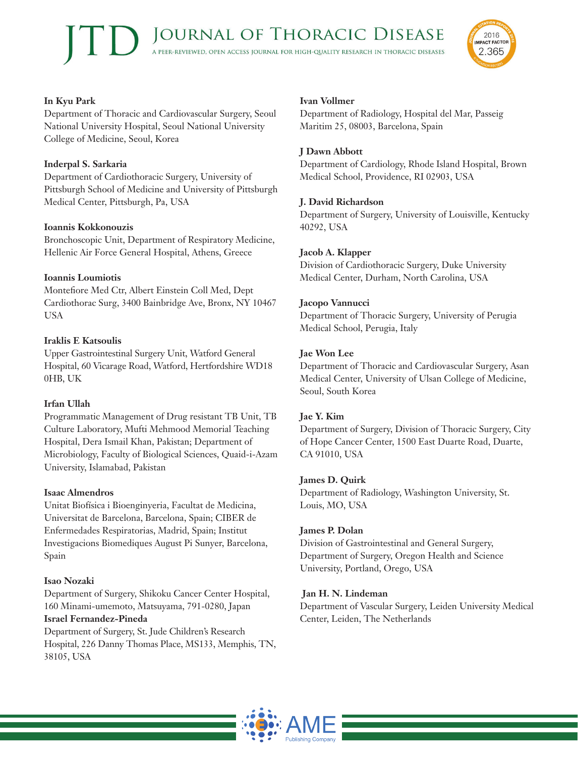**In Kyu Park**
Department of Thoracic and Cardiovascular Surgery, Seoul National University Hospital, Seoul National University College of Medicine, Seoul, Korea

**Inderpal S. Sarkaria**
Department of Cardiothoracic Surgery, University of Pittsburgh School of Medicine and University of Pittsburgh Medical Center, Pittsburgh, Pa, USA

**Ioannis Kokkonouzis**
Bronchoscopic Unit, Department of Respiratory Medicine, Hellenic Air Force General Hospital, Athens, Greece

**Ioannis Loumiotis**
Montefiore Med Ctr, Albert Einstein Coll Med, Dept Cardiothorac Surg, 3400 Bainbridge Ave, Bronx, NY 10467 USA

**Iraklis E Katsoulis**
Upper Gastrointestinal Surgery Unit, Watford General Hospital, 60 Vicarage Road, Watford, Hertfordshire WD18 0HB, UK

**Irfan Ullah**
Programmatic Management of Drug resistant TB Unit, TB Culture Laboratory, Mufti Mehmood Memorial Teaching Hospital, Dera Ismail Khan, Pakistan; Department of Microbiology, Faculty of Biological Sciences, Quaid-i-Azam University, Islamabad, Pakistan

**Isaac Almendros**
Unitat Biofísica i Bioenginyeria, Facultat de Medicina, Universitat de Barcelona, Barcelona, Spain; CIBER de Enfermedades Respiratorias, Madrid, Spain; Institut Investigacions Biomediques August Pi Sunyer, Barcelona, Spain

**Isao Nozaki**
Department of Surgery, Shikoku Cancer Center Hospital, 160 Minami-umemoto, Matsuyama, 791-0280, Japan

**Israel Fernandez-Pineda**
Department of Surgery, St. Jude Children's Research Hospital, 226 Danny Thomas Place, MS133, Memphis, TN, 38105, USA

**Ivan Vollmer**
Department of Radiology, Hospital del Mar, Passeig Maritim 25, 08003, Barcelona, Spain

**J Dawn Abbott**
Department of Cardiology, Rhode Island Hospital, Brown Medical School, Providence, RI 02903, USA

**J. David Richardson**
Department of Surgery, University of Louisville, Kentucky 40292, USA

**Jacob A. Klapper**
Division of Cardiothoracic Surgery, Duke University Medical Center, Durham, North Carolina, USA

**Jacopo Vannucci**
Department of Thoracic Surgery, University of Perugia Medical School, Perugia, Italy

**Jae Won Lee**
Department of Thoracic and Cardiovascular Surgery, Asan Medical Center, University of Ulsan College of Medicine, Seoul, South Korea

**Jae Y. Kim**
Department of Surgery, Division of Thoracic Surgery, City of Hope Cancer Center, 1500 East Duarte Road, Duarte, CA 91010, USA

**James D. Quirk**
Department of Radiology, Washington University, St. Louis, MO, USA

**James P. Dolan**
Division of Gastrointestinal and General Surgery, Department of Surgery, Oregon Health and Science University, Portland, Orego, USA

**Jan H. N. Lindeman**
Department of Vascular Surgery, Leiden University Medical Center, Leiden, The Netherlands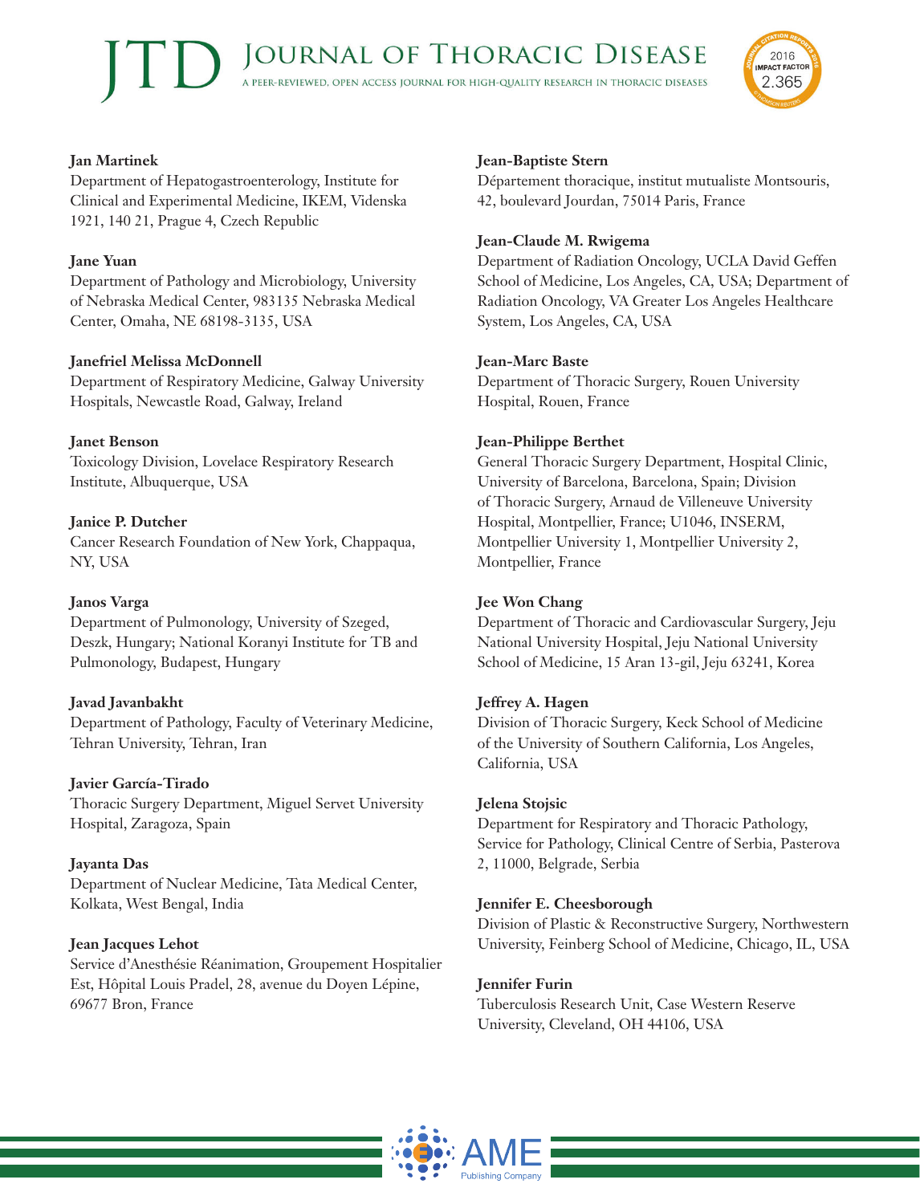**Jan Martinek**
Department of Hepatogastroenterology, Institute for Clinical and Experimental Medicine, IKEM, Videnska 1921, 140 21, Prague 4, Czech Republic

**Jane Yuan**
Department of Pathology and Microbiology, University of Nebraska Medical Center, 983135 Nebraska Medical Center, Omaha, NE 68198-3135, USA

**Janefriel Melissa McDonnell**
Department of Respiratory Medicine, Galway University Hospitals, Newcastle Road, Galway, Ireland

**Janet Benson**
Toxicology Division, Lovelace Respiratory Research Institute, Albuquerque, USA

**Janice P. Dutcher**
Cancer Research Foundation of New York, Chappaqua, NY, USA

**Janos Varga**
Department of Pulmonology, University of Szeged, Deszk, Hungary; National Koranyi Institute for TB and Pulmonology, Budapest, Hungary

**Javad Javanbakht**
Department of Pathology, Faculty of Veterinary Medicine, Tehran University, Tehran, Iran

**Javier García-Tirado**
Thoracic Surgery Department, Miguel Servet University Hospital, Zaragoza, Spain

**Jayanta Das**
Department of Nuclear Medicine, Tata Medical Center, Kolkata, West Bengal, India

**Jean Jacques Lehot**
Service d'Anesthésie Réanimation, Groupement Hospitalier Est, Hôpital Louis Pradel, 28, avenue du Doyen Lépine, 69677 Bron, France

**Jean-Baptiste Stern**
Département thoracique, institut mutualiste Montsouris, 42, boulevard Jourdan, 75014 Paris, France

**Jean-Claude M. Rwigema**
Department of Radiation Oncology, UCLA David Geffen School of Medicine, Los Angeles, CA, USA; Department of Radiation Oncology, VA Greater Los Angeles Healthcare System, Los Angeles, CA, USA

**Jean-Marc Baste**
Department of Thoracic Surgery, Rouen University Hospital, Rouen, France

**Jean-Philippe Berthet**
General Thoracic Surgery Department, Hospital Clinic, University of Barcelona, Barcelona, Spain; Division of Thoracic Surgery, Arnaud de Villeneuve University Hospital, Montpellier, France; U1046, INSERM, Montpellier University 1, Montpellier University 2, Montpellier, France

**Jee Won Chang**
Department of Thoracic and Cardiovascular Surgery, Jeju National University Hospital, Jeju National University School of Medicine, 15 Aran 13-gil, Jeju 63241, Korea

**Jeffrey A. Hagen**
Division of Thoracic Surgery, Keck School of Medicine of the University of Southern California, Los Angeles, California, USA

**Jelena Stojsic**
Department for Respiratory and Thoracic Pathology, Service for Pathology, Clinical Centre of Serbia, Pasterova 2, 11000, Belgrade, Serbia

**Jennifer E. Cheesborough**
Division of Plastic & Reconstructive Surgery, Northwestern University, Feinberg School of Medicine, Chicago, IL, USA

**Jennifer Furin**
Tuberculosis Research Unit, Case Western Reserve University, Cleveland, OH 44106, USA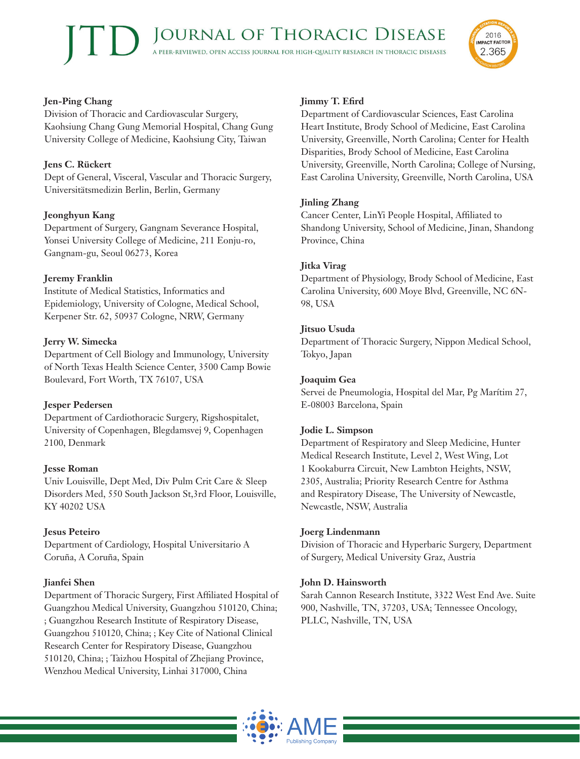**Jen-Ping Chang**
Division of Thoracic and Cardiovascular Surgery, Kaohsiung Chang Gung Memorial Hospital, Chang Gung University College of Medicine, Kaohsiung City, Taiwan

**Jens C. Rückert**
Dept of General, Visceral, Vascular and Thoracic Surgery, Universitätsmedizin Berlin, Berlin, Germany

**Jeonghyun Kang**
Department of Surgery, Gangnam Severance Hospital, Yonsei University College of Medicine, 211 Eonju-ro, Gangnam-gu, Seoul 06273, Korea

**Jeremy Franklin**
Institute of Medical Statistics, Informatics and Epidemiology, University of Cologne, Medical School, Kerpener Str. 62, 50937 Cologne, NRW, Germany

**Jerry W. Simecka**
Department of Cell Biology and Immunology, University of North Texas Health Science Center, 3500 Camp Bowie Boulevard, Fort Worth, TX 76107, USA

**Jesper Pedersen**
Department of Cardiothoracic Surgery, Rigshospitalet, University of Copenhagen, Blegdamsvej 9, Copenhagen 2100, Denmark

**Jesse Roman**
Univ Louisville, Dept Med, Div Pulm Crit Care & Sleep Disorders Med, 550 South Jackson St,3rd Floor, Louisville, KY 40202 USA

**Jesus Peteiro**
Department of Cardiology, Hospital Universitario A Coruña, A Coruña, Spain

**Jianfei Shen**
Department of Thoracic Surgery, First Affiliated Hospital of Guangzhou Medical University, Guangzhou 510120, China; ; Guangzhou Research Institute of Respiratory Disease, Guangzhou 510120, China; ; Key Cite of National Clinical Research Center for Respiratory Disease, Guangzhou 510120, China; ; Taizhou Hospital of Zhejiang Province, Wenzhou Medical University, Linhai 317000, China

**Jimmy T. Efird**
Department of Cardiovascular Sciences, East Carolina Heart Institute, Brody School of Medicine, East Carolina University, Greenville, North Carolina; Center for Health Disparities, Brody School of Medicine, East Carolina University, Greenville, North Carolina; College of Nursing, East Carolina University, Greenville, North Carolina, USA

**Jinling Zhang**
Cancer Center, LinYi People Hospital, Affiliated to Shandong University, School of Medicine, Jinan, Shandong Province, China

**Jitka Virag**
Department of Physiology, Brody School of Medicine, East Carolina University, 600 Moye Blvd, Greenville, NC 6N-98, USA

**Jitsuo Usuda**
Department of Thoracic Surgery, Nippon Medical School, Tokyo, Japan

**Joaquim Gea**
Servei de Pneumologia, Hospital del Mar, Pg Marítim 27, E-08003 Barcelona, Spain

**Jodie L. Simpson**
Department of Respiratory and Sleep Medicine, Hunter Medical Research Institute, Level 2, West Wing, Lot 1 Kookaburra Circuit, New Lambton Heights, NSW, 2305, Australia; Priority Research Centre for Asthma and Respiratory Disease, The University of Newcastle, Newcastle, NSW, Australia

**Joerg Lindenmann**
Division of Thoracic and Hyperbaric Surgery, Department of Surgery, Medical University Graz, Austria

**John D. Hainsworth**
Sarah Cannon Research Institute, 3322 West End Ave. Suite 900, Nashville, TN, 37203, USA; Tennessee Oncology, PLLC, Nashville, TN, USA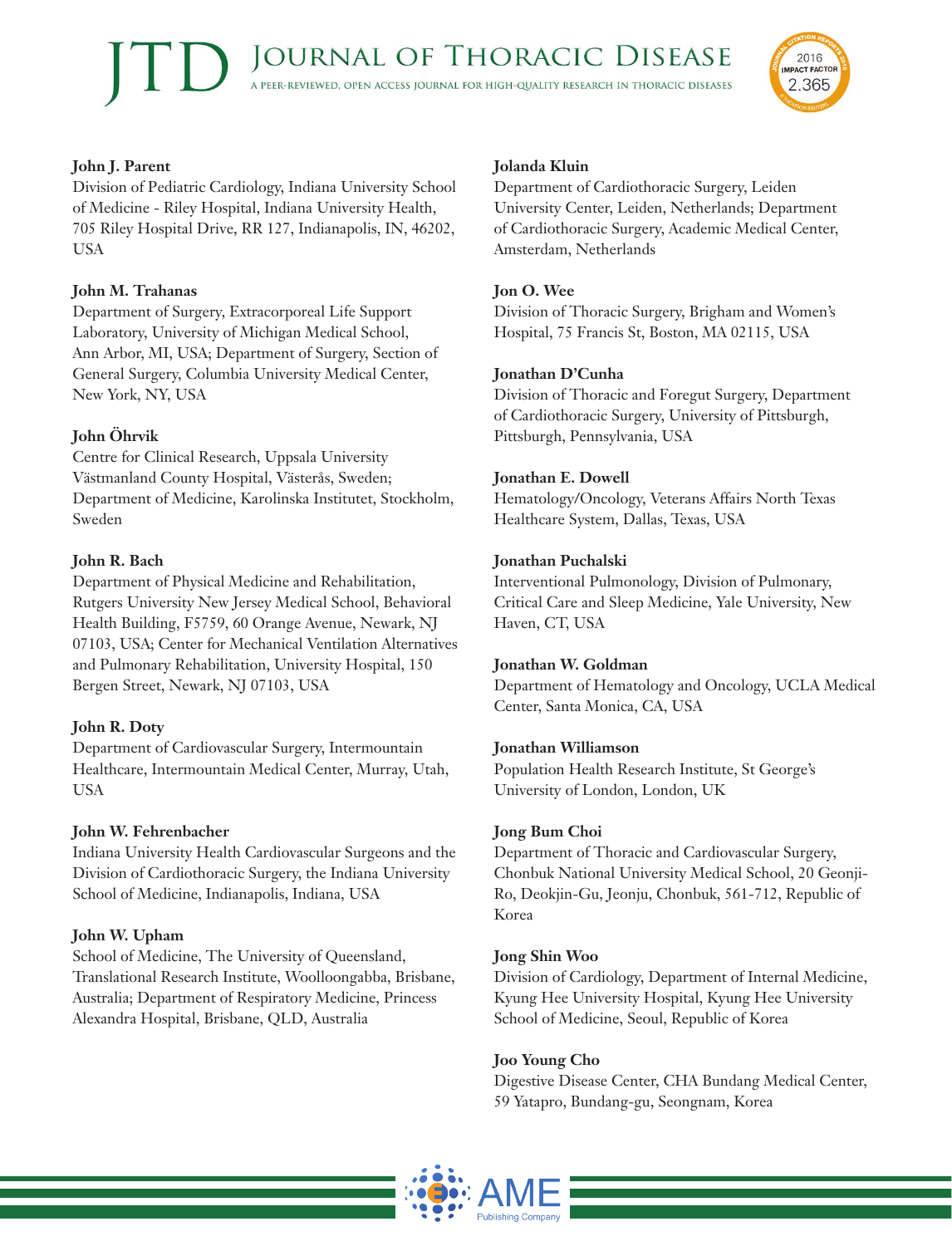**John J. Parent**
Division of Pediatric Cardiology, Indiana University School of Medicine - Riley Hospital, Indiana University Health, 705 Riley Hospital Drive, RR 127, Indianapolis, IN, 46202, USA

**John M. Trahanas**
Department of Surgery, Extracorporeal Life Support Laboratory, University of Michigan Medical School, Ann Arbor, MI, USA; Department of Surgery, Section of General Surgery, Columbia University Medical Center, New York, NY, USA

**John Öhrvik**
Centre for Clinical Research, Uppsala University Västmanland County Hospital, Västerås, Sweden; Department of Medicine, Karolinska Institutet, Stockholm, Sweden

**John R. Bach**
Department of Physical Medicine and Rehabilitation, Rutgers University New Jersey Medical School, Behavioral Health Building, F5759, 60 Orange Avenue, Newark, NJ 07103, USA; Center for Mechanical Ventilation Alternatives and Pulmonary Rehabilitation, University Hospital, 150 Bergen Street, Newark, NJ 07103, USA

**John R. Doty**
Department of Cardiovascular Surgery, Intermountain Healthcare, Intermountain Medical Center, Murray, Utah, USA

**John W. Fehrenbacher**
Indiana University Health Cardiovascular Surgeons and the Division of Cardiothoracic Surgery, the Indiana University School of Medicine, Indianapolis, Indiana, USA

**John W. Upham**
School of Medicine, The University of Queensland, Translational Research Institute, Woolloongabba, Brisbane, Australia; Department of Respiratory Medicine, Princess Alexandra Hospital, Brisbane, QLD, Australia

**Jolanda Kluin**
Department of Cardiothoracic Surgery, Leiden University Center, Leiden, Netherlands; Department of Cardiothoracic Surgery, Academic Medical Center, Amsterdam, Netherlands

**Jon O. Wee**
Division of Thoracic Surgery, Brigham and Women's Hospital, 75 Francis St, Boston, MA 02115, USA

**Jonathan D'Cunha**
Division of Thoracic and Foregut Surgery, Department of Cardiothoracic Surgery, University of Pittsburgh, Pittsburgh, Pennsylvania, USA

**Jonathan E. Dowell**
Hematology/Oncology, Veterans Affairs North Texas Healthcare System, Dallas, Texas, USA

**Jonathan Puchalski**
Interventional Pulmonology, Division of Pulmonary, Critical Care and Sleep Medicine, Yale University, New Haven, CT, USA

**Jonathan W. Goldman**
Department of Hematology and Oncology, UCLA Medical Center, Santa Monica, CA, USA

**Jonathan Williamson**
Population Health Research Institute, St George's University of London, London, UK

**Jong Bum Choi**
Department of Thoracic and Cardiovascular Surgery, Chonbuk National University Medical School, 20 Geonji-Ro, Deokjin-Gu, Jeonju, Chonbuk, 561-712, Republic of Korea

**Jong Shin Woo**
Division of Cardiology, Department of Internal Medicine, Kyung Hee University Hospital, Kyung Hee University School of Medicine, Seoul, Republic of Korea

**Joo Young Cho**
Digestive Disease Center, CHA Bundang Medical Center, 59 Yatapro, Bundang-gu, Seongnam, Korea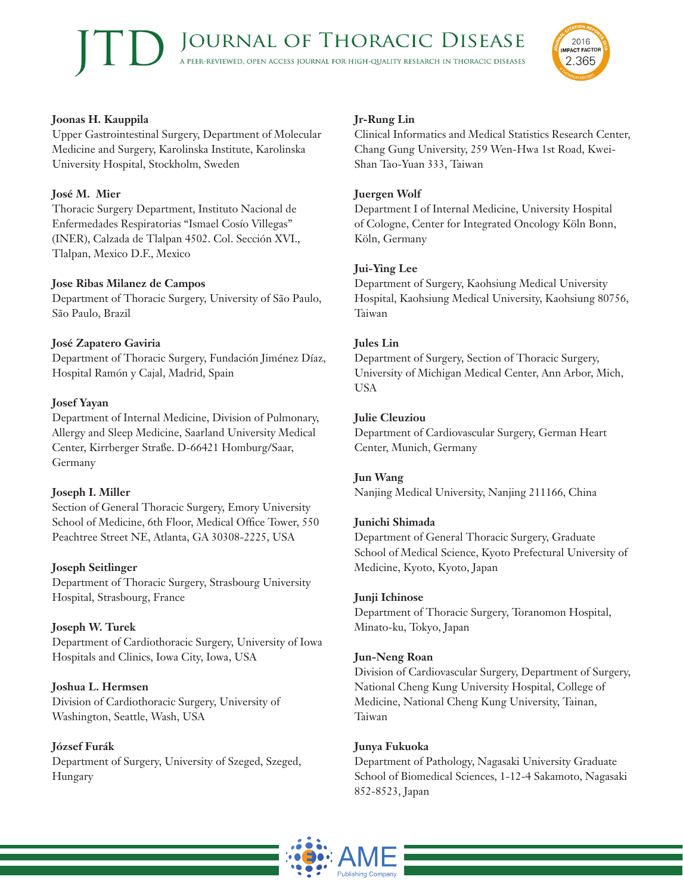**Joonas H. Kauppila**
Upper Gastrointestinal Surgery, Department of Molecular Medicine and Surgery, Karolinska Institute, Karolinska University Hospital, Stockholm, Sweden

**José M. Mier**
Thoracic Surgery Department, Instituto Nacional de Enfermedades Respiratorias "Ismael Cosío Villegas" (INER), Calzada de Tlalpan 4502. Col. Sección XVI., Tlalpan, Mexico D.F., Mexico

**Jose Ribas Milanez de Campos**
Department of Thoracic Surgery, University of São Paulo, São Paulo, Brazil

**José Zapatero Gaviria**
Department of Thoracic Surgery, Fundación Jiménez Díaz, Hospital Ramón y Cajal, Madrid, Spain

**Josef Yayan**
Department of Internal Medicine, Division of Pulmonary, Allergy and Sleep Medicine, Saarland University Medical Center, Kirrberger Straße. D-66421 Homburg/Saar, Germany

**Joseph I. Miller**
Section of General Thoracic Surgery, Emory University School of Medicine, 6th Floor, Medical Office Tower, 550 Peachtree Street NE, Atlanta, GA 30308-2225, USA

**Joseph Seitlinger**
Department of Thoracic Surgery, Strasbourg University Hospital, Strasbourg, France

**Joseph W. Turek**
Department of Cardiothoracic Surgery, University of Iowa Hospitals and Clinics, Iowa City, Iowa, USA

**Joshua L. Hermsen**
Division of Cardiothoracic Surgery, University of Washington, Seattle, Wash, USA

**József Furák**
Department of Surgery, University of Szeged, Szeged, Hungary

**Jr-Rung Lin**
Clinical Informatics and Medical Statistics Research Center, Chang Gung University, 259 Wen-Hwa 1st Road, Kwei-Shan Tao-Yuan 333, Taiwan

**Juergen Wolf**
Department I of Internal Medicine, University Hospital of Cologne, Center for Integrated Oncology Köln Bonn, Köln, Germany

**Jui-Ying Lee**
Department of Surgery, Kaohsiung Medical University Hospital, Kaohsiung Medical University, Kaohsiung 80756, Taiwan

**Jules Lin**
Department of Surgery, Section of Thoracic Surgery, University of Michigan Medical Center, Ann Arbor, Mich, USA

**Julie Cleuziou**
Department of Cardiovascular Surgery, German Heart Center, Munich, Germany

**Jun Wang**
Nanjing Medical University, Nanjing 211166, China

**Junichi Shimada**
Department of General Thoracic Surgery, Graduate School of Medical Science, Kyoto Prefectural University of Medicine, Kyoto, Kyoto, Japan

**Junji Ichinose**
Department of Thoracic Surgery, Toranomon Hospital, Minato-ku, Tokyo, Japan

**Jun-Neng Roan**
Division of Cardiovascular Surgery, Department of Surgery, National Cheng Kung University Hospital, College of Medicine, National Cheng Kung University, Tainan, Taiwan

**Junya Fukuoka**
Department of Pathology, Nagasaki University Graduate School of Biomedical Sciences, 1-12-4 Sakamoto, Nagasaki 852-8523, Japan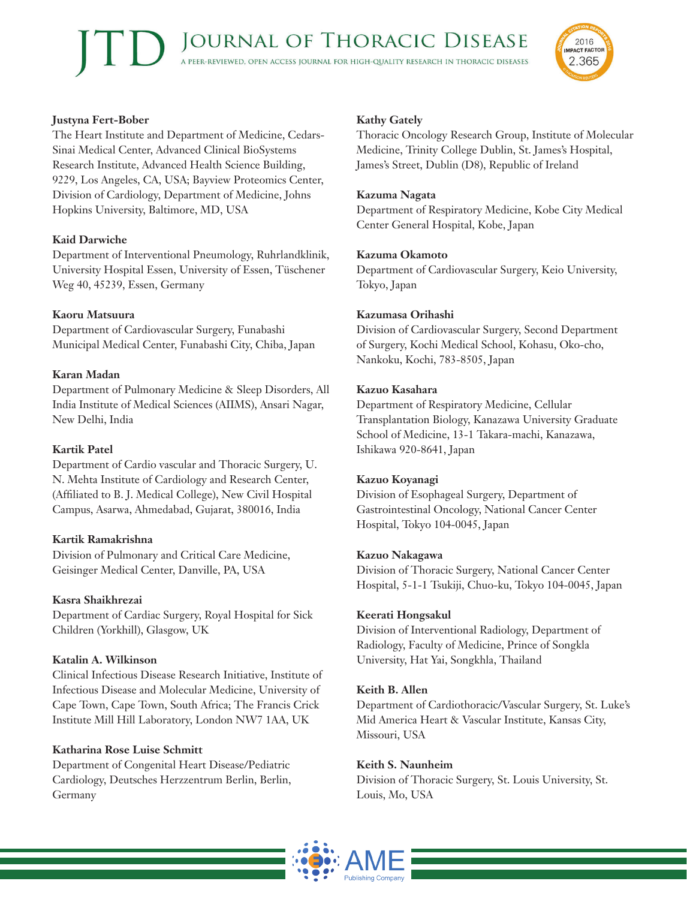**Justyna Fert-Bober**
The Heart Institute and Department of Medicine, Cedars-Sinai Medical Center, Advanced Clinical BioSystems Research Institute, Advanced Health Science Building, 9229, Los Angeles, CA, USA; Bayview Proteomics Center, Division of Cardiology, Department of Medicine, Johns Hopkins University, Baltimore, MD, USA

**Kaid Darwiche**
Department of Interventional Pneumology, Ruhrlandklinik, University Hospital Essen, University of Essen, Tüschener Weg 40, 45239, Essen, Germany

**Kaoru Matsuura**
Department of Cardiovascular Surgery, Funabashi Municipal Medical Center, Funabashi City, Chiba, Japan

**Karan Madan**
Department of Pulmonary Medicine & Sleep Disorders, All India Institute of Medical Sciences (AIIMS), Ansari Nagar, New Delhi, India

**Kartik Patel**
Department of Cardio vascular and Thoracic Surgery, U. N. Mehta Institute of Cardiology and Research Center, (Affiliated to B. J. Medical College), New Civil Hospital Campus, Asarwa, Ahmedabad, Gujarat, 380016, India

**Kartik Ramakrishna**
Division of Pulmonary and Critical Care Medicine, Geisinger Medical Center, Danville, PA, USA

**Kasra Shaikhrezai**
Department of Cardiac Surgery, Royal Hospital for Sick Children (Yorkhill), Glasgow, UK

**Katalin A. Wilkinson**
Clinical Infectious Disease Research Initiative, Institute of Infectious Disease and Molecular Medicine, University of Cape Town, Cape Town, South Africa; The Francis Crick Institute Mill Hill Laboratory, London NW7 1AA, UK

**Katharina Rose Luise Schmitt**
Department of Congenital Heart Disease/Pediatric Cardiology, Deutsches Herzzentrum Berlin, Berlin, Germany

**Kathy Gately**
Thoracic Oncology Research Group, Institute of Molecular Medicine, Trinity College Dublin, St. James's Hospital, James's Street, Dublin (D8), Republic of Ireland

**Kazuma Nagata**
Department of Respiratory Medicine, Kobe City Medical Center General Hospital, Kobe, Japan

**Kazuma Okamoto**
Department of Cardiovascular Surgery, Keio University, Tokyo, Japan

**Kazumasa Orihashi**
Division of Cardiovascular Surgery, Second Department of Surgery, Kochi Medical School, Kohasu, Oko-cho, Nankoku, Kochi, 783-8505, Japan

**Kazuo Kasahara**
Department of Respiratory Medicine, Cellular Transplantation Biology, Kanazawa University Graduate School of Medicine, 13-1 Takara-machi, Kanazawa, Ishikawa 920-8641, Japan

**Kazuo Koyanagi**
Division of Esophageal Surgery, Department of Gastrointestinal Oncology, National Cancer Center Hospital, Tokyo 104-0045, Japan

**Kazuo Nakagawa**
Division of Thoracic Surgery, National Cancer Center Hospital, 5-1-1 Tsukiji, Chuo-ku, Tokyo 104-0045, Japan

**Keerati Hongsakul**
Division of Interventional Radiology, Department of Radiology, Faculty of Medicine, Prince of Songkla University, Hat Yai, Songkhla, Thailand

**Keith B. Allen**
Department of Cardiothoracic/Vascular Surgery, St. Luke's Mid America Heart & Vascular Institute, Kansas City, Missouri, USA

**Keith S. Naunheim**
Division of Thoracic Surgery, St. Louis University, St. Louis, Mo, USA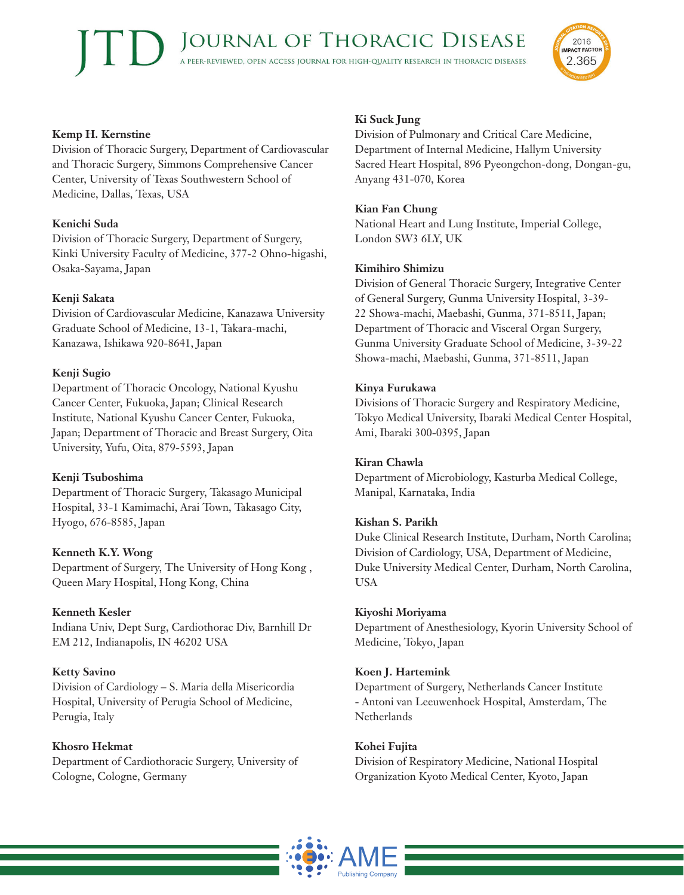**Kemp H. Kernstine**
Division of Thoracic Surgery, Department of Cardiovascular and Thoracic Surgery, Simmons Comprehensive Cancer Center, University of Texas Southwestern School of Medicine, Dallas, Texas, USA

**Kenichi Suda**
Division of Thoracic Surgery, Department of Surgery, Kinki University Faculty of Medicine, 377-2 Ohno-higashi, Osaka-Sayama, Japan

**Kenji Sakata**
Division of Cardiovascular Medicine, Kanazawa University Graduate School of Medicine, 13-1, Takara-machi, Kanazawa, Ishikawa 920-8641, Japan

**Kenji Sugio**
Department of Thoracic Oncology, National Kyushu Cancer Center, Fukuoka, Japan; Clinical Research Institute, National Kyushu Cancer Center, Fukuoka, Japan; Department of Thoracic and Breast Surgery, Oita University, Yufu, Oita, 879-5593, Japan

**Kenji Tsuboshima**
Department of Thoracic Surgery, Takasago Municipal Hospital, 33-1 Kamimachi, Arai Town, Takasago City, Hyogo, 676-8585, Japan

**Kenneth K.Y. Wong**
Department of Surgery, The University of Hong Kong , Queen Mary Hospital, Hong Kong, China

**Kenneth Kesler**
Indiana Univ, Dept Surg, Cardiothorac Div, Barnhill Dr EM 212, Indianapolis, IN 46202 USA

**Ketty Savino**
Division of Cardiology – S. Maria della Misericordia Hospital, University of Perugia School of Medicine, Perugia, Italy

**Khosro Hekmat**
Department of Cardiothoracic Surgery, University of Cologne, Cologne, Germany

**Ki Suck Jung**
Division of Pulmonary and Critical Care Medicine, Department of Internal Medicine, Hallym University Sacred Heart Hospital, 896 Pyeongchon-dong, Dongan-gu, Anyang 431-070, Korea

**Kian Fan Chung**
National Heart and Lung Institute, Imperial College, London SW3 6LY, UK

**Kimihiro Shimizu**
Division of General Thoracic Surgery, Integrative Center of General Surgery, Gunma University Hospital, 3-39-22 Showa-machi, Maebashi, Gunma, 371-8511, Japan; Department of Thoracic and Visceral Organ Surgery, Gunma University Graduate School of Medicine, 3-39-22 Showa-machi, Maebashi, Gunma, 371-8511, Japan

**Kinya Furukawa**
Divisions of Thoracic Surgery and Respiratory Medicine, Tokyo Medical University, Ibaraki Medical Center Hospital, Ami, Ibaraki 300-0395, Japan

**Kiran Chawla**
Department of Microbiology, Kasturba Medical College, Manipal, Karnataka, India

**Kishan S. Parikh**
Duke Clinical Research Institute, Durham, North Carolina; Division of Cardiology, USA, Department of Medicine, Duke University Medical Center, Durham, North Carolina, USA

**Kiyoshi Moriyama**
Department of Anesthesiology, Kyorin University School of Medicine, Tokyo, Japan

**Koen J. Hartemink**
Department of Surgery, Netherlands Cancer Institute - Antoni van Leeuwenhoek Hospital, Amsterdam, The Netherlands

**Kohei Fujita**
Division of Respiratory Medicine, National Hospital Organization Kyoto Medical Center, Kyoto, Japan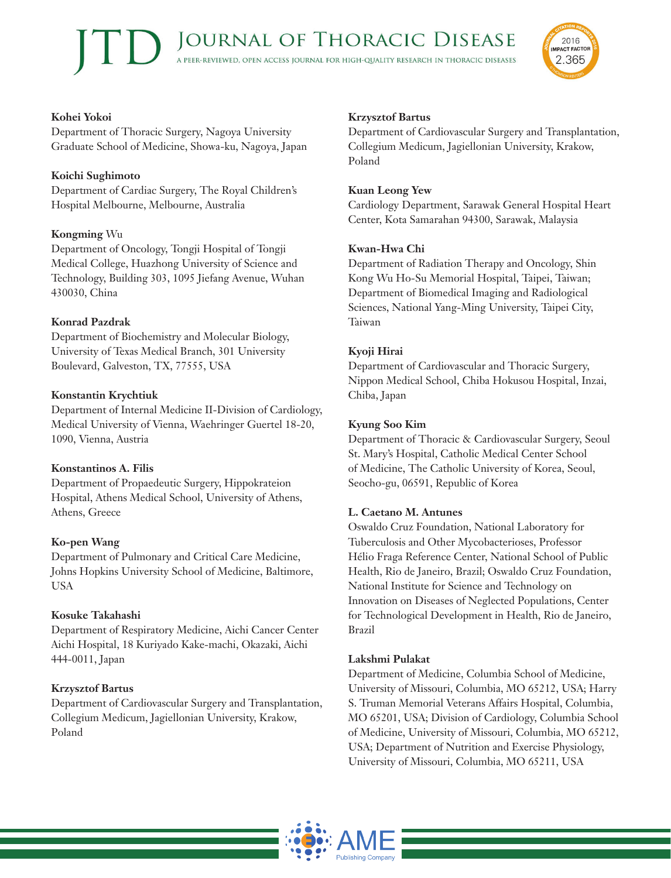**Kohei Yokoi**
Department of Thoracic Surgery, Nagoya University Graduate School of Medicine, Showa-ku, Nagoya, Japan

**Koichi Sughimoto**
Department of Cardiac Surgery, The Royal Children's Hospital Melbourne, Melbourne, Australia

**Kongming** Wu
Department of Oncology, Tongji Hospital of Tongji Medical College, Huazhong University of Science and Technology, Building 303, 1095 Jiefang Avenue, Wuhan 430030, China

**Konrad Pazdrak**
Department of Biochemistry and Molecular Biology, University of Texas Medical Branch, 301 University Boulevard, Galveston, TX, 77555, USA

**Konstantin Krychtiuk**
Department of Internal Medicine II-Division of Cardiology, Medical University of Vienna, Waehringer Guertel 18-20, 1090, Vienna, Austria

**Konstantinos A. Filis**
Department of Propaedeutic Surgery, Hippokrateion Hospital, Athens Medical School, University of Athens, Athens, Greece

**Ko-pen Wang**
Department of Pulmonary and Critical Care Medicine, Johns Hopkins University School of Medicine, Baltimore, USA

**Kosuke Takahashi**
Department of Respiratory Medicine, Aichi Cancer Center Aichi Hospital, 18 Kuriyado Kake-machi, Okazaki, Aichi 444-0011, Japan

**Krzysztof Bartus**
Department of Cardiovascular Surgery and Transplantation, Collegium Medicum, Jagiellonian University, Krakow, Poland

**Krzysztof Bartus**
Department of Cardiovascular Surgery and Transplantation, Collegium Medicum, Jagiellonian University, Krakow, Poland

**Kuan Leong Yew**
Cardiology Department, Sarawak General Hospital Heart Center, Kota Samarahan 94300, Sarawak, Malaysia

**Kwan-Hwa Chi**
Department of Radiation Therapy and Oncology, Shin Kong Wu Ho-Su Memorial Hospital, Taipei, Taiwan; Department of Biomedical Imaging and Radiological Sciences, National Yang-Ming University, Taipei City, Taiwan

**Kyoji Hirai**
Department of Cardiovascular and Thoracic Surgery, Nippon Medical School, Chiba Hokusou Hospital, Inzai, Chiba, Japan

**Kyung Soo Kim**
Department of Thoracic & Cardiovascular Surgery, Seoul St. Mary's Hospital, Catholic Medical Center School of Medicine, The Catholic University of Korea, Seoul, Seocho-gu, 06591, Republic of Korea

**L. Caetano M. Antunes**
Oswaldo Cruz Foundation, National Laboratory for Tuberculosis and Other Mycobacterioses, Professor Hélio Fraga Reference Center, National School of Public Health, Rio de Janeiro, Brazil; Oswaldo Cruz Foundation, National Institute for Science and Technology on Innovation on Diseases of Neglected Populations, Center for Technological Development in Health, Rio de Janeiro, Brazil

**Lakshmi Pulakat**
Department of Medicine, Columbia School of Medicine, University of Missouri, Columbia, MO 65212, USA; Harry S. Truman Memorial Veterans Affairs Hospital, Columbia, MO 65201, USA; Division of Cardiology, Columbia School of Medicine, University of Missouri, Columbia, MO 65212, USA; Department of Nutrition and Exercise Physiology, University of Missouri, Columbia, MO 65211, USA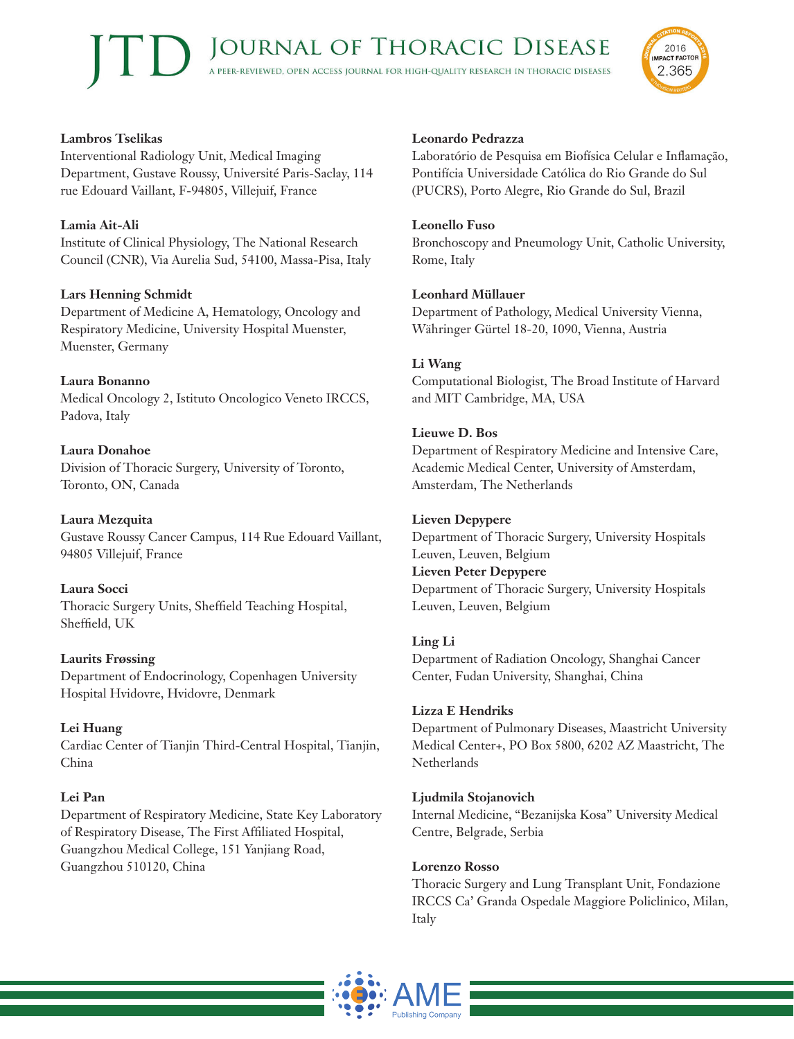**Lambros Tselikas**
Interventional Radiology Unit, Medical Imaging Department, Gustave Roussy, Université Paris-Saclay, 114 rue Edouard Vaillant, F-94805, Villejuif, France

**Lamia Ait-Ali**
Institute of Clinical Physiology, The National Research Council (CNR), Via Aurelia Sud, 54100, Massa-Pisa, Italy

**Lars Henning Schmidt**
Department of Medicine A, Hematology, Oncology and Respiratory Medicine, University Hospital Muenster, Muenster, Germany

**Laura Bonanno**
Medical Oncology 2, Istituto Oncologico Veneto IRCCS, Padova, Italy

**Laura Donahoe**
Division of Thoracic Surgery, University of Toronto, Toronto, ON, Canada

**Laura Mezquita**
Gustave Roussy Cancer Campus, 114 Rue Edouard Vaillant, 94805 Villejuif, France

**Laura Socci**
Thoracic Surgery Units, Sheffield Teaching Hospital, Sheffield, UK

**Laurits Frøssing**
Department of Endocrinology, Copenhagen University Hospital Hvidovre, Hvidovre, Denmark

**Lei Huang**
Cardiac Center of Tianjin Third-Central Hospital, Tianjin, China

**Lei Pan**
Department of Respiratory Medicine, State Key Laboratory of Respiratory Disease, The First Affiliated Hospital, Guangzhou Medical College, 151 Yanjiang Road, Guangzhou 510120, China

**Leonardo Pedrazza**
Laboratório de Pesquisa em Biofísica Celular e Inflamação, Pontifícia Universidade Católica do Rio Grande do Sul (PUCRS), Porto Alegre, Rio Grande do Sul, Brazil

**Leonello Fuso**
Bronchoscopy and Pneumology Unit, Catholic University, Rome, Italy

**Leonhard Müllauer**
Department of Pathology, Medical University Vienna, Währinger Gürtel 18-20, 1090, Vienna, Austria

**Li Wang**
Computational Biologist, The Broad Institute of Harvard and MIT Cambridge, MA, USA

**Lieuwe D. Bos**
Department of Respiratory Medicine and Intensive Care, Academic Medical Center, University of Amsterdam, Amsterdam, The Netherlands

**Lieven Depypere**
Department of Thoracic Surgery, University Hospitals Leuven, Leuven, Belgium

**Lieven Peter Depypere**
Department of Thoracic Surgery, University Hospitals Leuven, Leuven, Belgium

**Ling Li**
Department of Radiation Oncology, Shanghai Cancer Center, Fudan University, Shanghai, China

**Lizza E Hendriks**
Department of Pulmonary Diseases, Maastricht University Medical Center+, PO Box 5800, 6202 AZ Maastricht, The Netherlands

**Ljudmila Stojanovich**
Internal Medicine, "Bezanijska Kosa" University Medical Centre, Belgrade, Serbia

**Lorenzo Rosso**
Thoracic Surgery and Lung Transplant Unit, Fondazione IRCCS Ca' Granda Ospedale Maggiore Policlinico, Milan, Italy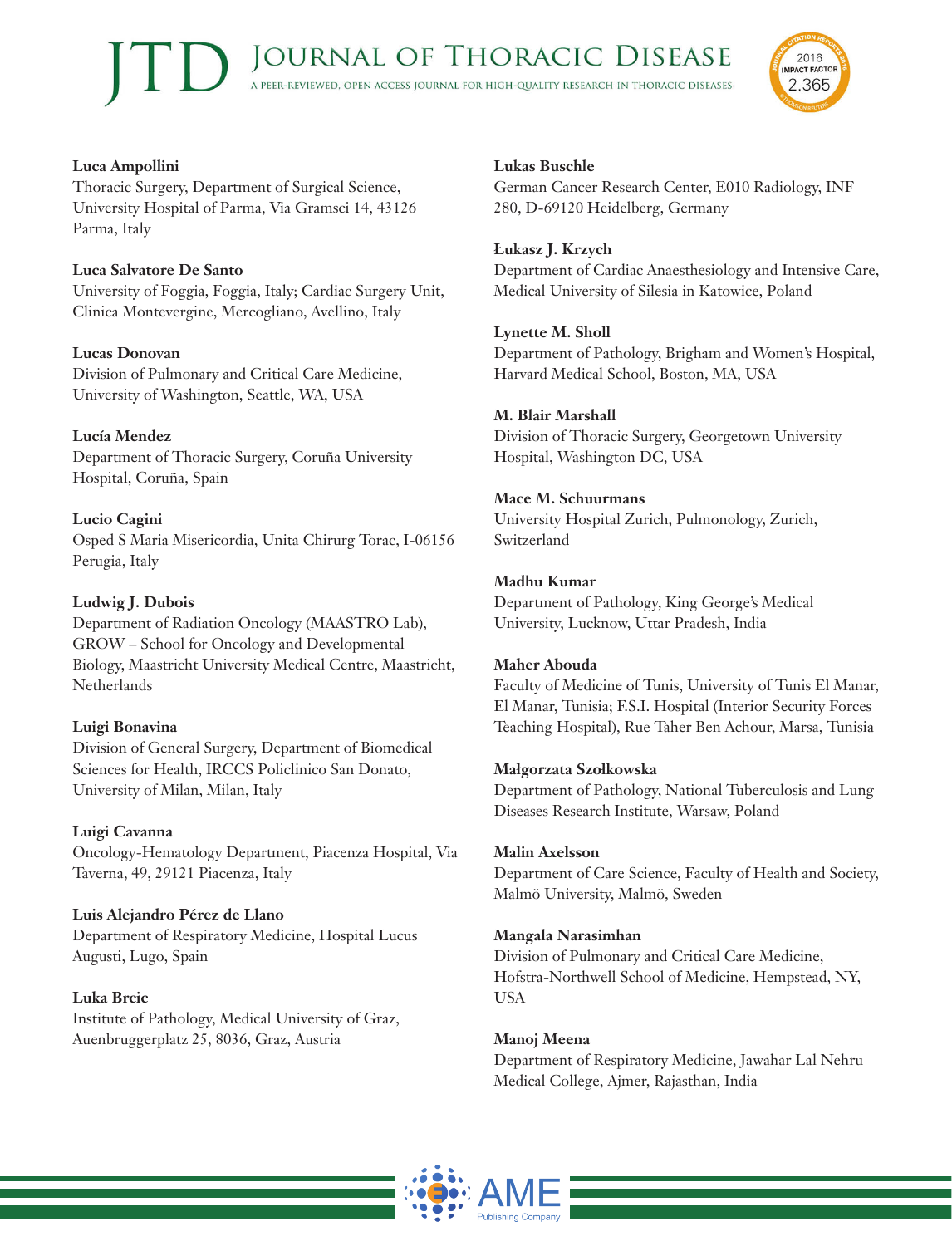**Luca Ampollini**
Thoracic Surgery, Department of Surgical Science, University Hospital of Parma, Via Gramsci 14, 43126 Parma, Italy

**Luca Salvatore De Santo**
University of Foggia, Foggia, Italy; Cardiac Surgery Unit, Clinica Montevergine, Mercogliano, Avellino, Italy

**Lucas Donovan**
Division of Pulmonary and Critical Care Medicine, University of Washington, Seattle, WA, USA

**Lucía Mendez**
Department of Thoracic Surgery, Coruña University Hospital, Coruña, Spain

**Lucio Cagini**
Osped S Maria Misericordia, Unita Chirurg Torac, I-06156 Perugia, Italy

**Ludwig J. Dubois**
Department of Radiation Oncology (MAASTRO Lab), GROW – School for Oncology and Developmental Biology, Maastricht University Medical Centre, Maastricht, Netherlands

**Luigi Bonavina**
Division of General Surgery, Department of Biomedical Sciences for Health, IRCCS Policlinico San Donato, University of Milan, Milan, Italy

**Luigi Cavanna**
Oncology-Hematology Department, Piacenza Hospital, Via Taverna, 49, 29121 Piacenza, Italy

**Luis Alejandro Pérez de Llano**
Department of Respiratory Medicine, Hospital Lucus Augusti, Lugo, Spain

**Luka Brcic**
Institute of Pathology, Medical University of Graz, Auenbruggerplatz 25, 8036, Graz, Austria

**Lukas Buschle**
German Cancer Research Center, E010 Radiology, INF 280, D-69120 Heidelberg, Germany

**Łukasz J. Krzych**
Department of Cardiac Anaesthesiology and Intensive Care, Medical University of Silesia in Katowice, Poland

**Lynette M. Sholl**
Department of Pathology, Brigham and Women's Hospital, Harvard Medical School, Boston, MA, USA

**M. Blair Marshall**
Division of Thoracic Surgery, Georgetown University Hospital, Washington DC, USA

**Mace M. Schuurmans**
University Hospital Zurich, Pulmonology, Zurich, Switzerland

**Madhu Kumar**
Department of Pathology, King George's Medical University, Lucknow, Uttar Pradesh, India

**Maher Abouda**
Faculty of Medicine of Tunis, University of Tunis El Manar, El Manar, Tunisia; F.S.I. Hospital (Interior Security Forces Teaching Hospital), Rue Taher Ben Achour, Marsa, Tunisia

**Małgorzata Szołkowska**
Department of Pathology, National Tuberculosis and Lung Diseases Research Institute, Warsaw, Poland

**Malin Axelsson**
Department of Care Science, Faculty of Health and Society, Malmö University, Malmö, Sweden

**Mangala Narasimhan**
Division of Pulmonary and Critical Care Medicine, Hofstra-Northwell School of Medicine, Hempstead, NY, USA

**Manoj Meena**
Department of Respiratory Medicine, Jawahar Lal Nehru Medical College, Ajmer, Rajasthan, India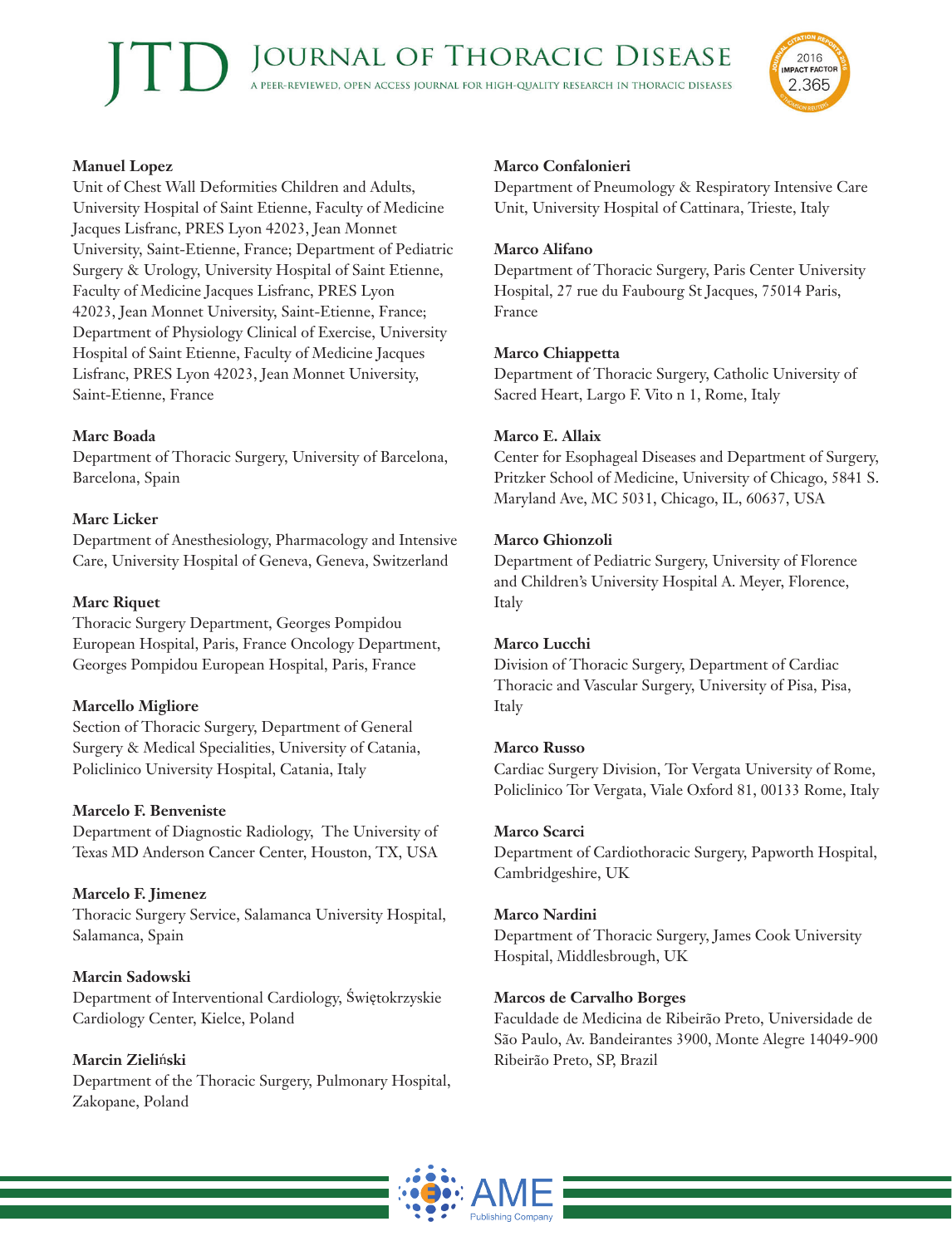**Manuel Lopez**
Unit of Chest Wall Deformities Children and Adults, University Hospital of Saint Etienne, Faculty of Medicine Jacques Lisfranc, PRES Lyon 42023, Jean Monnet University, Saint-Etienne, France; Department of Pediatric Surgery & Urology, University Hospital of Saint Etienne, Faculty of Medicine Jacques Lisfranc, PRES Lyon 42023, Jean Monnet University, Saint-Etienne, France; Department of Physiology Clinical of Exercise, University Hospital of Saint Etienne, Faculty of Medicine Jacques Lisfranc, PRES Lyon 42023, Jean Monnet University, Saint-Etienne, France

**Marc Boada**
Department of Thoracic Surgery, University of Barcelona, Barcelona, Spain

**Marc Licker**
Department of Anesthesiology, Pharmacology and Intensive Care, University Hospital of Geneva, Geneva, Switzerland

**Marc Riquet**
Thoracic Surgery Department, Georges Pompidou European Hospital, Paris, France Oncology Department, Georges Pompidou European Hospital, Paris, France

**Marcello Migliore**
Section of Thoracic Surgery, Department of General Surgery & Medical Specialities, University of Catania, Policlinico University Hospital, Catania, Italy

**Marcelo F. Benveniste**
Department of Diagnostic Radiology, The University of Texas MD Anderson Cancer Center, Houston, TX, USA

**Marcelo F. Jimenez**
Thoracic Surgery Service, Salamanca University Hospital, Salamanca, Spain

**Marcin Sadowski**
Department of Interventional Cardiology, Świętokrzyskie Cardiology Center, Kielce, Poland

**Marcin Zieliński**
Department of the Thoracic Surgery, Pulmonary Hospital, Zakopane, Poland

**Marco Confalonieri**
Department of Pneumology & Respiratory Intensive Care Unit, University Hospital of Cattinara, Trieste, Italy

**Marco Alifano**
Department of Thoracic Surgery, Paris Center University Hospital, 27 rue du Faubourg St Jacques, 75014 Paris, France

**Marco Chiappetta**
Department of Thoracic Surgery, Catholic University of Sacred Heart, Largo F. Vito n 1, Rome, Italy

**Marco E. Allaix**
Center for Esophageal Diseases and Department of Surgery, Pritzker School of Medicine, University of Chicago, 5841 S. Maryland Ave, MC 5031, Chicago, IL, 60637, USA

**Marco Ghionzoli**
Department of Pediatric Surgery, University of Florence and Children's University Hospital A. Meyer, Florence, Italy

**Marco Lucchi**
Division of Thoracic Surgery, Department of Cardiac Thoracic and Vascular Surgery, University of Pisa, Pisa, Italy

**Marco Russo**
Cardiac Surgery Division, Tor Vergata University of Rome, Policlinico Tor Vergata, Viale Oxford 81, 00133 Rome, Italy

**Marco Scarci**
Department of Cardiothoracic Surgery, Papworth Hospital, Cambridgeshire, UK

**Marco Nardini**
Department of Thoracic Surgery, James Cook University Hospital, Middlesbrough, UK

**Marcos de Carvalho Borges**
Faculdade de Medicina de Ribeirão Preto, Universidade de São Paulo, Av. Bandeirantes 3900, Monte Alegre 14049-900 Ribeirão Preto, SP, Brazil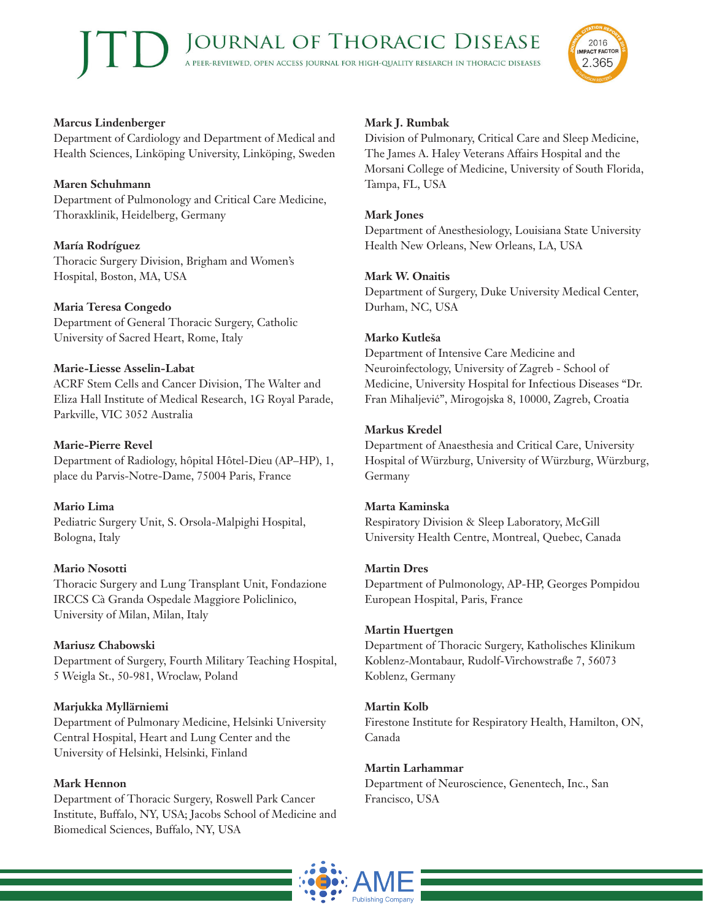**Marcus Lindenberger**
Department of Cardiology and Department of Medical and Health Sciences, Linköping University, Linköping, Sweden

**Maren Schuhmann**
Department of Pulmonology and Critical Care Medicine, Thoraxklinik, Heidelberg, Germany

**María Rodríguez**
Thoracic Surgery Division, Brigham and Women's Hospital, Boston, MA, USA

**Maria Teresa Congedo**
Department of General Thoracic Surgery, Catholic University of Sacred Heart, Rome, Italy

**Marie-Liesse Asselin-Labat**
ACRF Stem Cells and Cancer Division, The Walter and Eliza Hall Institute of Medical Research, 1G Royal Parade, Parkville, VIC 3052 Australia

**Marie-Pierre Revel**
Department of Radiology, hôpital Hôtel-Dieu (AP–HP), 1, place du Parvis-Notre-Dame, 75004 Paris, France

**Mario Lima**
Pediatric Surgery Unit, S. Orsola-Malpighi Hospital, Bologna, Italy

**Mario Nosotti**
Thoracic Surgery and Lung Transplant Unit, Fondazione IRCCS Cà Granda Ospedale Maggiore Policlinico, University of Milan, Milan, Italy

**Mariusz Chabowski**
Department of Surgery, Fourth Military Teaching Hospital, 5 Weigla St., 50-981, Wroclaw, Poland

**Marjukka Myllärniemi**
Department of Pulmonary Medicine, Helsinki University Central Hospital, Heart and Lung Center and the University of Helsinki, Helsinki, Finland

**Mark Hennon**
Department of Thoracic Surgery, Roswell Park Cancer Institute, Buffalo, NY, USA; Jacobs School of Medicine and Biomedical Sciences, Buffalo, NY, USA

**Mark J. Rumbak**
Division of Pulmonary, Critical Care and Sleep Medicine, The James A. Haley Veterans Affairs Hospital and the Morsani College of Medicine, University of South Florida, Tampa, FL, USA

**Mark Jones**
Department of Anesthesiology, Louisiana State University Health New Orleans, New Orleans, LA, USA

**Mark W. Onaitis**
Department of Surgery, Duke University Medical Center, Durham, NC, USA

**Marko Kutleša**
Department of Intensive Care Medicine and Neuroinfectology, University of Zagreb - School of Medicine, University Hospital for Infectious Diseases "Dr. Fran Mihaljević", Mirogojska 8, 10000, Zagreb, Croatia

**Markus Kredel**
Department of Anaesthesia and Critical Care, University Hospital of Würzburg, University of Würzburg, Würzburg, Germany

**Marta Kaminska**
Respiratory Division & Sleep Laboratory, McGill University Health Centre, Montreal, Quebec, Canada

**Martin Dres**
Department of Pulmonology, AP-HP, Georges Pompidou European Hospital, Paris, France

**Martin Huertgen**
Department of Thoracic Surgery, Katholisches Klinikum Koblenz-Montabaur, Rudolf-Virchowstraße 7, 56073 Koblenz, Germany

**Martin Kolb**
Firestone Institute for Respiratory Health, Hamilton, ON, Canada

**Martin Larhammar**
Department of Neuroscience, Genentech, Inc., San Francisco, USA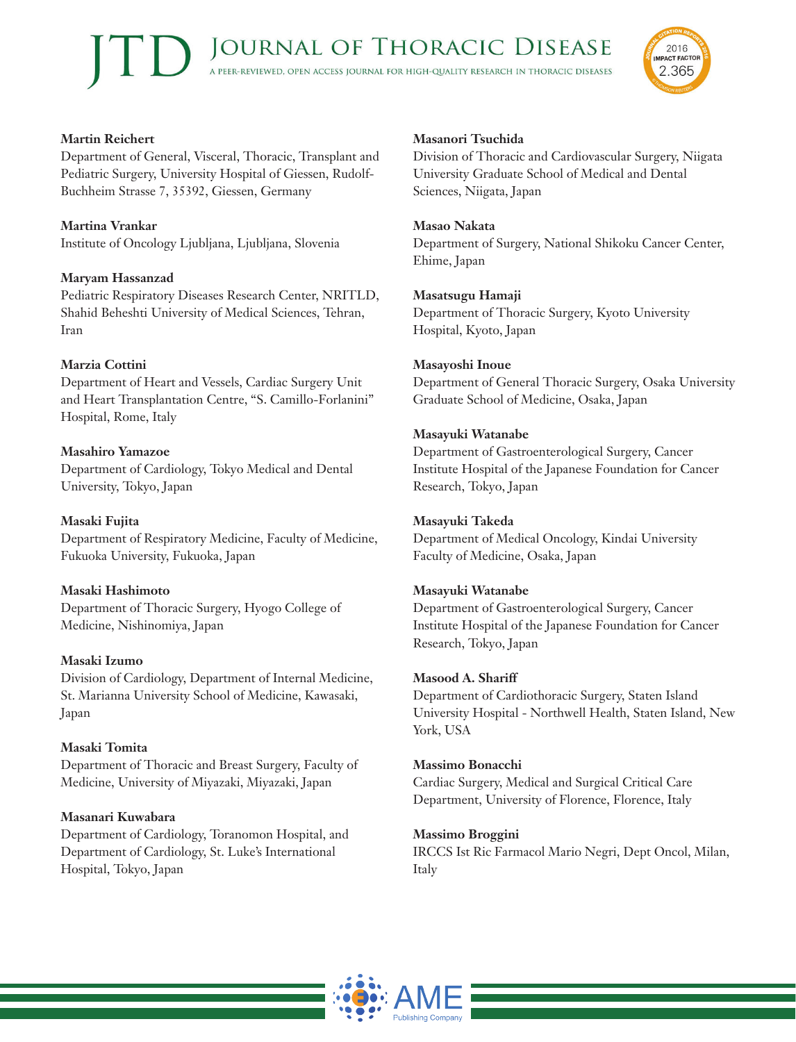**Martin Reichert**
Department of General, Visceral, Thoracic, Transplant and Pediatric Surgery, University Hospital of Giessen, Rudolf-Buchheim Strasse 7, 35392, Giessen, Germany

**Martina Vrankar**
Institute of Oncology Ljubljana, Ljubljana, Slovenia

**Maryam Hassanzad**
Pediatric Respiratory Diseases Research Center, NRITLD, Shahid Beheshti University of Medical Sciences, Tehran, Iran

**Marzia Cottini**
Department of Heart and Vessels, Cardiac Surgery Unit and Heart Transplantation Centre, "S. Camillo-Forlanini" Hospital, Rome, Italy

**Masahiro Yamazoe**
Department of Cardiology, Tokyo Medical and Dental University, Tokyo, Japan

**Masaki Fujita**
Department of Respiratory Medicine, Faculty of Medicine, Fukuoka University, Fukuoka, Japan

**Masaki Hashimoto**
Department of Thoracic Surgery, Hyogo College of Medicine, Nishinomiya, Japan

**Masaki Izumo**
Division of Cardiology, Department of Internal Medicine, St. Marianna University School of Medicine, Kawasaki, Japan

**Masaki Tomita**
Department of Thoracic and Breast Surgery, Faculty of Medicine, University of Miyazaki, Miyazaki, Japan

**Masanari Kuwabara**
Department of Cardiology, Toranomon Hospital, and Department of Cardiology, St. Luke's International Hospital, Tokyo, Japan

**Masanori Tsuchida**
Division of Thoracic and Cardiovascular Surgery, Niigata University Graduate School of Medical and Dental Sciences, Niigata, Japan

**Masao Nakata**
Department of Surgery, National Shikoku Cancer Center, Ehime, Japan

**Masatsugu Hamaji**
Department of Thoracic Surgery, Kyoto University Hospital, Kyoto, Japan

**Masayoshi Inoue**
Department of General Thoracic Surgery, Osaka University Graduate School of Medicine, Osaka, Japan

**Masayuki Watanabe**
Department of Gastroenterological Surgery, Cancer Institute Hospital of the Japanese Foundation for Cancer Research, Tokyo, Japan

**Masayuki Takeda**
Department of Medical Oncology, Kindai University Faculty of Medicine, Osaka, Japan

**Masayuki Watanabe**
Department of Gastroenterological Surgery, Cancer Institute Hospital of the Japanese Foundation for Cancer Research, Tokyo, Japan

**Masood A. Shariff**
Department of Cardiothoracic Surgery, Staten Island University Hospital - Northwell Health, Staten Island, New York, USA

**Massimo Bonacchi**
Cardiac Surgery, Medical and Surgical Critical Care Department, University of Florence, Florence, Italy

**Massimo Broggini**
IRCCS Ist Ric Farmacol Mario Negri, Dept Oncol, Milan, Italy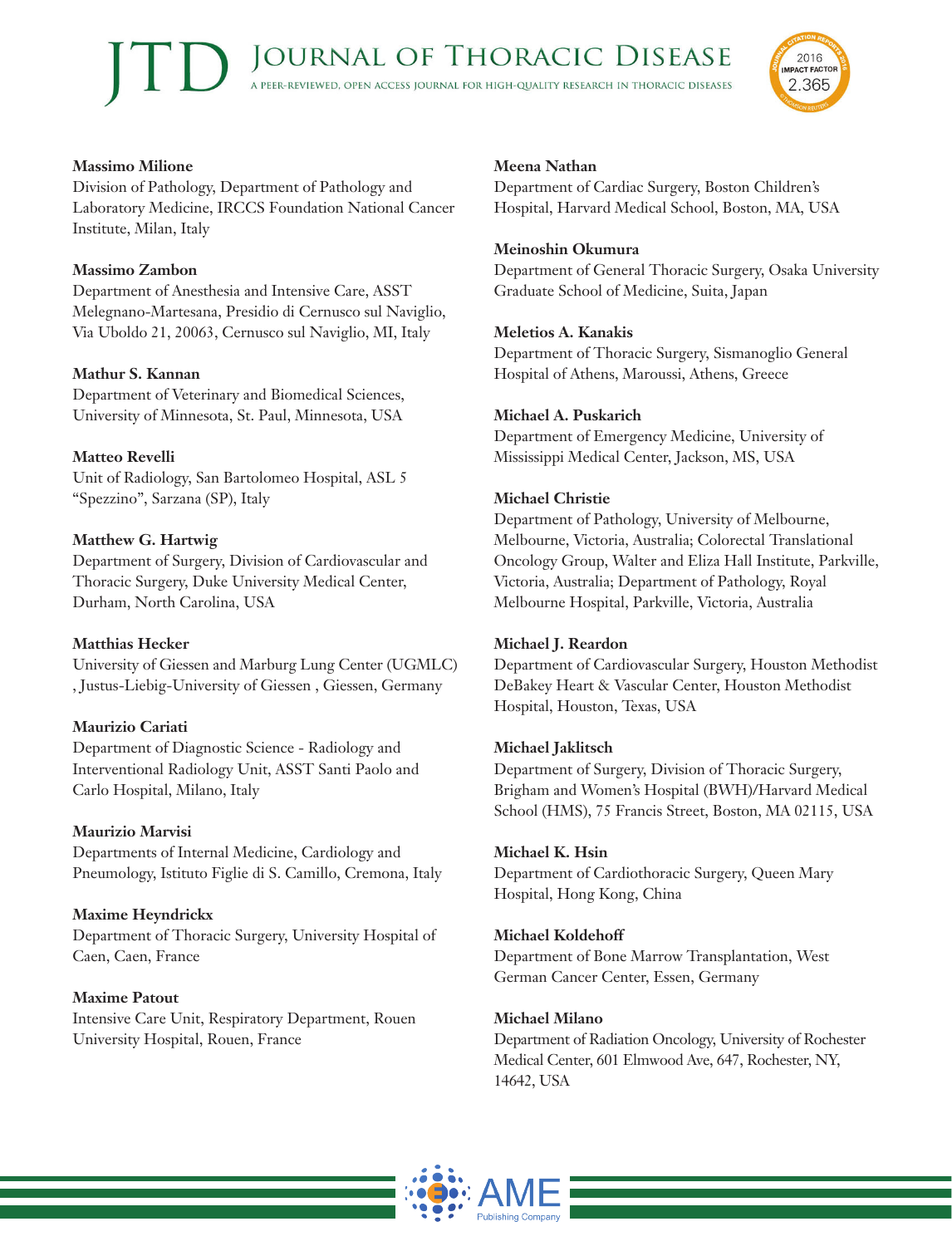**Massimo Milione**
Division of Pathology, Department of Pathology and Laboratory Medicine, IRCCS Foundation National Cancer Institute, Milan, Italy

**Massimo Zambon**
Department of Anesthesia and Intensive Care, ASST Melegnano-Martesana, Presidio di Cernusco sul Naviglio, Via Uboldo 21, 20063, Cernusco sul Naviglio, MI, Italy

**Mathur S. Kannan**
Department of Veterinary and Biomedical Sciences, University of Minnesota, St. Paul, Minnesota, USA

**Matteo Revelli**
Unit of Radiology, San Bartolomeo Hospital, ASL 5 "Spezzino", Sarzana (SP), Italy

**Matthew G. Hartwig**
Department of Surgery, Division of Cardiovascular and Thoracic Surgery, Duke University Medical Center, Durham, North Carolina, USA

**Matthias Hecker**
University of Giessen and Marburg Lung Center (UGMLC) , Justus-Liebig-University of Giessen , Giessen, Germany

**Maurizio Cariati**
Department of Diagnostic Science - Radiology and Interventional Radiology Unit, ASST Santi Paolo and Carlo Hospital, Milano, Italy

**Maurizio Marvisi**
Departments of Internal Medicine, Cardiology and Pneumology, Istituto Figlie di S. Camillo, Cremona, Italy

**Maxime Heyndrickx**
Department of Thoracic Surgery, University Hospital of Caen, Caen, France

**Maxime Patout**
Intensive Care Unit, Respiratory Department, Rouen University Hospital, Rouen, France

**Meena Nathan**
Department of Cardiac Surgery, Boston Children's Hospital, Harvard Medical School, Boston, MA, USA

**Meinoshin Okumura**
Department of General Thoracic Surgery, Osaka University Graduate School of Medicine, Suita, Japan

**Meletios A. Kanakis**
Department of Thoracic Surgery, Sismanoglio General Hospital of Athens, Maroussi, Athens, Greece

**Michael A. Puskarich**
Department of Emergency Medicine, University of Mississippi Medical Center, Jackson, MS, USA

**Michael Christie**
Department of Pathology, University of Melbourne, Melbourne, Victoria, Australia; Colorectal Translational Oncology Group, Walter and Eliza Hall Institute, Parkville, Victoria, Australia; Department of Pathology, Royal Melbourne Hospital, Parkville, Victoria, Australia

**Michael J. Reardon**
Department of Cardiovascular Surgery, Houston Methodist DeBakey Heart & Vascular Center, Houston Methodist Hospital, Houston, Texas, USA

**Michael Jaklitsch**
Department of Surgery, Division of Thoracic Surgery, Brigham and Women's Hospital (BWH)/Harvard Medical School (HMS), 75 Francis Street, Boston, MA 02115, USA

**Michael K. Hsin**
Department of Cardiothoracic Surgery, Queen Mary Hospital, Hong Kong, China

**Michael Koldehoff**
Department of Bone Marrow Transplantation, West German Cancer Center, Essen, Germany

**Michael Milano**
Department of Radiation Oncology, University of Rochester Medical Center, 601 Elmwood Ave, 647, Rochester, NY, 14642, USA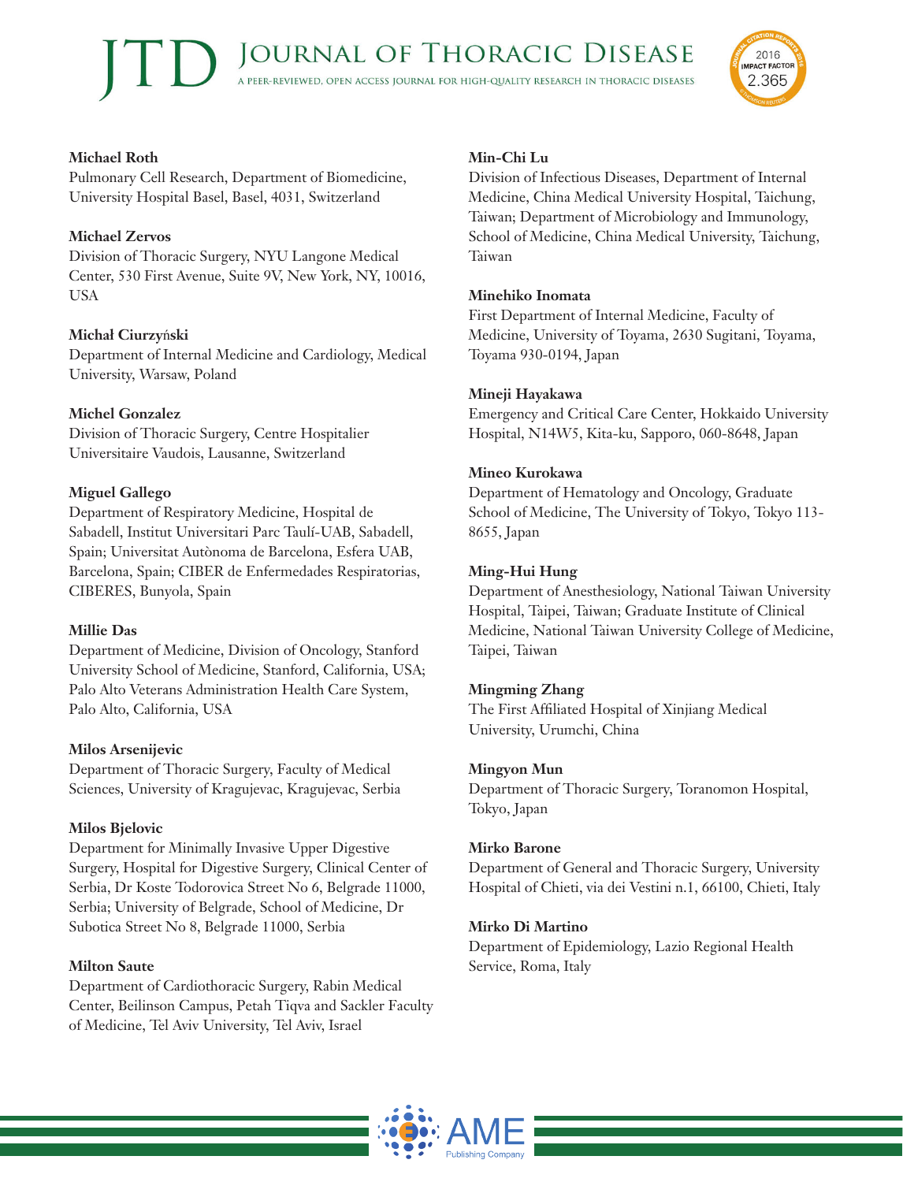**Michael Roth**
Pulmonary Cell Research, Department of Biomedicine, University Hospital Basel, Basel, 4031, Switzerland

**Michael Zervos**
Division of Thoracic Surgery, NYU Langone Medical Center, 530 First Avenue, Suite 9V, New York, NY, 10016, USA

**Michał Ciurzyński**
Department of Internal Medicine and Cardiology, Medical University, Warsaw, Poland

**Michel Gonzalez**
Division of Thoracic Surgery, Centre Hospitalier Universitaire Vaudois, Lausanne, Switzerland

**Miguel Gallego**
Department of Respiratory Medicine, Hospital de Sabadell, Institut Universitari Parc Taulí-UAB, Sabadell, Spain; Universitat Autònoma de Barcelona, Esfera UAB, Barcelona, Spain; CIBER de Enfermedades Respiratorias, CIBERES, Bunyola, Spain

**Millie Das**
Department of Medicine, Division of Oncology, Stanford University School of Medicine, Stanford, California, USA; Palo Alto Veterans Administration Health Care System, Palo Alto, California, USA

**Milos Arsenijevic**
Department of Thoracic Surgery, Faculty of Medical Sciences, University of Kragujevac, Kragujevac, Serbia

**Milos Bjelovic**
Department for Minimally Invasive Upper Digestive Surgery, Hospital for Digestive Surgery, Clinical Center of Serbia, Dr Koste Todorovica Street No 6, Belgrade 11000, Serbia; University of Belgrade, School of Medicine, Dr Subotica Street No 8, Belgrade 11000, Serbia

**Milton Saute**
Department of Cardiothoracic Surgery, Rabin Medical Center, Beilinson Campus, Petah Tiqva and Sackler Faculty of Medicine, Tel Aviv University, Tel Aviv, Israel

**Min-Chi Lu**
Division of Infectious Diseases, Department of Internal Medicine, China Medical University Hospital, Taichung, Taiwan; Department of Microbiology and Immunology, School of Medicine, China Medical University, Taichung, Taiwan

**Minehiko Inomata**
First Department of Internal Medicine, Faculty of Medicine, University of Toyama, 2630 Sugitani, Toyama, Toyama 930-0194, Japan

**Mineji Hayakawa**
Emergency and Critical Care Center, Hokkaido University Hospital, N14W5, Kita-ku, Sapporo, 060-8648, Japan

**Mineo Kurokawa**
Department of Hematology and Oncology, Graduate School of Medicine, The University of Tokyo, Tokyo 113-8655, Japan

**Ming-Hui Hung**
Department of Anesthesiology, National Taiwan University Hospital, Taipei, Taiwan; Graduate Institute of Clinical Medicine, National Taiwan University College of Medicine, Taipei, Taiwan

**Mingming Zhang**
The First Affiliated Hospital of Xinjiang Medical University, Urumchi, China

**Mingyon Mun**
Department of Thoracic Surgery, Toranomon Hospital, Tokyo, Japan

**Mirko Barone**
Department of General and Thoracic Surgery, University Hospital of Chieti, via dei Vestini n.1, 66100, Chieti, Italy

**Mirko Di Martino**
Department of Epidemiology, Lazio Regional Health Service, Roma, Italy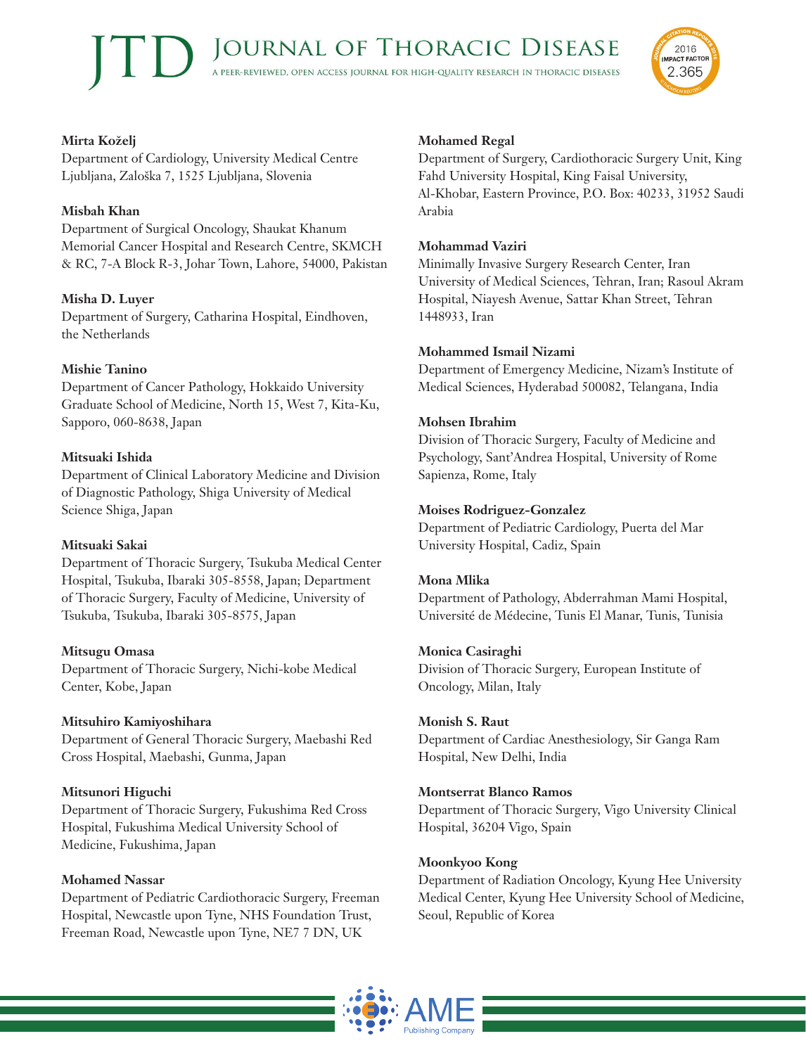**Mirta Koželj**
Department of Cardiology, University Medical Centre Ljubljana, Zaloška 7, 1525 Ljubljana, Slovenia

**Misbah Khan**
Department of Surgical Oncology, Shaukat Khanum Memorial Cancer Hospital and Research Centre, SKMCH & RC, 7-A Block R-3, Johar Town, Lahore, 54000, Pakistan

**Misha D. Luyer**
Department of Surgery, Catharina Hospital, Eindhoven, the Netherlands

**Mishie Tanino**
Department of Cancer Pathology, Hokkaido University Graduate School of Medicine, North 15, West 7, Kita-Ku, Sapporo, 060-8638, Japan

**Mitsuaki Ishida**
Department of Clinical Laboratory Medicine and Division of Diagnostic Pathology, Shiga University of Medical Science Shiga, Japan

**Mitsuaki Sakai**
Department of Thoracic Surgery, Tsukuba Medical Center Hospital, Tsukuba, Ibaraki 305-8558, Japan; Department of Thoracic Surgery, Faculty of Medicine, University of Tsukuba, Tsukuba, Ibaraki 305-8575, Japan

**Mitsugu Omasa**
Department of Thoracic Surgery, Nichi-kobe Medical Center, Kobe, Japan

**Mitsuhiro Kamiyoshihara**
Department of General Thoracic Surgery, Maebashi Red Cross Hospital, Maebashi, Gunma, Japan

**Mitsunori Higuchi**
Department of Thoracic Surgery, Fukushima Red Cross Hospital, Fukushima Medical University School of Medicine, Fukushima, Japan

**Mohamed Nassar**
Department of Pediatric Cardiothoracic Surgery, Freeman Hospital, Newcastle upon Tyne, NHS Foundation Trust, Freeman Road, Newcastle upon Tyne, NE7 7 DN, UK

**Mohamed Regal**
Department of Surgery, Cardiothoracic Surgery Unit, King Fahd University Hospital, King Faisal University, Al-Khobar, Eastern Province, P.O. Box: 40233, 31952 Saudi Arabia

**Mohammad Vaziri**
Minimally Invasive Surgery Research Center, Iran University of Medical Sciences, Tehran, Iran; Rasoul Akram Hospital, Niayesh Avenue, Sattar Khan Street, Tehran 1448933, Iran

**Mohammed Ismail Nizami**
Department of Emergency Medicine, Nizam's Institute of Medical Sciences, Hyderabad 500082, Telangana, India

**Mohsen Ibrahim**
Division of Thoracic Surgery, Faculty of Medicine and Psychology, Sant'Andrea Hospital, University of Rome Sapienza, Rome, Italy

**Moises Rodriguez-Gonzalez**
Department of Pediatric Cardiology, Puerta del Mar University Hospital, Cadiz, Spain

**Mona Mlika**
Department of Pathology, Abderrahman Mami Hospital, Université de Médecine, Tunis El Manar, Tunis, Tunisia

**Monica Casiraghi**
Division of Thoracic Surgery, European Institute of Oncology, Milan, Italy

**Monish S. Raut**
Department of Cardiac Anesthesiology, Sir Ganga Ram Hospital, New Delhi, India

**Montserrat Blanco Ramos**
Department of Thoracic Surgery, Vigo University Clinical Hospital, 36204 Vigo, Spain

**Moonkyoo Kong**
Department of Radiation Oncology, Kyung Hee University Medical Center, Kyung Hee University School of Medicine, Seoul, Republic of Korea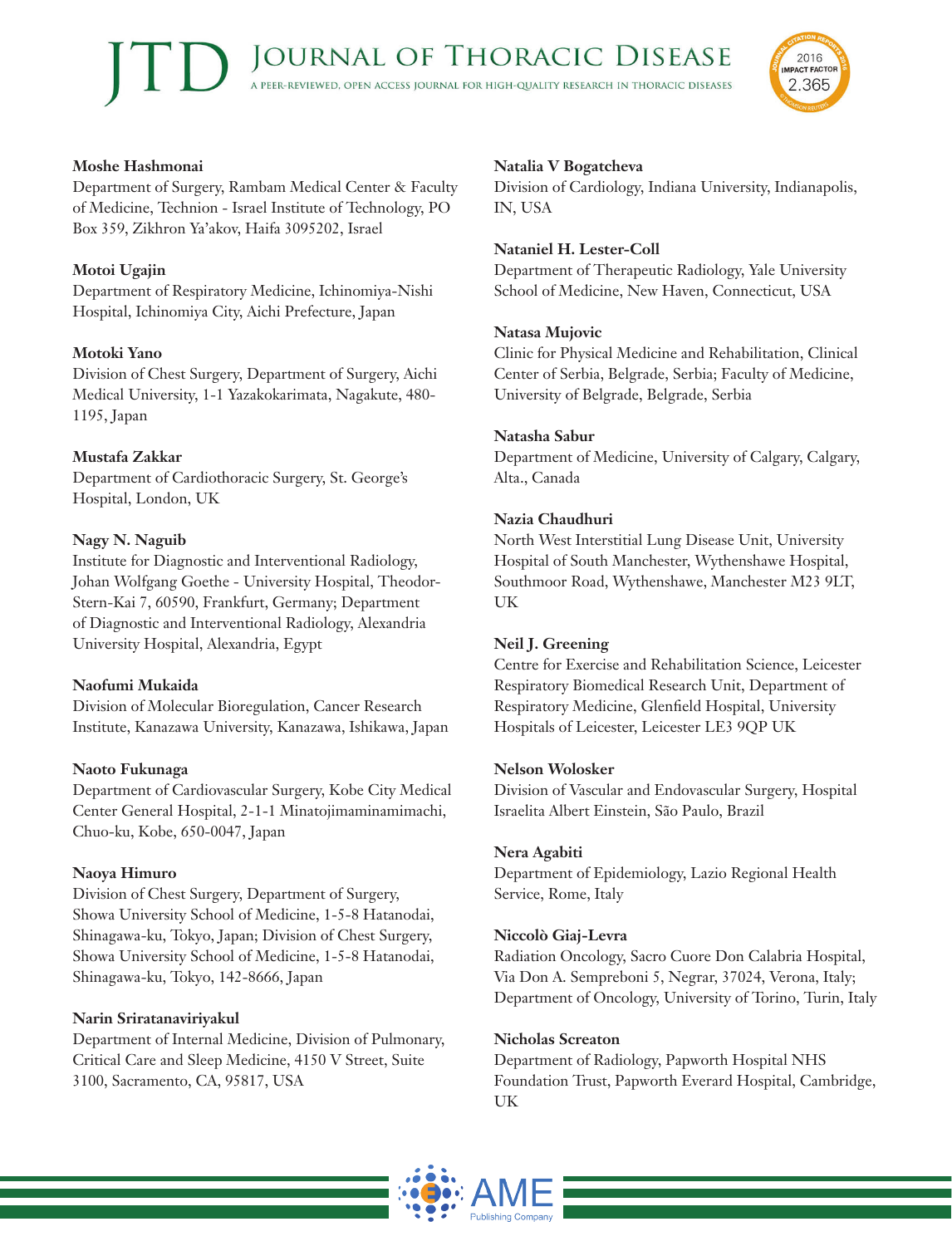**Moshe Hashmonai**
Department of Surgery, Rambam Medical Center & Faculty of Medicine, Technion - Israel Institute of Technology, PO Box 359, Zikhron Ya'akov, Haifa 3095202, Israel

**Motoi Ugajin**
Department of Respiratory Medicine, Ichinomiya-Nishi Hospital, Ichinomiya City, Aichi Prefecture, Japan

**Motoki Yano**
Division of Chest Surgery, Department of Surgery, Aichi Medical University, 1-1 Yazakokarimata, Nagakute, 480-1195, Japan

**Mustafa Zakkar**
Department of Cardiothoracic Surgery, St. George's Hospital, London, UK

**Nagy N. Naguib**
Institute for Diagnostic and Interventional Radiology, Johan Wolfgang Goethe - University Hospital, Theodor-Stern-Kai 7, 60590, Frankfurt, Germany; Department of Diagnostic and Interventional Radiology, Alexandria University Hospital, Alexandria, Egypt

**Naofumi Mukaida**
Division of Molecular Bioregulation, Cancer Research Institute, Kanazawa University, Kanazawa, Ishikawa, Japan

**Naoto Fukunaga**
Department of Cardiovascular Surgery, Kobe City Medical Center General Hospital, 2-1-1 Minatojimaminamimachi, Chuo-ku, Kobe, 650-0047, Japan

**Naoya Himuro**
Division of Chest Surgery, Department of Surgery, Showa University School of Medicine, 1-5-8 Hatanodai, Shinagawa-ku, Tokyo, Japan; Division of Chest Surgery, Showa University School of Medicine, 1-5-8 Hatanodai, Shinagawa-ku, Tokyo, 142-8666, Japan

**Narin Sriratanaviriyakul**
Department of Internal Medicine, Division of Pulmonary, Critical Care and Sleep Medicine, 4150 V Street, Suite 3100, Sacramento, CA, 95817, USA

**Natalia V Bogatcheva**
Division of Cardiology, Indiana University, Indianapolis, IN, USA

**Nataniel H. Lester-Coll**
Department of Therapeutic Radiology, Yale University School of Medicine, New Haven, Connecticut, USA

**Natasa Mujovic**
Clinic for Physical Medicine and Rehabilitation, Clinical Center of Serbia, Belgrade, Serbia; Faculty of Medicine, University of Belgrade, Belgrade, Serbia

**Natasha Sabur**
Department of Medicine, University of Calgary, Calgary, Alta., Canada

**Nazia Chaudhuri**
North West Interstitial Lung Disease Unit, University Hospital of South Manchester, Wythenshawe Hospital, Southmoor Road, Wythenshawe, Manchester M23 9LT, UK

**Neil J. Greening**
Centre for Exercise and Rehabilitation Science, Leicester Respiratory Biomedical Research Unit, Department of Respiratory Medicine, Glenfield Hospital, University Hospitals of Leicester, Leicester LE3 9QP UK

**Nelson Wolosker**
Division of Vascular and Endovascular Surgery, Hospital Israelita Albert Einstein, São Paulo, Brazil

**Nera Agabiti**
Department of Epidemiology, Lazio Regional Health Service, Rome, Italy

**Niccolò Giaj-Levra**
Radiation Oncology, Sacro Cuore Don Calabria Hospital, Via Don A. Sempreboni 5, Negrar, 37024, Verona, Italy; Department of Oncology, University of Torino, Turin, Italy

**Nicholas Screaton**
Department of Radiology, Papworth Hospital NHS Foundation Trust, Papworth Everard Hospital, Cambridge, UK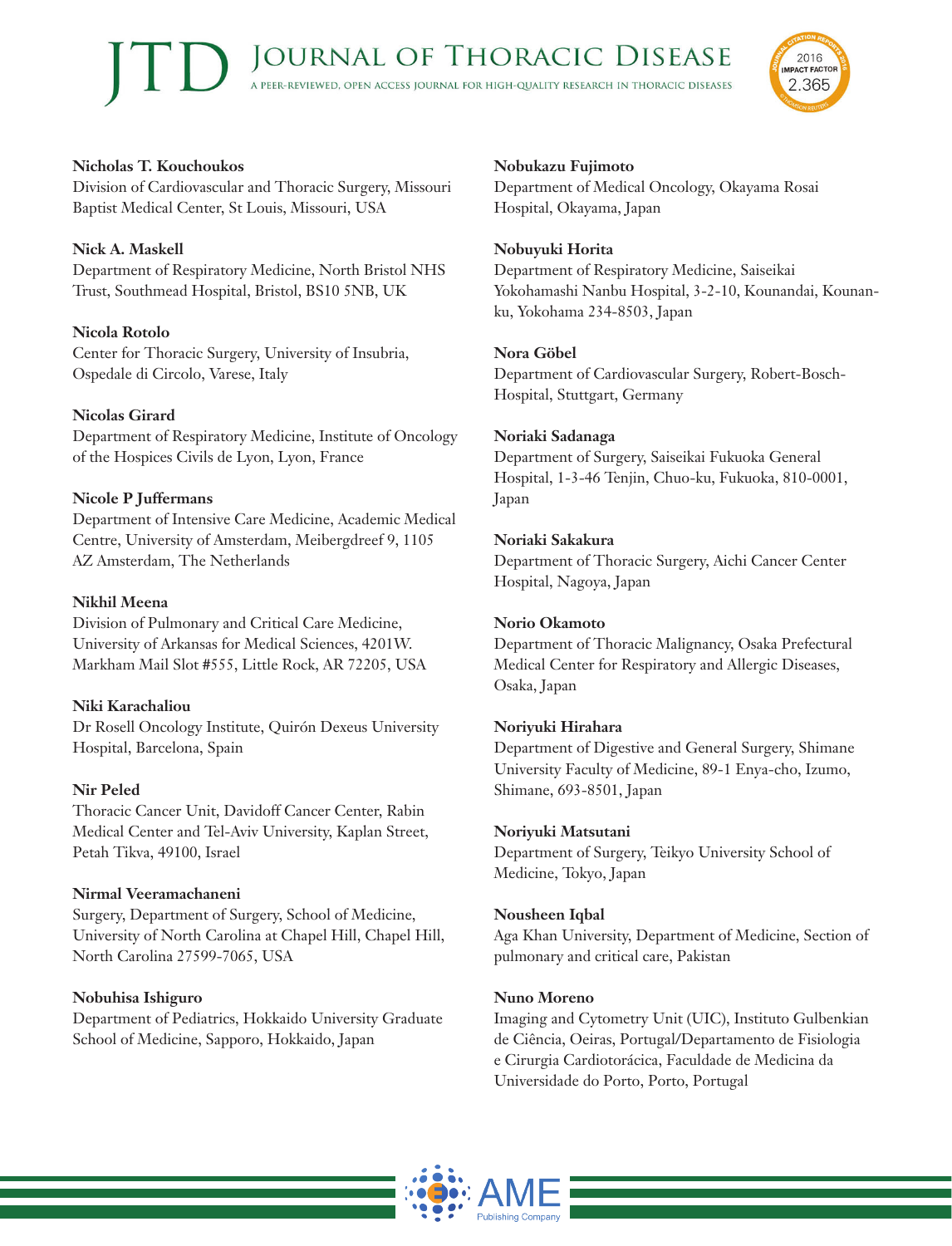**Nicholas T. Kouchoukos**
Division of Cardiovascular and Thoracic Surgery, Missouri Baptist Medical Center, St Louis, Missouri, USA

**Nick A. Maskell**
Department of Respiratory Medicine, North Bristol NHS Trust, Southmead Hospital, Bristol, BS10 5NB, UK

**Nicola Rotolo**
Center for Thoracic Surgery, University of Insubria, Ospedale di Circolo, Varese, Italy

**Nicolas Girard**
Department of Respiratory Medicine, Institute of Oncology of the Hospices Civils de Lyon, Lyon, France

**Nicole P Juffermans**
Department of Intensive Care Medicine, Academic Medical Centre, University of Amsterdam, Meibergdreef 9, 1105 AZ Amsterdam, The Netherlands

**Nikhil Meena**
Division of Pulmonary and Critical Care Medicine, University of Arkansas for Medical Sciences, 4201W. Markham Mail Slot #555, Little Rock, AR 72205, USA

**Niki Karachaliou**
Dr Rosell Oncology Institute, Quirón Dexeus University Hospital, Barcelona, Spain

**Nir Peled**
Thoracic Cancer Unit, Davidoff Cancer Center, Rabin Medical Center and Tel-Aviv University, Kaplan Street, Petah Tikva, 49100, Israel

**Nirmal Veeramachaneni**
Surgery, Department of Surgery, School of Medicine, University of North Carolina at Chapel Hill, Chapel Hill, North Carolina 27599-7065, USA

**Nobuhisa Ishiguro**
Department of Pediatrics, Hokkaido University Graduate School of Medicine, Sapporo, Hokkaido, Japan

**Nobukazu Fujimoto**
Department of Medical Oncology, Okayama Rosai Hospital, Okayama, Japan

**Nobuyuki Horita**
Department of Respiratory Medicine, Saiseikai Yokohamashi Nanbu Hospital, 3-2-10, Kounandai, Kounan-ku, Yokohama 234-8503, Japan

**Nora Göbel**
Department of Cardiovascular Surgery, Robert-Bosch-Hospital, Stuttgart, Germany

**Noriaki Sadanaga**
Department of Surgery, Saiseikai Fukuoka General Hospital, 1-3-46 Tenjin, Chuo-ku, Fukuoka, 810-0001, Japan

**Noriaki Sakakura**
Department of Thoracic Surgery, Aichi Cancer Center Hospital, Nagoya, Japan

**Norio Okamoto**
Department of Thoracic Malignancy, Osaka Prefectural Medical Center for Respiratory and Allergic Diseases, Osaka, Japan

**Noriyuki Hirahara**
Department of Digestive and General Surgery, Shimane University Faculty of Medicine, 89-1 Enya-cho, Izumo, Shimane, 693-8501, Japan

**Noriyuki Matsutani**
Department of Surgery, Teikyo University School of Medicine, Tokyo, Japan

**Nousheen Iqbal**
Aga Khan University, Department of Medicine, Section of pulmonary and critical care, Pakistan

**Nuno Moreno**
Imaging and Cytometry Unit (UIC), Instituto Gulbenkian de Ciência, Oeiras, Portugal/Departamento de Fisiologia e Cirurgia Cardiotorácica, Faculdade de Medicina da Universidade do Porto, Porto, Portugal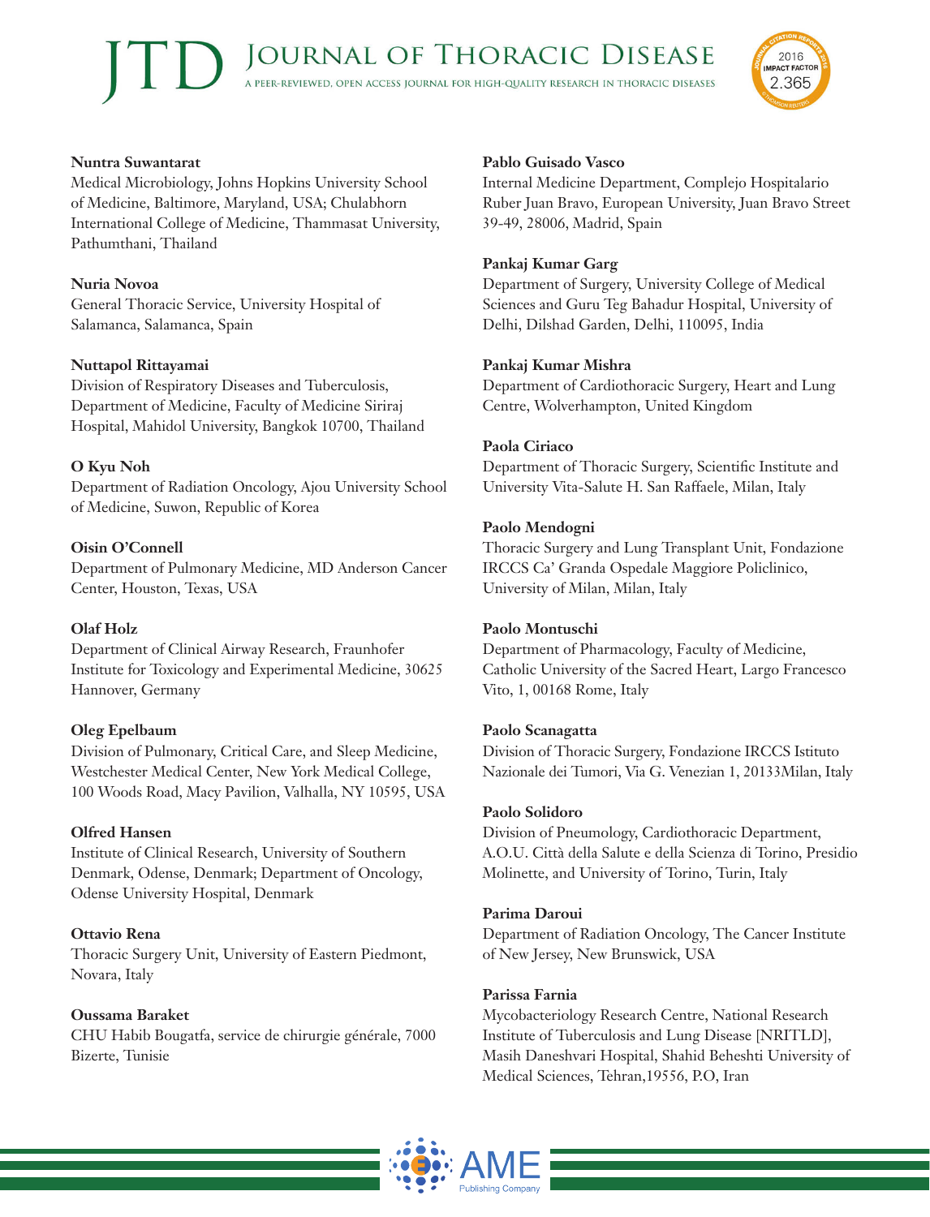**Nuntra Suwantarat**
Medical Microbiology, Johns Hopkins University School of Medicine, Baltimore, Maryland, USA; Chulabhorn International College of Medicine, Thammasat University, Pathumthani, Thailand

**Nuria Novoa**
General Thoracic Service, University Hospital of Salamanca, Salamanca, Spain

**Nuttapol Rittayamai**
Division of Respiratory Diseases and Tuberculosis, Department of Medicine, Faculty of Medicine Siriraj Hospital, Mahidol University, Bangkok 10700, Thailand

**O Kyu Noh**
Department of Radiation Oncology, Ajou University School of Medicine, Suwon, Republic of Korea

**Oisin O'Connell**
Department of Pulmonary Medicine, MD Anderson Cancer Center, Houston, Texas, USA

**Olaf Holz**
Department of Clinical Airway Research, Fraunhofer Institute for Toxicology and Experimental Medicine, 30625 Hannover, Germany

**Oleg Epelbaum**
Division of Pulmonary, Critical Care, and Sleep Medicine, Westchester Medical Center, New York Medical College, 100 Woods Road, Macy Pavilion, Valhalla, NY 10595, USA

**Olfred Hansen**
Institute of Clinical Research, University of Southern Denmark, Odense, Denmark; Department of Oncology, Odense University Hospital, Denmark

**Ottavio Rena**
Thoracic Surgery Unit, University of Eastern Piedmont, Novara, Italy

**Oussama Baraket**
CHU Habib Bougatfa, service de chirurgie générale, 7000 Bizerte, Tunisie

**Pablo Guisado Vasco**
Internal Medicine Department, Complejo Hospitalario Ruber Juan Bravo, European University, Juan Bravo Street 39-49, 28006, Madrid, Spain

**Pankaj Kumar Garg**
Department of Surgery, University College of Medical Sciences and Guru Teg Bahadur Hospital, University of Delhi, Dilshad Garden, Delhi, 110095, India

**Pankaj Kumar Mishra**
Department of Cardiothoracic Surgery, Heart and Lung Centre, Wolverhampton, United Kingdom

**Paola Ciriaco**
Department of Thoracic Surgery, Scientific Institute and University Vita-Salute H. San Raffaele, Milan, Italy

**Paolo Mendogni**
Thoracic Surgery and Lung Transplant Unit, Fondazione IRCCS Ca' Granda Ospedale Maggiore Policlinico, University of Milan, Milan, Italy

**Paolo Montuschi**
Department of Pharmacology, Faculty of Medicine, Catholic University of the Sacred Heart, Largo Francesco Vito, 1, 00168 Rome, Italy

**Paolo Scanagatta**
Division of Thoracic Surgery, Fondazione IRCCS Istituto Nazionale dei Tumori, Via G. Venezian 1, 20133Milan, Italy

**Paolo Solidoro**
Division of Pneumology, Cardiothoracic Department, A.O.U. Città della Salute e della Scienza di Torino, Presidio Molinette, and University of Torino, Turin, Italy

**Parima Daroui**
Department of Radiation Oncology, The Cancer Institute of New Jersey, New Brunswick, USA

**Parissa Farnia**
Mycobacteriology Research Centre, National Research Institute of Tuberculosis and Lung Disease [NRITLD], Masih Daneshvari Hospital, Shahid Beheshti University of Medical Sciences, Tehran,19556, P.O, Iran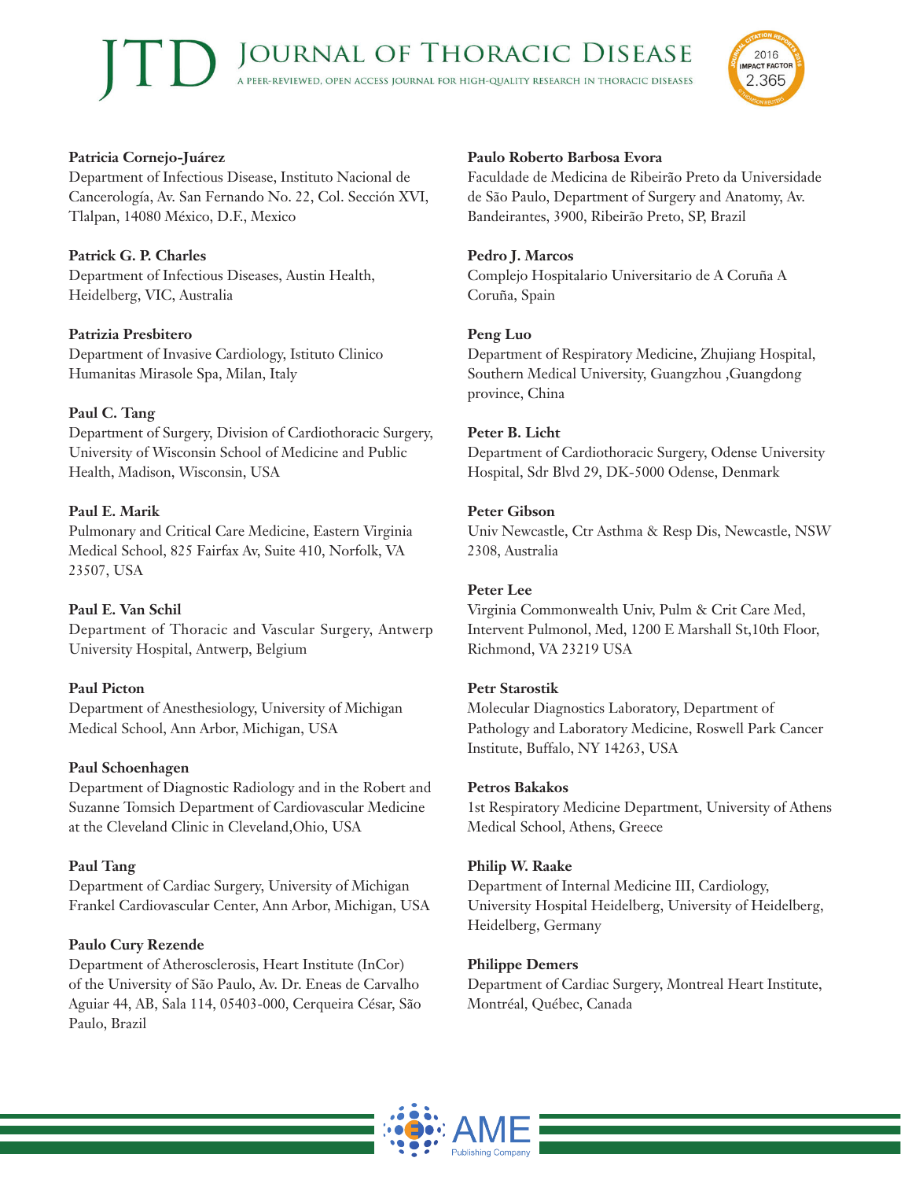**Patricia Cornejo-Juárez**
Department of Infectious Disease, Instituto Nacional de Cancerología, Av. San Fernando No. 22, Col. Sección XVI, Tlalpan, 14080 México, D.F., Mexico

**Patrick G. P. Charles**
Department of Infectious Diseases, Austin Health, Heidelberg, VIC, Australia

**Patrizia Presbitero**
Department of Invasive Cardiology, Istituto Clinico Humanitas Mirasole Spa, Milan, Italy

**Paul C. Tang**
Department of Surgery, Division of Cardiothoracic Surgery, University of Wisconsin School of Medicine and Public Health, Madison, Wisconsin, USA

**Paul E. Marik**
Pulmonary and Critical Care Medicine, Eastern Virginia Medical School, 825 Fairfax Av, Suite 410, Norfolk, VA 23507, USA

**Paul E. Van Schil**
Department of Thoracic and Vascular Surgery, Antwerp University Hospital, Antwerp, Belgium

**Paul Picton**
Department of Anesthesiology, University of Michigan Medical School, Ann Arbor, Michigan, USA

**Paul Schoenhagen**
Department of Diagnostic Radiology and in the Robert and Suzanne Tomsich Department of Cardiovascular Medicine at the Cleveland Clinic in Cleveland,Ohio, USA

**Paul Tang**
Department of Cardiac Surgery, University of Michigan Frankel Cardiovascular Center, Ann Arbor, Michigan, USA

**Paulo Cury Rezende**
Department of Atherosclerosis, Heart Institute (InCor) of the University of São Paulo, Av. Dr. Eneas de Carvalho Aguiar 44, AB, Sala 114, 05403-000, Cerqueira César, São Paulo, Brazil

**Paulo Roberto Barbosa Evora**
Faculdade de Medicina de Ribeirão Preto da Universidade de São Paulo, Department of Surgery and Anatomy, Av. Bandeirantes, 3900, Ribeirão Preto, SP, Brazil

**Pedro J. Marcos**
Complejo Hospitalario Universitario de A Coruña A Coruña, Spain

**Peng Luo**
Department of Respiratory Medicine, Zhujiang Hospital, Southern Medical University, Guangzhou ,Guangdong province, China

**Peter B. Licht**
Department of Cardiothoracic Surgery, Odense University Hospital, Sdr Blvd 29, DK-5000 Odense, Denmark

**Peter Gibson**
Univ Newcastle, Ctr Asthma & Resp Dis, Newcastle, NSW 2308, Australia

**Peter Lee**
Virginia Commonwealth Univ, Pulm & Crit Care Med, Intervent Pulmonol, Med, 1200 E Marshall St,10th Floor, Richmond, VA 23219 USA

**Petr Starostik**
Molecular Diagnostics Laboratory, Department of Pathology and Laboratory Medicine, Roswell Park Cancer Institute, Buffalo, NY 14263, USA

**Petros Bakakos**
1st Respiratory Medicine Department, University of Athens Medical School, Athens, Greece

**Philip W. Raake**
Department of Internal Medicine III, Cardiology, University Hospital Heidelberg, University of Heidelberg, Heidelberg, Germany

**Philippe Demers**
Department of Cardiac Surgery, Montreal Heart Institute, Montréal, Québec, Canada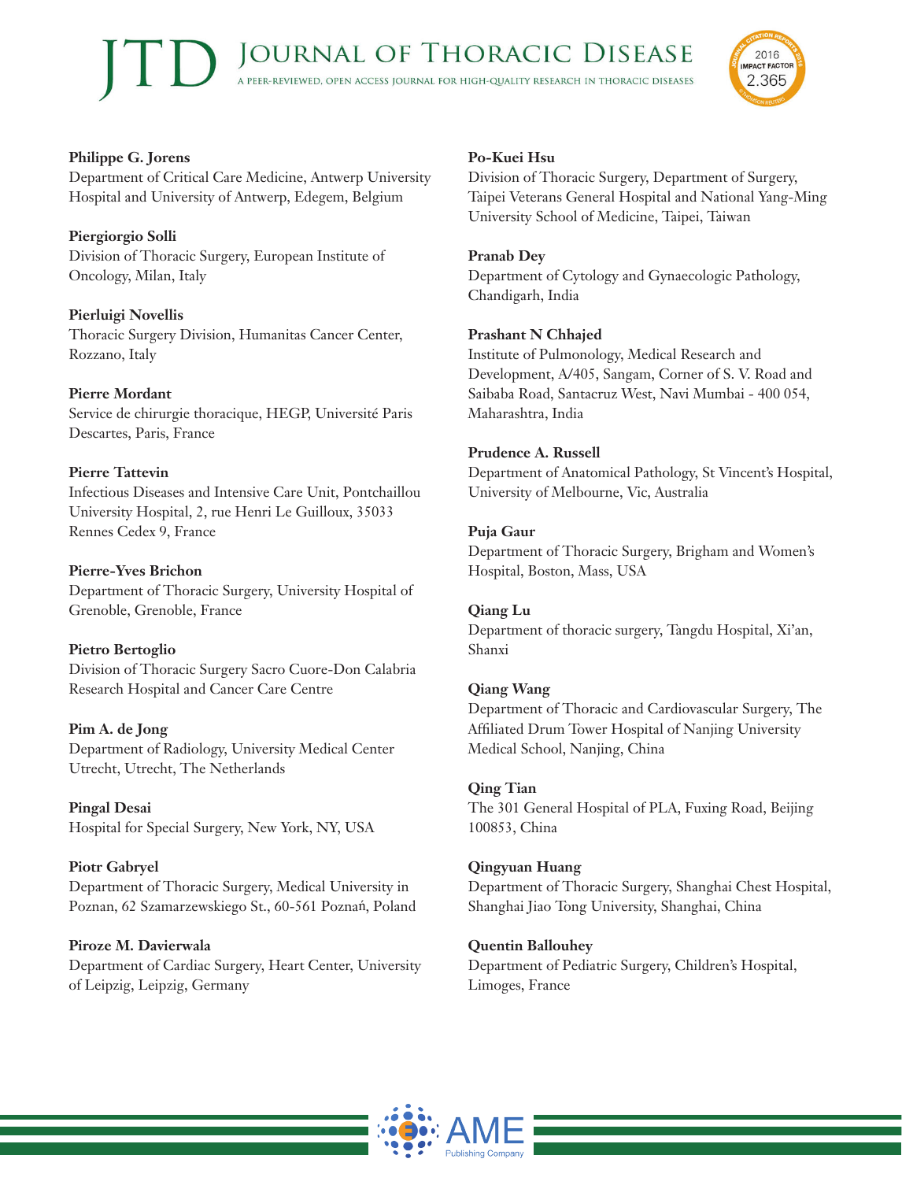**Philippe G. Jorens**
Department of Critical Care Medicine, Antwerp University Hospital and University of Antwerp, Edegem, Belgium

**Piergiorgio Solli**
Division of Thoracic Surgery, European Institute of Oncology, Milan, Italy

**Pierluigi Novellis**
Thoracic Surgery Division, Humanitas Cancer Center, Rozzano, Italy

**Pierre Mordant**
Service de chirurgie thoracique, HEGP, Université Paris Descartes, Paris, France

**Pierre Tattevin**
Infectious Diseases and Intensive Care Unit, Pontchaillou University Hospital, 2, rue Henri Le Guilloux, 35033 Rennes Cedex 9, France

**Pierre-Yves Brichon**
Department of Thoracic Surgery, University Hospital of Grenoble, Grenoble, France

**Pietro Bertoglio**
Division of Thoracic Surgery Sacro Cuore-Don Calabria Research Hospital and Cancer Care Centre

**Pim A. de Jong**
Department of Radiology, University Medical Center Utrecht, Utrecht, The Netherlands

**Pingal Desai**
Hospital for Special Surgery, New York, NY, USA

**Piotr Gabryel**
Department of Thoracic Surgery, Medical University in Poznan, 62 Szamarzewskiego St., 60-561 Poznań, Poland

**Piroze M. Davierwala**
Department of Cardiac Surgery, Heart Center, University of Leipzig, Leipzig, Germany

**Po-Kuei Hsu**
Division of Thoracic Surgery, Department of Surgery, Taipei Veterans General Hospital and National Yang-Ming University School of Medicine, Taipei, Taiwan

**Pranab Dey**
Department of Cytology and Gynaecologic Pathology, Chandigarh, India

**Prashant N Chhajed**
Institute of Pulmonology, Medical Research and Development, A/405, Sangam, Corner of S. V. Road and Saibaba Road, Santacruz West, Navi Mumbai - 400 054, Maharashtra, India

**Prudence A. Russell**
Department of Anatomical Pathology, St Vincent's Hospital, University of Melbourne, Vic, Australia

**Puja Gaur**
Department of Thoracic Surgery, Brigham and Women's Hospital, Boston, Mass, USA

**Qiang Lu**
Department of thoracic surgery, Tangdu Hospital, Xi'an, Shanxi

**Qiang Wang**
Department of Thoracic and Cardiovascular Surgery, The Affiliated Drum Tower Hospital of Nanjing University Medical School, Nanjing, China

**Qing Tian**
The 301 General Hospital of PLA, Fuxing Road, Beijing 100853, China

**Qingyuan Huang**
Department of Thoracic Surgery, Shanghai Chest Hospital, Shanghai Jiao Tong University, Shanghai, China

**Quentin Ballouhey**
Department of Pediatric Surgery, Children's Hospital, Limoges, France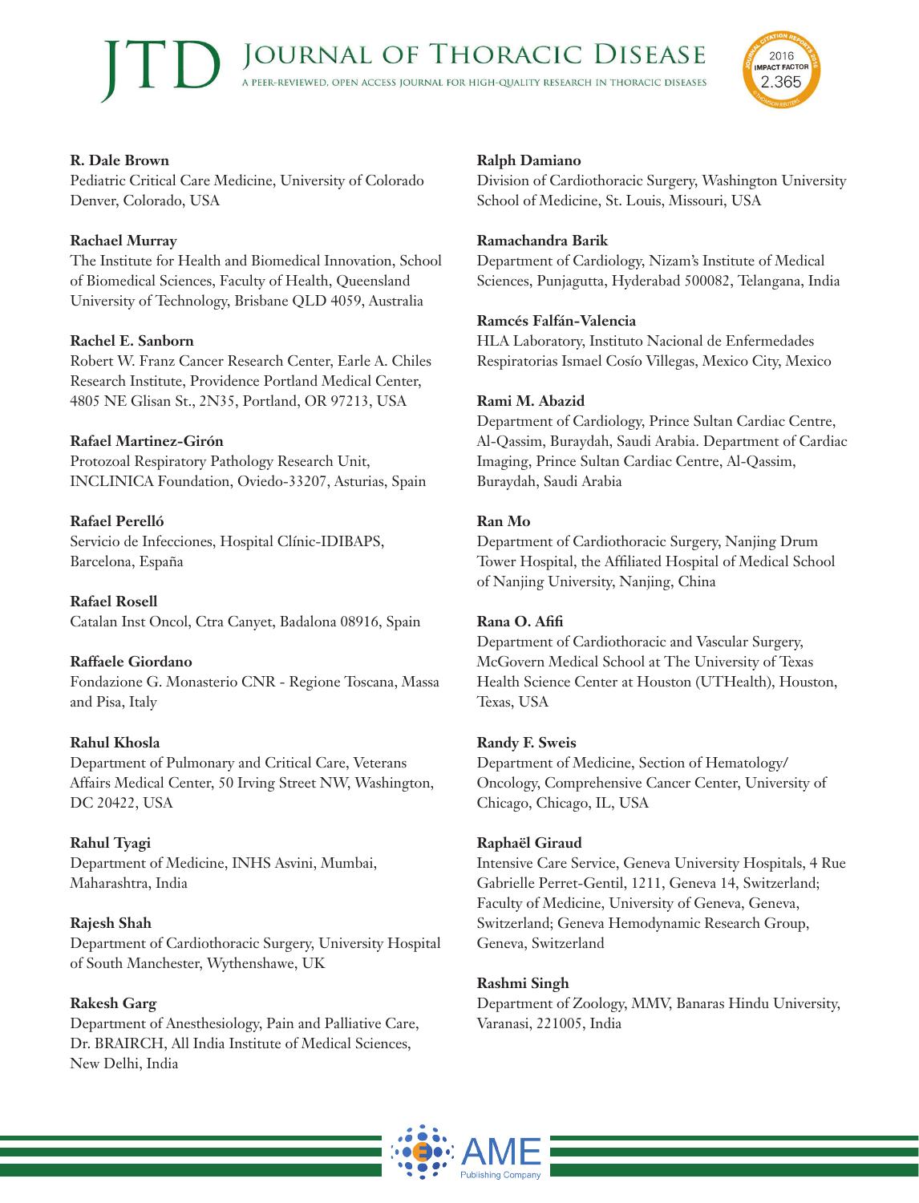**R. Dale Brown**
Pediatric Critical Care Medicine, University of Colorado Denver, Colorado, USA

**Rachael Murray**
The Institute for Health and Biomedical Innovation, School of Biomedical Sciences, Faculty of Health, Queensland University of Technology, Brisbane QLD 4059, Australia

**Rachel E. Sanborn**
Robert W. Franz Cancer Research Center, Earle A. Chiles Research Institute, Providence Portland Medical Center, 4805 NE Glisan St., 2N35, Portland, OR 97213, USA

**Rafael Martinez-Girón**
Protozoal Respiratory Pathology Research Unit, INCLINICA Foundation, Oviedo-33207, Asturias, Spain

**Rafael Perelló**
Servicio de Infecciones, Hospital Clínic-IDIBAPS, Barcelona, España

**Rafael Rosell**
Catalan Inst Oncol, Ctra Canyet, Badalona 08916, Spain

**Raffaele Giordano**
Fondazione G. Monasterio CNR - Regione Toscana, Massa and Pisa, Italy

**Rahul Khosla**
Department of Pulmonary and Critical Care, Veterans Affairs Medical Center, 50 Irving Street NW, Washington, DC 20422, USA

**Rahul Tyagi**
Department of Medicine, INHS Asvini, Mumbai, Maharashtra, India

**Rajesh Shah**
Department of Cardiothoracic Surgery, University Hospital of South Manchester, Wythenshawe, UK

**Rakesh Garg**
Department of Anesthesiology, Pain and Palliative Care, Dr. BRAIRCH, All India Institute of Medical Sciences, New Delhi, India

**Ralph Damiano**
Division of Cardiothoracic Surgery, Washington University School of Medicine, St. Louis, Missouri, USA

**Ramachandra Barik**
Department of Cardiology, Nizam's Institute of Medical Sciences, Punjagutta, Hyderabad 500082, Telangana, India

**Ramcés Falfán-Valencia**
HLA Laboratory, Instituto Nacional de Enfermedades Respiratorias Ismael Cosío Villegas, Mexico City, Mexico

**Rami M. Abazid**
Department of Cardiology, Prince Sultan Cardiac Centre, Al-Qassim, Buraydah, Saudi Arabia. Department of Cardiac Imaging, Prince Sultan Cardiac Centre, Al-Qassim, Buraydah, Saudi Arabia

**Ran Mo**
Department of Cardiothoracic Surgery, Nanjing Drum Tower Hospital, the Affiliated Hospital of Medical School of Nanjing University, Nanjing, China

**Rana O. Afifi**
Department of Cardiothoracic and Vascular Surgery, McGovern Medical School at The University of Texas Health Science Center at Houston (UTHealth), Houston, Texas, USA

**Randy F. Sweis**
Department of Medicine, Section of Hematology/Oncology, Comprehensive Cancer Center, University of Chicago, Chicago, IL, USA

**Raphaël Giraud**
Intensive Care Service, Geneva University Hospitals, 4 Rue Gabrielle Perret-Gentil, 1211, Geneva 14, Switzerland; Faculty of Medicine, University of Geneva, Geneva, Switzerland; Geneva Hemodynamic Research Group, Geneva, Switzerland

**Rashmi Singh**
Department of Zoology, MMV, Banaras Hindu University, Varanasi, 221005, India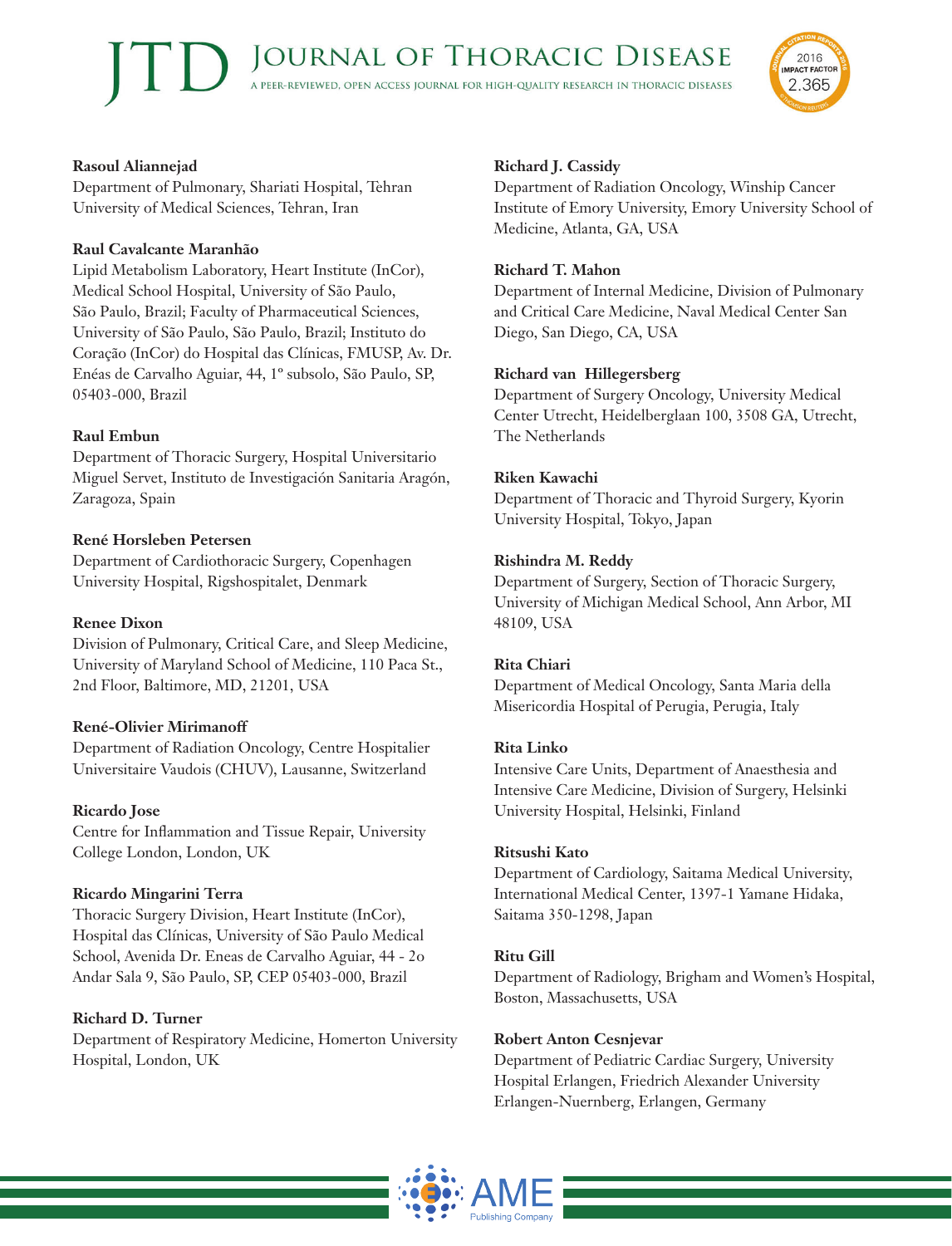**Rasoul Aliannejad**
Department of Pulmonary, Shariati Hospital, Tehran University of Medical Sciences, Tehran, Iran

**Raul Cavalcante Maranhão**
Lipid Metabolism Laboratory, Heart Institute (InCor), Medical School Hospital, University of São Paulo, São Paulo, Brazil; Faculty of Pharmaceutical Sciences, University of São Paulo, São Paulo, Brazil; Instituto do Coração (InCor) do Hospital das Clínicas, FMUSP, Av. Dr. Enéas de Carvalho Aguiar, 44, 1º subsolo, São Paulo, SP, 05403-000, Brazil

**Raul Embun**
Department of Thoracic Surgery, Hospital Universitario Miguel Servet, Instituto de Investigación Sanitaria Aragón, Zaragoza, Spain

**René Horsleben Petersen**
Department of Cardiothoracic Surgery, Copenhagen University Hospital, Rigshospitalet, Denmark

**Renee Dixon**
Division of Pulmonary, Critical Care, and Sleep Medicine, University of Maryland School of Medicine, 110 Paca St., 2nd Floor, Baltimore, MD, 21201, USA

**René-Olivier Mirimanoff**
Department of Radiation Oncology, Centre Hospitalier Universitaire Vaudois (CHUV), Lausanne, Switzerland

**Ricardo Jose**
Centre for Inflammation and Tissue Repair, University College London, London, UK

**Ricardo Mingarini Terra**
Thoracic Surgery Division, Heart Institute (InCor), Hospital das Clínicas, University of São Paulo Medical School, Avenida Dr. Eneas de Carvalho Aguiar, 44 - 2o Andar Sala 9, São Paulo, SP, CEP 05403-000, Brazil

**Richard D. Turner**
Department of Respiratory Medicine, Homerton University Hospital, London, UK

**Richard J. Cassidy**
Department of Radiation Oncology, Winship Cancer Institute of Emory University, Emory University School of Medicine, Atlanta, GA, USA

**Richard T. Mahon**
Department of Internal Medicine, Division of Pulmonary and Critical Care Medicine, Naval Medical Center San Diego, San Diego, CA, USA

**Richard van Hillegersberg**
Department of Surgery Oncology, University Medical Center Utrecht, Heidelberglaan 100, 3508 GA, Utrecht, The Netherlands

**Riken Kawachi**
Department of Thoracic and Thyroid Surgery, Kyorin University Hospital, Tokyo, Japan

**Rishindra M. Reddy**
Department of Surgery, Section of Thoracic Surgery, University of Michigan Medical School, Ann Arbor, MI 48109, USA

**Rita Chiari**
Department of Medical Oncology, Santa Maria della Misericordia Hospital of Perugia, Perugia, Italy

**Rita Linko**
Intensive Care Units, Department of Anaesthesia and Intensive Care Medicine, Division of Surgery, Helsinki University Hospital, Helsinki, Finland

**Ritsushi Kato**
Department of Cardiology, Saitama Medical University, International Medical Center, 1397-1 Yamane Hidaka, Saitama 350-1298, Japan

**Ritu Gill**
Department of Radiology, Brigham and Women's Hospital, Boston, Massachusetts, USA

**Robert Anton Cesnjevar**
Department of Pediatric Cardiac Surgery, University Hospital Erlangen, Friedrich Alexander University Erlangen-Nuernberg, Erlangen, Germany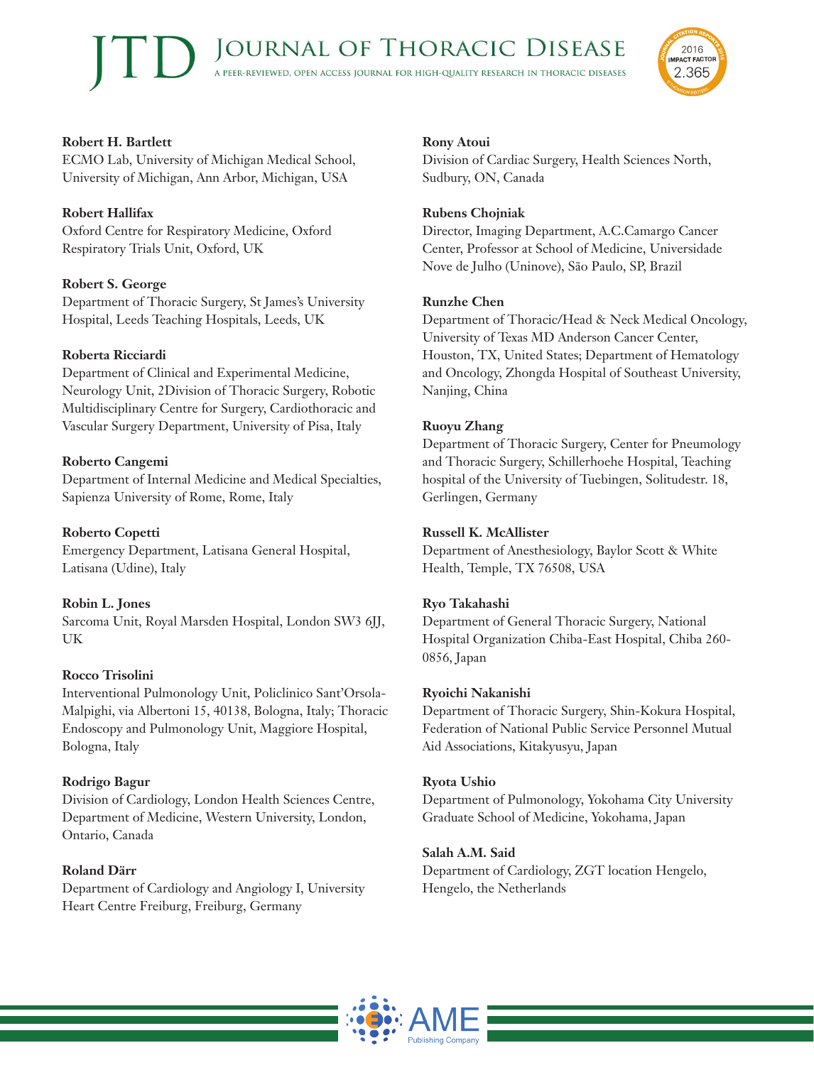**Robert H. Bartlett**
ECMO Lab, University of Michigan Medical School, University of Michigan, Ann Arbor, Michigan, USA

**Robert Hallifax**
Oxford Centre for Respiratory Medicine, Oxford Respiratory Trials Unit, Oxford, UK

**Robert S. George**
Department of Thoracic Surgery, St James's University Hospital, Leeds Teaching Hospitals, Leeds, UK

**Roberta Ricciardi**
Department of Clinical and Experimental Medicine, Neurology Unit, 2Division of Thoracic Surgery, Robotic Multidisciplinary Centre for Surgery, Cardiothoracic and Vascular Surgery Department, University of Pisa, Italy

**Roberto Cangemi**
Department of Internal Medicine and Medical Specialties, Sapienza University of Rome, Rome, Italy

**Roberto Copetti**
Emergency Department, Latisana General Hospital, Latisana (Udine), Italy

**Robin L. Jones**
Sarcoma Unit, Royal Marsden Hospital, London SW3 6JJ, UK

**Rocco Trisolini**
Interventional Pulmonology Unit, Policlinico Sant'Orsola-Malpighi, via Albertoni 15, 40138, Bologna, Italy; Thoracic Endoscopy and Pulmonology Unit, Maggiore Hospital, Bologna, Italy

**Rodrigo Bagur**
Division of Cardiology, London Health Sciences Centre, Department of Medicine, Western University, London, Ontario, Canada

**Roland Därr**
Department of Cardiology and Angiology I, University Heart Centre Freiburg, Freiburg, Germany

**Rony Atoui**
Division of Cardiac Surgery, Health Sciences North, Sudbury, ON, Canada

**Rubens Chojniak**
Director, Imaging Department, A.C.Camargo Cancer Center, Professor at School of Medicine, Universidade Nove de Julho (Uninove), São Paulo, SP, Brazil

**Runzhe Chen**
Department of Thoracic/Head & Neck Medical Oncology, University of Texas MD Anderson Cancer Center, Houston, TX, United States; Department of Hematology and Oncology, Zhongda Hospital of Southeast University, Nanjing, China

**Ruoyu Zhang**
Department of Thoracic Surgery, Center for Pneumology and Thoracic Surgery, Schillerhoehe Hospital, Teaching hospital of the University of Tuebingen, Solitudestr. 18, Gerlingen, Germany

**Russell K. McAllister**
Department of Anesthesiology, Baylor Scott & White Health, Temple, TX 76508, USA

**Ryo Takahashi**
Department of General Thoracic Surgery, National Hospital Organization Chiba-East Hospital, Chiba 260-0856, Japan

**Ryoichi Nakanishi**
Department of Thoracic Surgery, Shin-Kokura Hospital, Federation of National Public Service Personnel Mutual Aid Associations, Kitakyusyu, Japan

**Ryota Ushio**
Department of Pulmonology, Yokohama City University Graduate School of Medicine, Yokohama, Japan

**Salah A.M. Said**
Department of Cardiology, ZGT location Hengelo, Hengelo, the Netherlands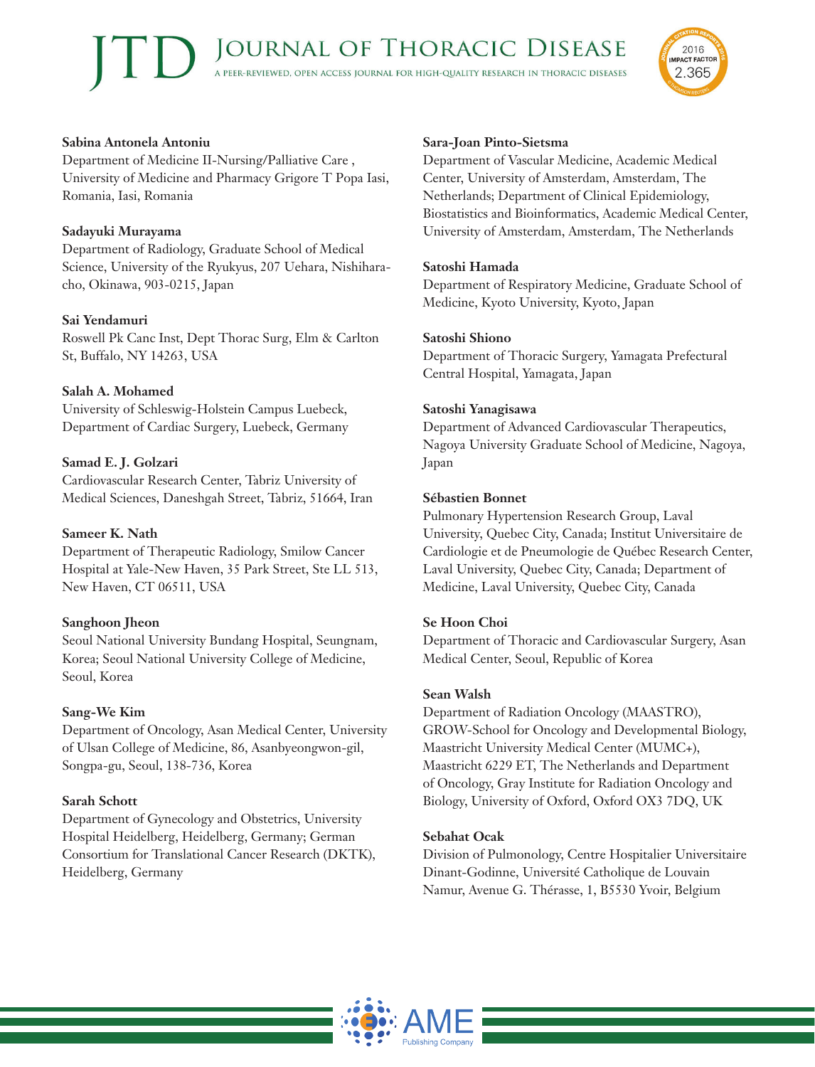**Sabina Antonela Antoniu**
Department of Medicine II-Nursing/Palliative Care , University of Medicine and Pharmacy Grigore T Popa Iasi, Romania, Iasi, Romania

**Sadayuki Murayama**
Department of Radiology, Graduate School of Medical Science, University of the Ryukyus, 207 Uehara, Nishihara-cho, Okinawa, 903-0215, Japan

**Sai Yendamuri**
Roswell Pk Canc Inst, Dept Thorac Surg, Elm & Carlton St, Buffalo, NY 14263, USA

**Salah A. Mohamed**
University of Schleswig-Holstein Campus Luebeck, Department of Cardiac Surgery, Luebeck, Germany

**Samad E. J. Golzari**
Cardiovascular Research Center, Tabriz University of Medical Sciences, Daneshgah Street, Tabriz, 51664, Iran

**Sameer K. Nath**
Department of Therapeutic Radiology, Smilow Cancer Hospital at Yale-New Haven, 35 Park Street, Ste LL 513, New Haven, CT 06511, USA

**Sanghoon Jheon**
Seoul National University Bundang Hospital, Seungnam, Korea; Seoul National University College of Medicine, Seoul, Korea

**Sang-We Kim**
Department of Oncology, Asan Medical Center, University of Ulsan College of Medicine, 86, Asanbyeongwon-gil, Songpa-gu, Seoul, 138-736, Korea

**Sarah Schott**
Department of Gynecology and Obstetrics, University Hospital Heidelberg, Heidelberg, Germany; German Consortium for Translational Cancer Research (DKTK), Heidelberg, Germany

**Sara-Joan Pinto-Sietsma**
Department of Vascular Medicine, Academic Medical Center, University of Amsterdam, Amsterdam, The Netherlands; Department of Clinical Epidemiology, Biostatistics and Bioinformatics, Academic Medical Center, University of Amsterdam, Amsterdam, The Netherlands

**Satoshi Hamada**
Department of Respiratory Medicine, Graduate School of Medicine, Kyoto University, Kyoto, Japan

**Satoshi Shiono**
Department of Thoracic Surgery, Yamagata Prefectural Central Hospital, Yamagata, Japan

**Satoshi Yanagisawa**
Department of Advanced Cardiovascular Therapeutics, Nagoya University Graduate School of Medicine, Nagoya, Japan

**Sébastien Bonnet**
Pulmonary Hypertension Research Group, Laval University, Quebec City, Canada; Institut Universitaire de Cardiologie et de Pneumologie de Québec Research Center, Laval University, Quebec City, Canada; Department of Medicine, Laval University, Quebec City, Canada

**Se Hoon Choi**
Department of Thoracic and Cardiovascular Surgery, Asan Medical Center, Seoul, Republic of Korea

**Sean Walsh**
Department of Radiation Oncology (MAASTRO), GROW-School for Oncology and Developmental Biology, Maastricht University Medical Center (MUMC+), Maastricht 6229 ET, The Netherlands and Department of Oncology, Gray Institute for Radiation Oncology and Biology, University of Oxford, Oxford OX3 7DQ, UK

**Sebahat Ocak**
Division of Pulmonology, Centre Hospitalier Universitaire Dinant-Godinne, Université Catholique de Louvain Namur, Avenue G. Thérasse, 1, B5530 Yvoir, Belgium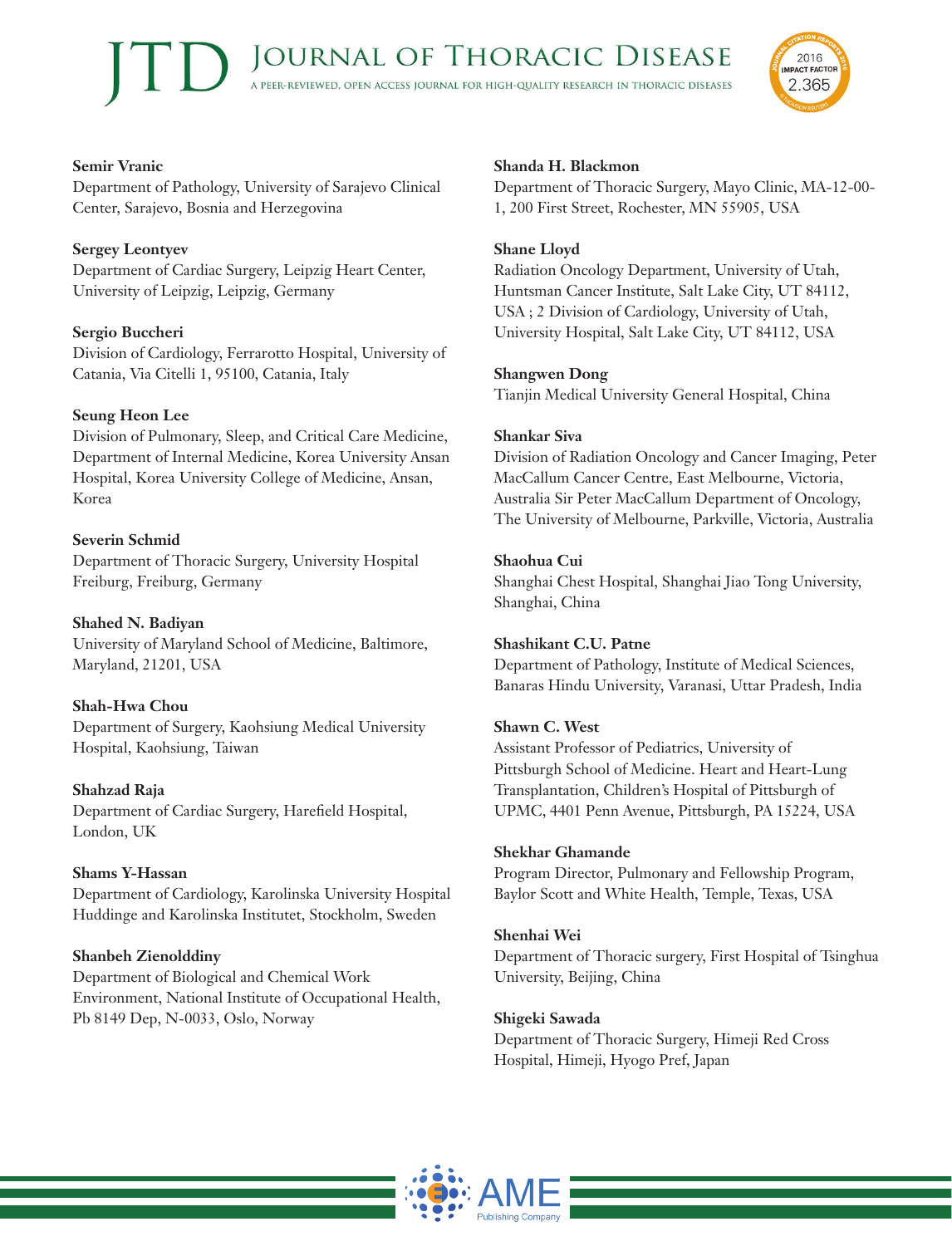**Semir Vranic**
Department of Pathology, University of Sarajevo Clinical Center, Sarajevo, Bosnia and Herzegovina

**Sergey Leontyev**
Department of Cardiac Surgery, Leipzig Heart Center, University of Leipzig, Leipzig, Germany

**Sergio Buccheri**
Division of Cardiology, Ferrarotto Hospital, University of Catania, Via Citelli 1, 95100, Catania, Italy

**Seung Heon Lee**
Division of Pulmonary, Sleep, and Critical Care Medicine, Department of Internal Medicine, Korea University Ansan Hospital, Korea University College of Medicine, Ansan, Korea

**Severin Schmid**
Department of Thoracic Surgery, University Hospital Freiburg, Freiburg, Germany

**Shahed N. Badiyan**
University of Maryland School of Medicine, Baltimore, Maryland, 21201, USA

**Shah-Hwa Chou**
Department of Surgery, Kaohsiung Medical University Hospital, Kaohsiung, Taiwan

**Shahzad Raja**
Department of Cardiac Surgery, Harefield Hospital, London, UK

**Shams Y-Hassan**
Department of Cardiology, Karolinska University Hospital Huddinge and Karolinska Institutet, Stockholm, Sweden

**Shanbeh Zienolddiny**
Department of Biological and Chemical Work Environment, National Institute of Occupational Health, Pb 8149 Dep, N-0033, Oslo, Norway

**Shanda H. Blackmon**
Department of Thoracic Surgery, Mayo Clinic, MA-12-00-1, 200 First Street, Rochester, MN 55905, USA

**Shane Lloyd**
Radiation Oncology Department, University of Utah, Huntsman Cancer Institute, Salt Lake City, UT 84112, USA ; 2 Division of Cardiology, University of Utah, University Hospital, Salt Lake City, UT 84112, USA

**Shangwen Dong**
Tianjin Medical University General Hospital, China

**Shankar Siva**
Division of Radiation Oncology and Cancer Imaging, Peter MacCallum Cancer Centre, East Melbourne, Victoria, Australia Sir Peter MacCallum Department of Oncology, The University of Melbourne, Parkville, Victoria, Australia

**Shaohua Cui**
Shanghai Chest Hospital, Shanghai Jiao Tong University, Shanghai, China

**Shashikant C.U. Patne**
Department of Pathology, Institute of Medical Sciences, Banaras Hindu University, Varanasi, Uttar Pradesh, India

**Shawn C. West**
Assistant Professor of Pediatrics, University of Pittsburgh School of Medicine. Heart and Heart-Lung Transplantation, Children's Hospital of Pittsburgh of UPMC, 4401 Penn Avenue, Pittsburgh, PA 15224, USA

**Shekhar Ghamande**
Program Director, Pulmonary and Fellowship Program, Baylor Scott and White Health, Temple, Texas, USA

**Shenhai Wei**
Department of Thoracic surgery, First Hospital of Tsinghua University, Beijing, China

**Shigeki Sawada**
Department of Thoracic Surgery, Himeji Red Cross Hospital, Himeji, Hyogo Pref, Japan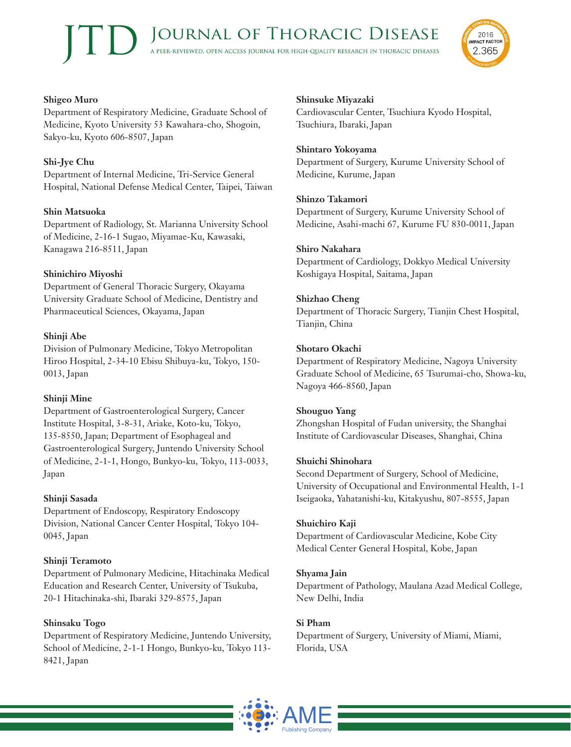**Shigeo Muro**
Department of Respiratory Medicine, Graduate School of Medicine, Kyoto University 53 Kawahara-cho, Shogoin, Sakyo-ku, Kyoto 606-8507, Japan

**Shi-Jye Chu**
Department of Internal Medicine, Tri-Service General Hospital, National Defense Medical Center, Taipei, Taiwan

**Shin Matsuoka**
Department of Radiology, St. Marianna University School of Medicine, 2-16-1 Sugao, Miyamae-Ku, Kawasaki, Kanagawa 216-8511, Japan

**Shinichiro Miyoshi**
Department of General Thoracic Surgery, Okayama University Graduate School of Medicine, Dentistry and Pharmaceutical Sciences, Okayama, Japan

**Shinji Abe**
Division of Pulmonary Medicine, Tokyo Metropolitan Hiroo Hospital, 2-34-10 Ebisu Shibuya-ku, Tokyo, 150-0013, Japan

**Shinji Mine**
Department of Gastroenterological Surgery, Cancer Institute Hospital, 3-8-31, Ariake, Koto-ku, Tokyo, 135-8550, Japan; Department of Esophageal and Gastroenterological Surgery, Juntendo University School of Medicine, 2-1-1, Hongo, Bunkyo-ku, Tokyo, 113-0033, Japan

**Shinji Sasada**
Department of Endoscopy, Respiratory Endoscopy Division, National Cancer Center Hospital, Tokyo 104-0045, Japan

**Shinji Teramoto**
Department of Pulmonary Medicine, Hitachinaka Medical Education and Research Center, University of Tsukuba, 20-1 Hitachinaka-shi, Ibaraki 329-8575, Japan

**Shinsaku Togo**
Department of Respiratory Medicine, Juntendo University, School of Medicine, 2-1-1 Hongo, Bunkyo-ku, Tokyo 113-8421, Japan

**Shinsuke Miyazaki**
Cardiovascular Center, Tsuchiura Kyodo Hospital, Tsuchiura, Ibaraki, Japan

**Shintaro Yokoyama**
Department of Surgery, Kurume University School of Medicine, Kurume, Japan

**Shinzo Takamori**
Department of Surgery, Kurume University School of Medicine, Asahi-machi 67, Kurume FU 830-0011, Japan

**Shiro Nakahara**
Department of Cardiology, Dokkyo Medical University Koshigaya Hospital, Saitama, Japan

**Shizhao Cheng**
Department of Thoracic Surgery, Tianjin Chest Hospital, Tianjin, China

**Shotaro Okachi**
Department of Respiratory Medicine, Nagoya University Graduate School of Medicine, 65 Tsurumai-cho, Showa-ku, Nagoya 466-8560, Japan

**Shouguo Yang**
Zhongshan Hospital of Fudan university, the Shanghai Institute of Cardiovascular Diseases, Shanghai, China

**Shuichi Shinohara**
Second Department of Surgery, School of Medicine, University of Occupational and Environmental Health, 1-1 Iseigaoka, Yahatanishi-ku, Kitakyushu, 807-8555, Japan

**Shuichiro Kaji**
Department of Cardiovascular Medicine, Kobe City Medical Center General Hospital, Kobe, Japan

**Shyama Jain**
Department of Pathology, Maulana Azad Medical College, New Delhi, India

**Si Pham**
Department of Surgery, University of Miami, Miami, Florida, USA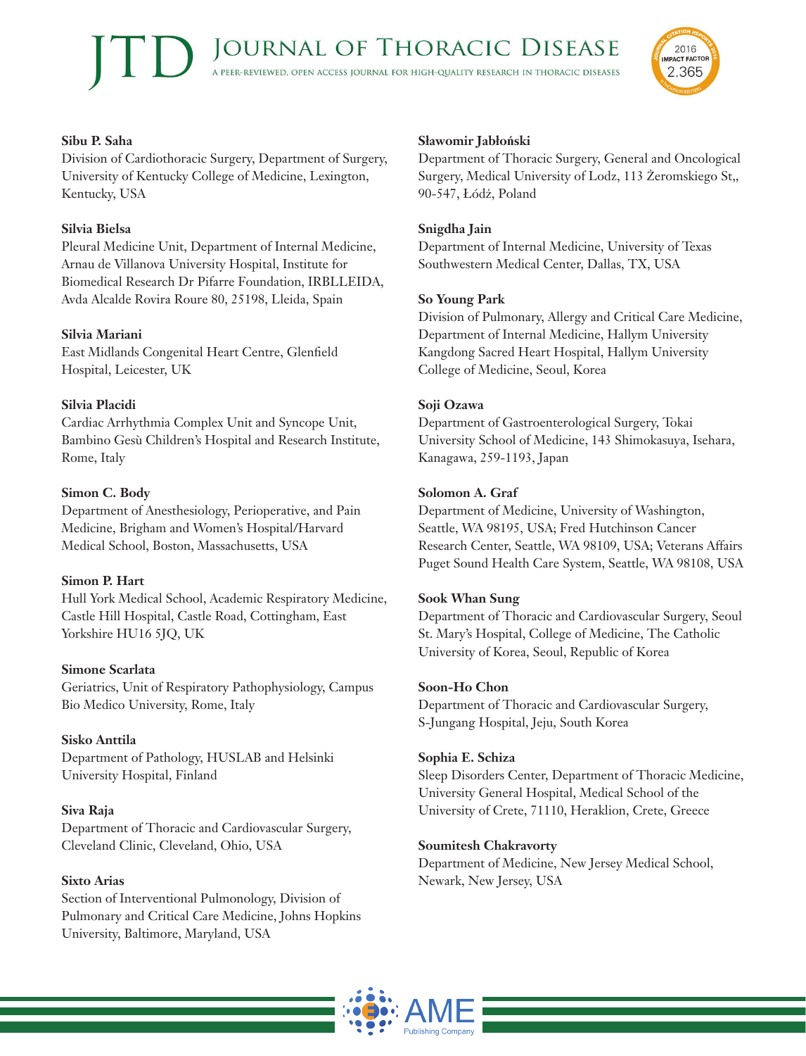**Sibu P. Saha**
Division of Cardiothoracic Surgery, Department of Surgery, University of Kentucky College of Medicine, Lexington, Kentucky, USA

**Silvia Bielsa**
Pleural Medicine Unit, Department of Internal Medicine, Arnau de Villanova University Hospital, Institute for Biomedical Research Dr Pifarre Foundation, IRBLLEIDA, Avda Alcalde Rovira Roure 80, 25198, Lleida, Spain

**Silvia Mariani**
East Midlands Congenital Heart Centre, Glenfield Hospital, Leicester, UK

**Silvia Placidi**
Cardiac Arrhythmia Complex Unit and Syncope Unit, Bambino Gesù Children's Hospital and Research Institute, Rome, Italy

**Simon C. Body**
Department of Anesthesiology, Perioperative, and Pain Medicine, Brigham and Women's Hospital/Harvard Medical School, Boston, Massachusetts, USA

**Simon P. Hart**
Hull York Medical School, Academic Respiratory Medicine, Castle Hill Hospital, Castle Road, Cottingham, East Yorkshire HU16 5JQ, UK

**Simone Scarlata**
Geriatrics, Unit of Respiratory Pathophysiology, Campus Bio Medico University, Rome, Italy

**Sisko Anttila**
Department of Pathology, HUSLAB and Helsinki University Hospital, Finland

**Siva Raja**
Department of Thoracic and Cardiovascular Surgery, Cleveland Clinic, Cleveland, Ohio, USA

**Sixto Arias**
Section of Interventional Pulmonology, Division of Pulmonary and Critical Care Medicine, Johns Hopkins University, Baltimore, Maryland, USA

**Sławomir Jabłoński**
Department of Thoracic Surgery, General and Oncological Surgery, Medical University of Lodz, 113 Żeromskiego St,, 90-547, Łódź, Poland

**Snigdha Jain**
Department of Internal Medicine, University of Texas Southwestern Medical Center, Dallas, TX, USA

**So Young Park**
Division of Pulmonary, Allergy and Critical Care Medicine, Department of Internal Medicine, Hallym University Kangdong Sacred Heart Hospital, Hallym University College of Medicine, Seoul, Korea

**Soji Ozawa**
Department of Gastroenterological Surgery, Tokai University School of Medicine, 143 Shimokasuya, Isehara, Kanagawa, 259-1193, Japan

**Solomon A. Graf**
Department of Medicine, University of Washington, Seattle, WA 98195, USA; Fred Hutchinson Cancer Research Center, Seattle, WA 98109, USA; Veterans Affairs Puget Sound Health Care System, Seattle, WA 98108, USA

**Sook Whan Sung**
Department of Thoracic and Cardiovascular Surgery, Seoul St. Mary's Hospital, College of Medicine, The Catholic University of Korea, Seoul, Republic of Korea

**Soon-Ho Chon**
Department of Thoracic and Cardiovascular Surgery, S-Jungang Hospital, Jeju, South Korea

**Sophia E. Schiza**
Sleep Disorders Center, Department of Thoracic Medicine, University General Hospital, Medical School of the University of Crete, 71110, Heraklion, Crete, Greece

**Soumitesh Chakravorty**
Department of Medicine, New Jersey Medical School, Newark, New Jersey, USA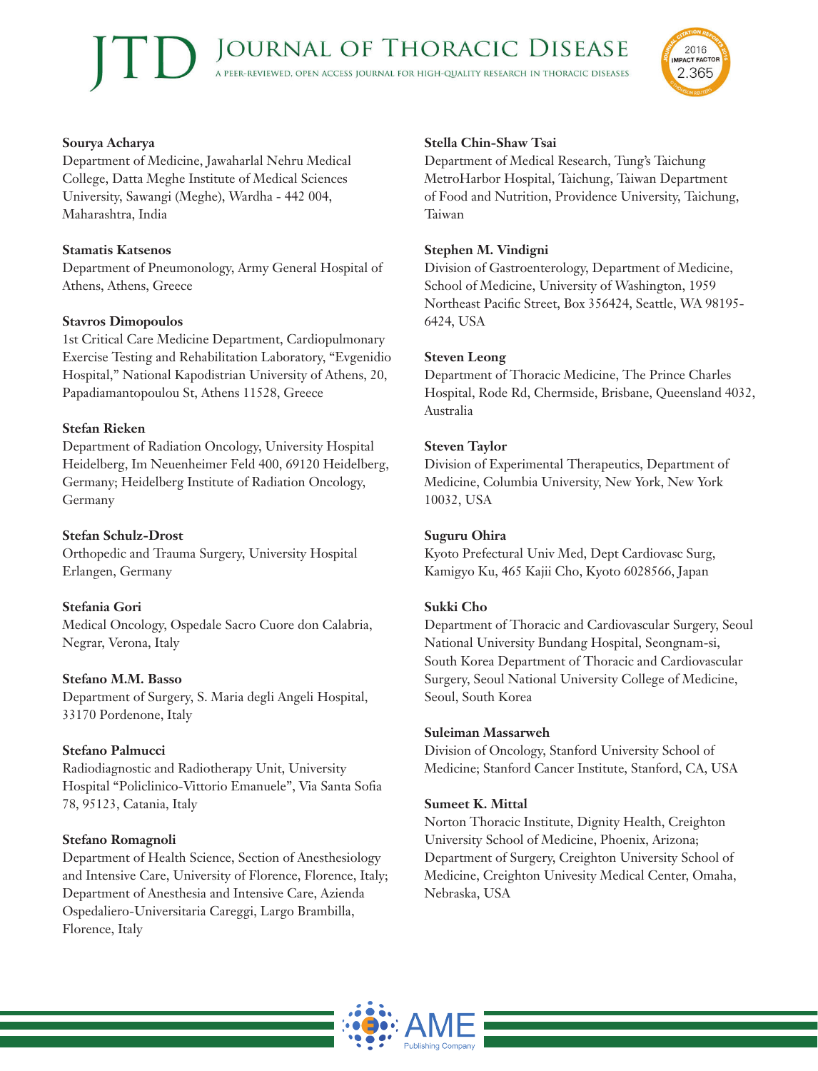**Sourya Acharya**
Department of Medicine, Jawaharlal Nehru Medical College, Datta Meghe Institute of Medical Sciences University, Sawangi (Meghe), Wardha - 442 004, Maharashtra, India

**Stamatis Katsenos**
Department of Pneumonology, Army General Hospital of Athens, Athens, Greece

**Stavros Dimopoulos**
1st Critical Care Medicine Department, Cardiopulmonary Exercise Testing and Rehabilitation Laboratory, "Evgenidio Hospital," National Kapodistrian University of Athens, 20, Papadiamantopoulou St, Athens 11528, Greece

**Stefan Rieken**
Department of Radiation Oncology, University Hospital Heidelberg, Im Neuenheimer Feld 400, 69120 Heidelberg, Germany; Heidelberg Institute of Radiation Oncology, Germany

**Stefan Schulz-Drost**
Orthopedic and Trauma Surgery, University Hospital Erlangen, Germany

**Stefania Gori**
Medical Oncology, Ospedale Sacro Cuore don Calabria, Negrar, Verona, Italy

**Stefano M.M. Basso**
Department of Surgery, S. Maria degli Angeli Hospital, 33170 Pordenone, Italy

**Stefano Palmucci**
Radiodiagnostic and Radiotherapy Unit, University Hospital "Policlinico-Vittorio Emanuele", Via Santa Sofia 78, 95123, Catania, Italy

**Stefano Romagnoli**
Department of Health Science, Section of Anesthesiology and Intensive Care, University of Florence, Florence, Italy; Department of Anesthesia and Intensive Care, Azienda Ospedaliero-Universitaria Careggi, Largo Brambilla, Florence, Italy

**Stella Chin-Shaw Tsai**
Department of Medical Research, Tung's Taichung MetroHarbor Hospital, Taichung, Taiwan Department of Food and Nutrition, Providence University, Taichung, Taiwan

**Stephen M. Vindigni**
Division of Gastroenterology, Department of Medicine, School of Medicine, University of Washington, 1959 Northeast Pacific Street, Box 356424, Seattle, WA 98195-6424, USA

**Steven Leong**
Department of Thoracic Medicine, The Prince Charles Hospital, Rode Rd, Chermside, Brisbane, Queensland 4032, Australia

**Steven Taylor**
Division of Experimental Therapeutics, Department of Medicine, Columbia University, New York, New York 10032, USA

**Suguru Ohira**
Kyoto Prefectural Univ Med, Dept Cardiovasc Surg, Kamigyo Ku, 465 Kajii Cho, Kyoto 6028566, Japan

**Sukki Cho**
Department of Thoracic and Cardiovascular Surgery, Seoul National University Bundang Hospital, Seongnam-si, South Korea Department of Thoracic and Cardiovascular Surgery, Seoul National University College of Medicine, Seoul, South Korea

**Suleiman Massarweh**
Division of Oncology, Stanford University School of Medicine; Stanford Cancer Institute, Stanford, CA, USA

**Sumeet K. Mittal**
Norton Thoracic Institute, Dignity Health, Creighton University School of Medicine, Phoenix, Arizona; Department of Surgery, Creighton University School of Medicine, Creighton Univesity Medical Center, Omaha, Nebraska, USA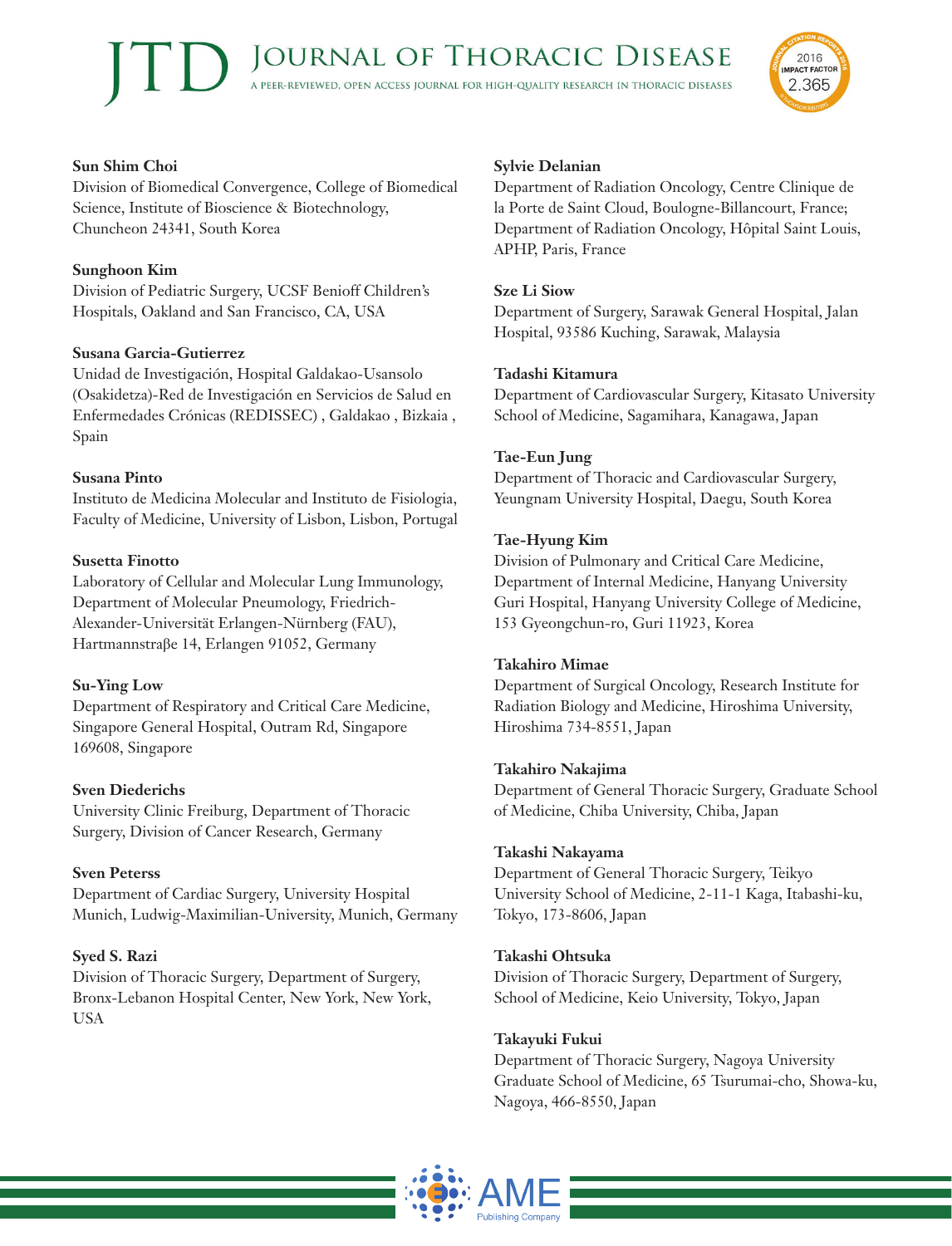**Sun Shim Choi**
Division of Biomedical Convergence, College of Biomedical Science, Institute of Bioscience & Biotechnology, Chuncheon 24341, South Korea

**Sunghoon Kim**
Division of Pediatric Surgery, UCSF Benioff Children's Hospitals, Oakland and San Francisco, CA, USA

**Susana Garcia-Gutierrez**
Unidad de Investigación, Hospital Galdakao-Usansolo (Osakidetza)-Red de Investigación en Servicios de Salud en Enfermedades Crónicas (REDISSEC) , Galdakao , Bizkaia , Spain

**Susana Pinto**
Instituto de Medicina Molecular and Instituto de Fisiologia, Faculty of Medicine, University of Lisbon, Lisbon, Portugal

**Susetta Finotto**
Laboratory of Cellular and Molecular Lung Immunology, Department of Molecular Pneumology, Friedrich-Alexander-Universität Erlangen-Nürnberg (FAU), Hartmannstraβe 14, Erlangen 91052, Germany

**Su-Ying Low**
Department of Respiratory and Critical Care Medicine, Singapore General Hospital, Outram Rd, Singapore 169608, Singapore

**Sven Diederichs**
University Clinic Freiburg, Department of Thoracic Surgery, Division of Cancer Research, Germany

**Sven Peterss**
Department of Cardiac Surgery, University Hospital Munich, Ludwig-Maximilian-University, Munich, Germany

**Syed S. Razi**
Division of Thoracic Surgery, Department of Surgery, Bronx-Lebanon Hospital Center, New York, New York, USA

**Sylvie Delanian**
Department of Radiation Oncology, Centre Clinique de la Porte de Saint Cloud, Boulogne-Billancourt, France; Department of Radiation Oncology, Hôpital Saint Louis, APHP, Paris, France

**Sze Li Siow**
Department of Surgery, Sarawak General Hospital, Jalan Hospital, 93586 Kuching, Sarawak, Malaysia

**Tadashi Kitamura**
Department of Cardiovascular Surgery, Kitasato University School of Medicine, Sagamihara, Kanagawa, Japan

**Tae-Eun Jung**
Department of Thoracic and Cardiovascular Surgery, Yeungnam University Hospital, Daegu, South Korea

**Tae-Hyung Kim**
Division of Pulmonary and Critical Care Medicine, Department of Internal Medicine, Hanyang University Guri Hospital, Hanyang University College of Medicine, 153 Gyeongchun-ro, Guri 11923, Korea

**Takahiro Mimae**
Department of Surgical Oncology, Research Institute for Radiation Biology and Medicine, Hiroshima University, Hiroshima 734-8551, Japan

**Takahiro Nakajima**
Department of General Thoracic Surgery, Graduate School of Medicine, Chiba University, Chiba, Japan

**Takashi Nakayama**
Department of General Thoracic Surgery, Teikyo University School of Medicine, 2-11-1 Kaga, Itabashi-ku, Tokyo, 173-8606, Japan

**Takashi Ohtsuka**
Division of Thoracic Surgery, Department of Surgery, School of Medicine, Keio University, Tokyo, Japan

**Takayuki Fukui**
Department of Thoracic Surgery, Nagoya University Graduate School of Medicine, 65 Tsurumai-cho, Showa-ku, Nagoya, 466-8550, Japan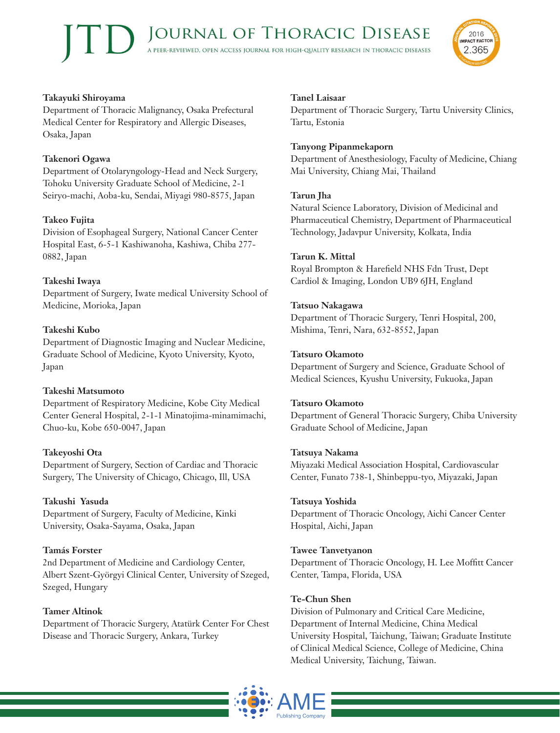**Takayuki Shiroyama**
Department of Thoracic Malignancy, Osaka Prefectural Medical Center for Respiratory and Allergic Diseases, Osaka, Japan

**Takenori Ogawa**
Department of Otolaryngology-Head and Neck Surgery, Tohoku University Graduate School of Medicine, 2-1 Seiryo-machi, Aoba-ku, Sendai, Miyagi 980-8575, Japan

**Takeo Fujita**
Division of Esophageal Surgery, National Cancer Center Hospital East, 6-5-1 Kashiwanoha, Kashiwa, Chiba 277-0882, Japan

**Takeshi Iwaya**
Department of Surgery, Iwate medical University School of Medicine, Morioka, Japan

**Takeshi Kubo**
Department of Diagnostic Imaging and Nuclear Medicine, Graduate School of Medicine, Kyoto University, Kyoto, Japan

**Takeshi Matsumoto**
Department of Respiratory Medicine, Kobe City Medical Center General Hospital, 2-1-1 Minatojima-minamimachi, Chuo-ku, Kobe 650-0047, Japan

**Takeyoshi Ota**
Department of Surgery, Section of Cardiac and Thoracic Surgery, The University of Chicago, Chicago, Ill, USA

**Takushi Yasuda**
Department of Surgery, Faculty of Medicine, Kinki University, Osaka-Sayama, Osaka, Japan

**Tamás Forster**
2nd Department of Medicine and Cardiology Center, Albert Szent-Györgyi Clinical Center, University of Szeged, Szeged, Hungary

**Tamer Altinok**
Department of Thoracic Surgery, Atatürk Center For Chest Disease and Thoracic Surgery, Ankara, Turkey

**Tanel Laisaar**
Department of Thoracic Surgery, Tartu University Clinics, Tartu, Estonia

**Tanyong Pipanmekaporn**
Department of Anesthesiology, Faculty of Medicine, Chiang Mai University, Chiang Mai, Thailand

**Tarun Jha**
Natural Science Laboratory, Division of Medicinal and Pharmaceutical Chemistry, Department of Pharmaceutical Technology, Jadavpur University, Kolkata, India

**Tarun K. Mittal**
Royal Brompton & Harefield NHS Fdn Trust, Dept Cardiol & Imaging, London UB9 6JH, England

**Tatsuo Nakagawa**
Department of Thoracic Surgery, Tenri Hospital, 200, Mishima, Tenri, Nara, 632-8552, Japan

**Tatsuro Okamoto**
Department of Surgery and Science, Graduate School of Medical Sciences, Kyushu University, Fukuoka, Japan

**Tatsuro Okamoto**
Department of General Thoracic Surgery, Chiba University Graduate School of Medicine, Japan

**Tatsuya Nakama**
Miyazaki Medical Association Hospital, Cardiovascular Center, Funato 738-1, Shinbeppu-tyo, Miyazaki, Japan

**Tatsuya Yoshida**
Department of Thoracic Oncology, Aichi Cancer Center Hospital, Aichi, Japan

**Tawee Tanvetyanon**
Department of Thoracic Oncology, H. Lee Moffitt Cancer Center, Tampa, Florida, USA

**Te-Chun Shen**
Division of Pulmonary and Critical Care Medicine, Department of Internal Medicine, China Medical University Hospital, Taichung, Taiwan; Graduate Institute of Clinical Medical Science, College of Medicine, China Medical University, Taichung, Taiwan.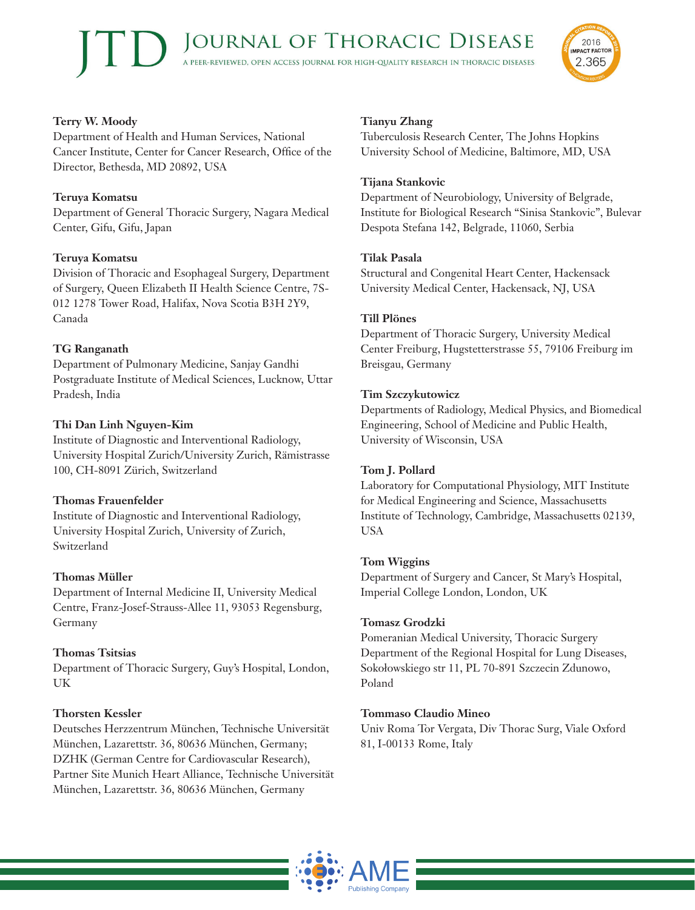**Terry W. Moody**
Department of Health and Human Services, National Cancer Institute, Center for Cancer Research, Office of the Director, Bethesda, MD 20892, USA

**Teruya Komatsu**
Department of General Thoracic Surgery, Nagara Medical Center, Gifu, Gifu, Japan

**Teruya Komatsu**
Division of Thoracic and Esophageal Surgery, Department of Surgery, Queen Elizabeth II Health Science Centre, 7S-012 1278 Tower Road, Halifax, Nova Scotia B3H 2Y9, Canada

**TG Ranganath**
Department of Pulmonary Medicine, Sanjay Gandhi Postgraduate Institute of Medical Sciences, Lucknow, Uttar Pradesh, India

**Thi Dan Linh Nguyen-Kim**
Institute of Diagnostic and Interventional Radiology, University Hospital Zurich/University Zurich, Rämistrasse 100, CH-8091 Zürich, Switzerland

**Thomas Frauenfelder**
Institute of Diagnostic and Interventional Radiology, University Hospital Zurich, University of Zurich, Switzerland

**Thomas Müller**
Department of Internal Medicine II, University Medical Centre, Franz-Josef-Strauss-Allee 11, 93053 Regensburg, Germany

**Thomas Tsitsias**
Department of Thoracic Surgery, Guy's Hospital, London, UK

**Thorsten Kessler**
Deutsches Herzzentrum München, Technische Universität München, Lazarettstr. 36, 80636 München, Germany; DZHK (German Centre for Cardiovascular Research), Partner Site Munich Heart Alliance, Technische Universität München, Lazarettstr. 36, 80636 München, Germany

**Tianyu Zhang**
Tuberculosis Research Center, The Johns Hopkins University School of Medicine, Baltimore, MD, USA

**Tijana Stankovic**
Department of Neurobiology, University of Belgrade, Institute for Biological Research "Sinisa Stankovic", Bulevar Despota Stefana 142, Belgrade, 11060, Serbia

**Tilak Pasala**
Structural and Congenital Heart Center, Hackensack University Medical Center, Hackensack, NJ, USA

**Till Plönes**
Department of Thoracic Surgery, University Medical Center Freiburg, Hugstetterstrasse 55, 79106 Freiburg im Breisgau, Germany

**Tim Szczykutowicz**
Departments of Radiology, Medical Physics, and Biomedical Engineering, School of Medicine and Public Health, University of Wisconsin, USA

**Tom J. Pollard**
Laboratory for Computational Physiology, MIT Institute for Medical Engineering and Science, Massachusetts Institute of Technology, Cambridge, Massachusetts 02139, USA

**Tom Wiggins**
Department of Surgery and Cancer, St Mary's Hospital, Imperial College London, London, UK

**Tomasz Grodzki**
Pomeranian Medical University, Thoracic Surgery Department of the Regional Hospital for Lung Diseases, Sokołowskiego str 11, PL 70-891 Szczecin Zdunowo, Poland

**Tommaso Claudio Mineo**
Univ Roma Tor Vergata, Div Thorac Surg, Viale Oxford 81, I-00133 Rome, Italy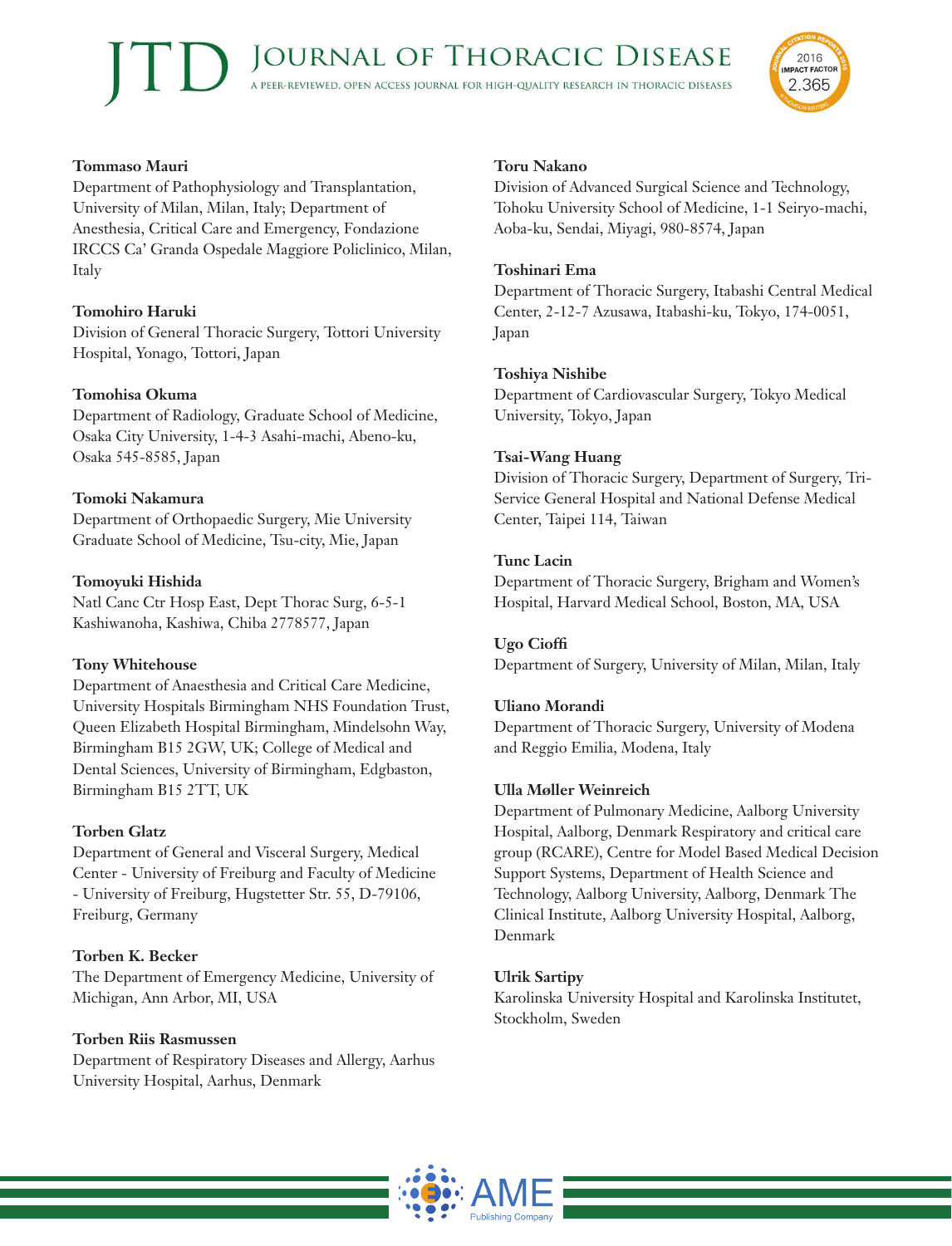**Tommaso Mauri**
Department of Pathophysiology and Transplantation, University of Milan, Milan, Italy; Department of Anesthesia, Critical Care and Emergency, Fondazione IRCCS Ca' Granda Ospedale Maggiore Policlinico, Milan, Italy

**Tomohiro Haruki**
Division of General Thoracic Surgery, Tottori University Hospital, Yonago, Tottori, Japan

**Tomohisa Okuma**
Department of Radiology, Graduate School of Medicine, Osaka City University, 1-4-3 Asahi-machi, Abeno-ku, Osaka 545-8585, Japan

**Tomoki Nakamura**
Department of Orthopaedic Surgery, Mie University Graduate School of Medicine, Tsu-city, Mie, Japan

**Tomoyuki Hishida**
Natl Canc Ctr Hosp East, Dept Thorac Surg, 6-5-1 Kashiwanoha, Kashiwa, Chiba 2778577, Japan

**Tony Whitehouse**
Department of Anaesthesia and Critical Care Medicine, University Hospitals Birmingham NHS Foundation Trust, Queen Elizabeth Hospital Birmingham, Mindelsohn Way, Birmingham B15 2GW, UK; College of Medical and Dental Sciences, University of Birmingham, Edgbaston, Birmingham B15 2TT, UK

**Torben Glatz**
Department of General and Visceral Surgery, Medical Center - University of Freiburg and Faculty of Medicine - University of Freiburg, Hugstetter Str. 55, D-79106, Freiburg, Germany

**Torben K. Becker**
The Department of Emergency Medicine, University of Michigan, Ann Arbor, MI, USA

**Torben Riis Rasmussen**
Department of Respiratory Diseases and Allergy, Aarhus University Hospital, Aarhus, Denmark

**Toru Nakano**
Division of Advanced Surgical Science and Technology, Tohoku University School of Medicine, 1-1 Seiryo-machi, Aoba-ku, Sendai, Miyagi, 980-8574, Japan

**Toshinari Ema**
Department of Thoracic Surgery, Itabashi Central Medical Center, 2-12-7 Azusawa, Itabashi-ku, Tokyo, 174-0051, Japan

**Toshiya Nishibe**
Department of Cardiovascular Surgery, Tokyo Medical University, Tokyo, Japan

**Tsai-Wang Huang**
Division of Thoracic Surgery, Department of Surgery, Tri-Service General Hospital and National Defense Medical Center, Taipei 114, Taiwan

**Tunc Lacin**
Department of Thoracic Surgery, Brigham and Women's Hospital, Harvard Medical School, Boston, MA, USA

**Ugo Cioffi**
Department of Surgery, University of Milan, Milan, Italy

**Uliano Morandi**
Department of Thoracic Surgery, University of Modena and Reggio Emilia, Modena, Italy

**Ulla Møller Weinreich**
Department of Pulmonary Medicine, Aalborg University Hospital, Aalborg, Denmark Respiratory and critical care group (RCARE), Centre for Model Based Medical Decision Support Systems, Department of Health Science and Technology, Aalborg University, Aalborg, Denmark The Clinical Institute, Aalborg University Hospital, Aalborg, Denmark

**Ulrik Sartipy**
Karolinska University Hospital and Karolinska Institutet, Stockholm, Sweden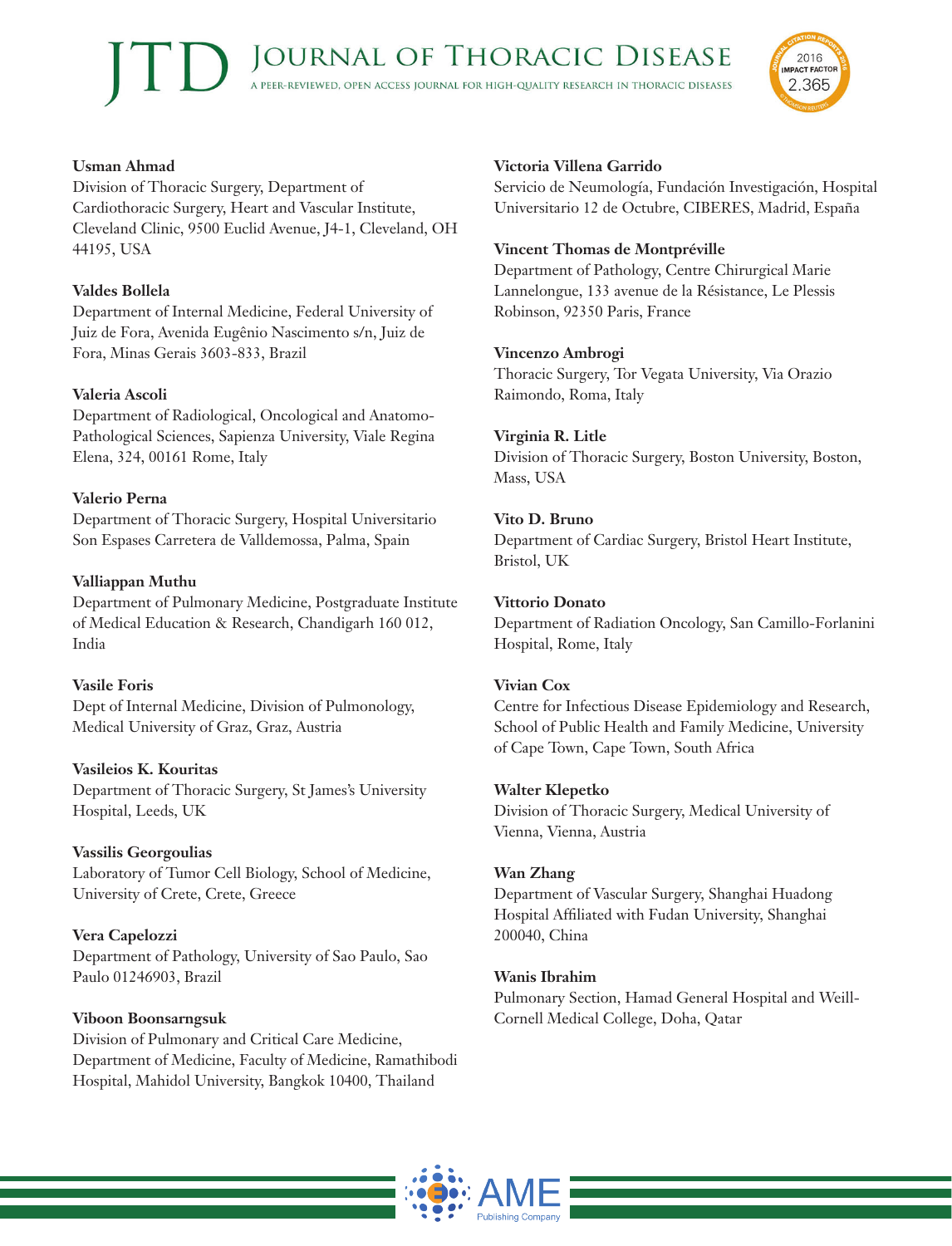**Usman Ahmad**
Division of Thoracic Surgery, Department of Cardiothoracic Surgery, Heart and Vascular Institute, Cleveland Clinic, 9500 Euclid Avenue, J4-1, Cleveland, OH 44195, USA

**Valdes Bollela**
Department of Internal Medicine, Federal University of Juiz de Fora, Avenida Eugênio Nascimento s/n, Juiz de Fora, Minas Gerais 3603-833, Brazil

**Valeria Ascoli**
Department of Radiological, Oncological and Anatomo-Pathological Sciences, Sapienza University, Viale Regina Elena, 324, 00161 Rome, Italy

**Valerio Perna**
Department of Thoracic Surgery, Hospital Universitario Son Espases Carretera de Valldemossa, Palma, Spain

**Valliappan Muthu**
Department of Pulmonary Medicine, Postgraduate Institute of Medical Education & Research, Chandigarh 160 012, India

**Vasile Foris**
Dept of Internal Medicine, Division of Pulmonology, Medical University of Graz, Graz, Austria

**Vasileios K. Kouritas**
Department of Thoracic Surgery, St James's University Hospital, Leeds, UK

**Vassilis Georgoulias**
Laboratory of Tumor Cell Biology, School of Medicine, University of Crete, Crete, Greece

**Vera Capelozzi**
Department of Pathology, University of Sao Paulo, Sao Paulo 01246903, Brazil

**Viboon Boonsarngsuk**
Division of Pulmonary and Critical Care Medicine, Department of Medicine, Faculty of Medicine, Ramathibodi Hospital, Mahidol University, Bangkok 10400, Thailand

**Victoria Villena Garrido**
Servicio de Neumología, Fundación Investigación, Hospital Universitario 12 de Octubre, CIBERES, Madrid, España

**Vincent Thomas de Montpréville**
Department of Pathology, Centre Chirurgical Marie Lannelongue, 133 avenue de la Résistance, Le Plessis Robinson, 92350 Paris, France

**Vincenzo Ambrogi**
Thoracic Surgery, Tor Vegata University, Via Orazio Raimondo, Roma, Italy

**Virginia R. Litle**
Division of Thoracic Surgery, Boston University, Boston, Mass, USA

**Vito D. Bruno**
Department of Cardiac Surgery, Bristol Heart Institute, Bristol, UK

**Vittorio Donato**
Department of Radiation Oncology, San Camillo-Forlanini Hospital, Rome, Italy

**Vivian Cox**
Centre for Infectious Disease Epidemiology and Research, School of Public Health and Family Medicine, University of Cape Town, Cape Town, South Africa

**Walter Klepetko**
Division of Thoracic Surgery, Medical University of Vienna, Vienna, Austria

**Wan Zhang**
Department of Vascular Surgery, Shanghai Huadong Hospital Affiliated with Fudan University, Shanghai 200040, China

**Wanis Ibrahim**
Pulmonary Section, Hamad General Hospital and Weill-Cornell Medical College, Doha, Qatar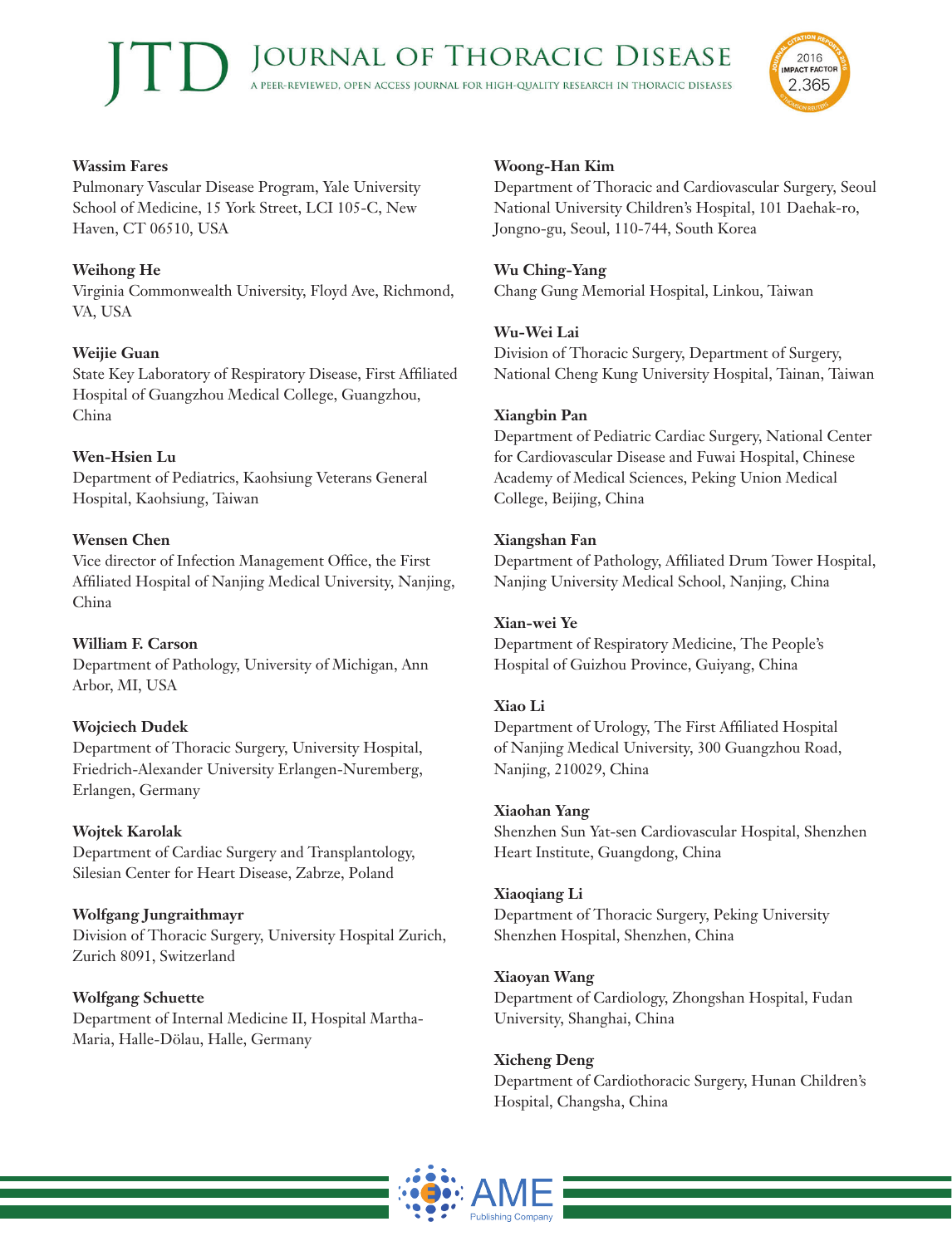**Wassim Fares**
Pulmonary Vascular Disease Program, Yale University School of Medicine, 15 York Street, LCI 105-C, New Haven, CT 06510, USA

**Weihong He**
Virginia Commonwealth University, Floyd Ave, Richmond, VA, USA

**Weijie Guan**
State Key Laboratory of Respiratory Disease, First Affiliated Hospital of Guangzhou Medical College, Guangzhou, China

**Wen-Hsien Lu**
Department of Pediatrics, Kaohsiung Veterans General Hospital, Kaohsiung, Taiwan

**Wensen Chen**
Vice director of Infection Management Office, the First Affiliated Hospital of Nanjing Medical University, Nanjing, China

**William F. Carson**
Department of Pathology, University of Michigan, Ann Arbor, MI, USA

**Wojciech Dudek**
Department of Thoracic Surgery, University Hospital, Friedrich-Alexander University Erlangen-Nuremberg, Erlangen, Germany

**Wojtek Karolak**
Department of Cardiac Surgery and Transplantology, Silesian Center for Heart Disease, Zabrze, Poland

**Wolfgang Jungraithmayr**
Division of Thoracic Surgery, University Hospital Zurich, Zurich 8091, Switzerland

**Wolfgang Schuette**
Department of Internal Medicine II, Hospital Martha-Maria, Halle-Dölau, Halle, Germany

**Woong-Han Kim**
Department of Thoracic and Cardiovascular Surgery, Seoul National University Children's Hospital, 101 Daehak-ro, Jongno-gu, Seoul, 110-744, South Korea

**Wu Ching-Yang**
Chang Gung Memorial Hospital, Linkou, Taiwan

**Wu-Wei Lai**
Division of Thoracic Surgery, Department of Surgery, National Cheng Kung University Hospital, Tainan, Taiwan

**Xiangbin Pan**
Department of Pediatric Cardiac Surgery, National Center for Cardiovascular Disease and Fuwai Hospital, Chinese Academy of Medical Sciences, Peking Union Medical College, Beijing, China

**Xiangshan Fan**
Department of Pathology, Affiliated Drum Tower Hospital, Nanjing University Medical School, Nanjing, China

**Xian-wei Ye**
Department of Respiratory Medicine, The People's Hospital of Guizhou Province, Guiyang, China

**Xiao Li**
Department of Urology, The First Affiliated Hospital of Nanjing Medical University, 300 Guangzhou Road, Nanjing, 210029, China

**Xiaohan Yang**
Shenzhen Sun Yat-sen Cardiovascular Hospital, Shenzhen Heart Institute, Guangdong, China

**Xiaoqiang Li**
Department of Thoracic Surgery, Peking University Shenzhen Hospital, Shenzhen, China

**Xiaoyan Wang**
Department of Cardiology, Zhongshan Hospital, Fudan University, Shanghai, China

**Xicheng Deng**
Department of Cardiothoracic Surgery, Hunan Children's Hospital, Changsha, China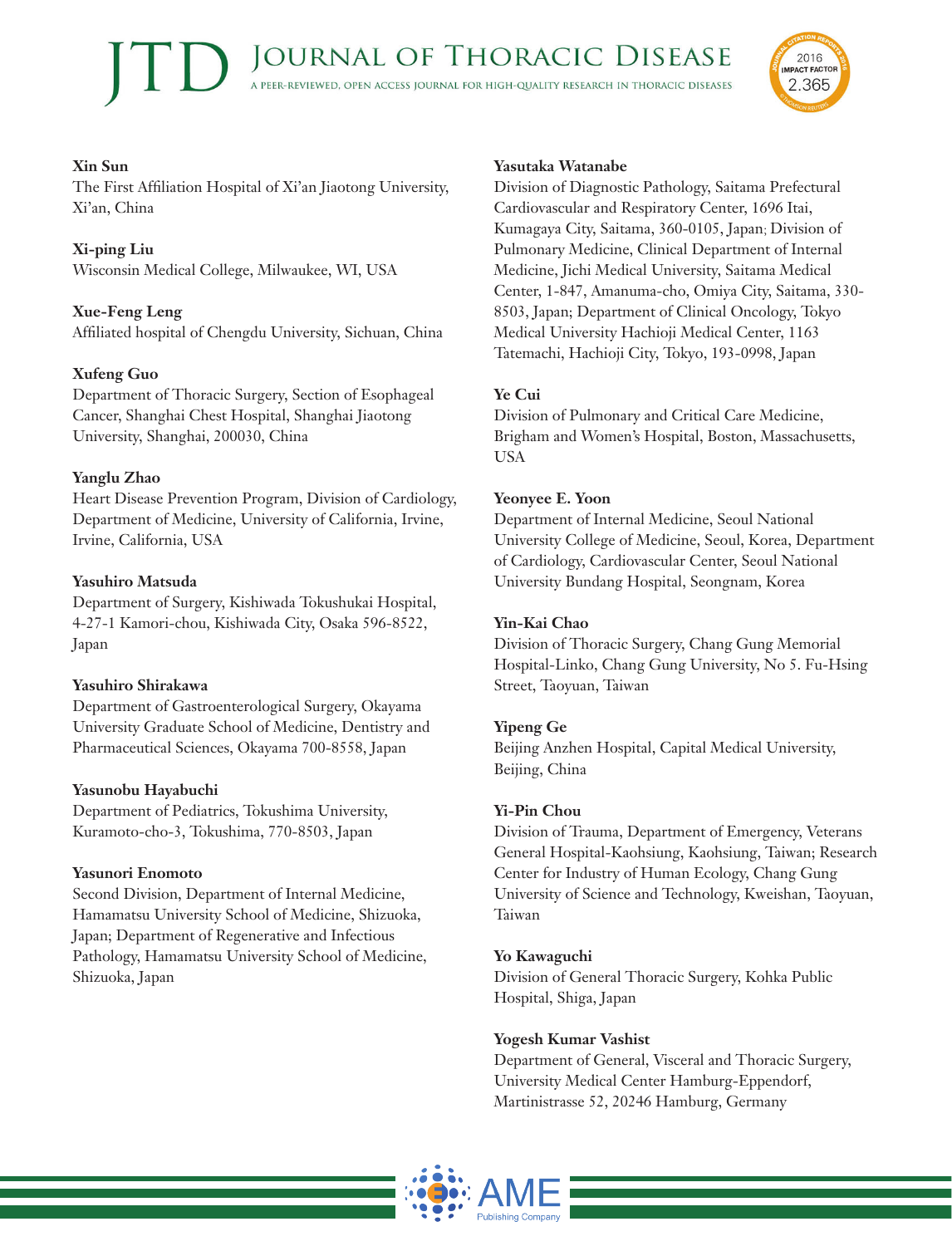**Xin Sun**
The First Affiliation Hospital of Xi'an Jiaotong University, Xi'an, China

**Xi-ping Liu**
Wisconsin Medical College, Milwaukee, WI, USA

**Xue-Feng Leng**
Affiliated hospital of Chengdu University, Sichuan, China

**Xufeng Guo**
Department of Thoracic Surgery, Section of Esophageal Cancer, Shanghai Chest Hospital, Shanghai Jiaotong University, Shanghai, 200030, China

**Yanglu Zhao**
Heart Disease Prevention Program, Division of Cardiology, Department of Medicine, University of California, Irvine, Irvine, California, USA

**Yasuhiro Matsuda**
Department of Surgery, Kishiwada Tokushukai Hospital, 4-27-1 Kamori-chou, Kishiwada City, Osaka 596-8522, Japan

**Yasuhiro Shirakawa**
Department of Gastroenterological Surgery, Okayama University Graduate School of Medicine, Dentistry and Pharmaceutical Sciences, Okayama 700-8558, Japan

**Yasunobu Hayabuchi**
Department of Pediatrics, Tokushima University, Kuramoto-cho-3, Tokushima, 770-8503, Japan

**Yasunori Enomoto**
Second Division, Department of Internal Medicine, Hamamatsu University School of Medicine, Shizuoka, Japan; Department of Regenerative and Infectious Pathology, Hamamatsu University School of Medicine, Shizuoka, Japan

**Yasutaka Watanabe**
Division of Diagnostic Pathology, Saitama Prefectural Cardiovascular and Respiratory Center, 1696 Itai, Kumagaya City, Saitama, 360-0105, Japan; Division of Pulmonary Medicine, Clinical Department of Internal Medicine, Jichi Medical University, Saitama Medical Center, 1-847, Amanuma-cho, Omiya City, Saitama, 330-8503, Japan; Department of Clinical Oncology, Tokyo Medical University Hachioji Medical Center, 1163 Tatemachi, Hachioji City, Tokyo, 193-0998, Japan

**Ye Cui**
Division of Pulmonary and Critical Care Medicine, Brigham and Women's Hospital, Boston, Massachusetts, USA

**Yeonyee E. Yoon**
Department of Internal Medicine, Seoul National University College of Medicine, Seoul, Korea, Department of Cardiology, Cardiovascular Center, Seoul National University Bundang Hospital, Seongnam, Korea

**Yin-Kai Chao**
Division of Thoracic Surgery, Chang Gung Memorial Hospital-Linko, Chang Gung University, No 5. Fu-Hsing Street, Taoyuan, Taiwan

**Yipeng Ge**
Beijing Anzhen Hospital, Capital Medical University, Beijing, China

**Yi-Pin Chou**
Division of Trauma, Department of Emergency, Veterans General Hospital-Kaohsiung, Kaohsiung, Taiwan; Research Center for Industry of Human Ecology, Chang Gung University of Science and Technology, Kweishan, Taoyuan, Taiwan

**Yo Kawaguchi**
Division of General Thoracic Surgery, Kohka Public Hospital, Shiga, Japan

**Yogesh Kumar Vashist**
Department of General, Visceral and Thoracic Surgery, University Medical Center Hamburg-Eppendorf, Martinistrasse 52, 20246 Hamburg, Germany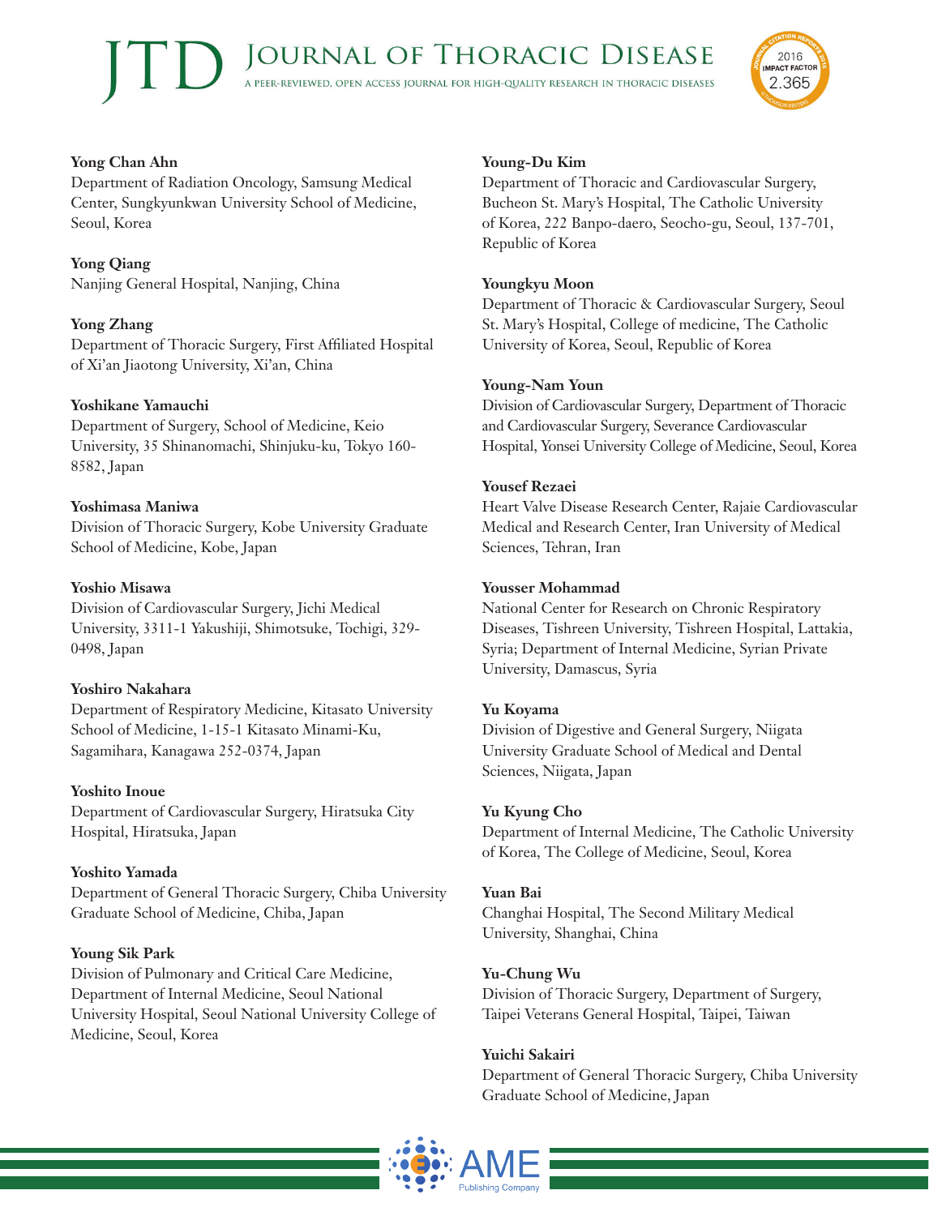**Yong Chan Ahn**
Department of Radiation Oncology, Samsung Medical Center, Sungkyunkwan University School of Medicine, Seoul, Korea

**Yong Qiang**
Nanjing General Hospital, Nanjing, China

**Yong Zhang**
Department of Thoracic Surgery, First Affiliated Hospital of Xi'an Jiaotong University, Xi'an, China

**Yoshikane Yamauchi**
Department of Surgery, School of Medicine, Keio University, 35 Shinanomachi, Shinjuku-ku, Tokyo 160-8582, Japan

**Yoshimasa Maniwa**
Division of Thoracic Surgery, Kobe University Graduate School of Medicine, Kobe, Japan

**Yoshio Misawa**
Division of Cardiovascular Surgery, Jichi Medical University, 3311-1 Yakushiji, Shimotsuke, Tochigi, 329-0498, Japan

**Yoshiro Nakahara**
Department of Respiratory Medicine, Kitasato University School of Medicine, 1-15-1 Kitasato Minami-Ku, Sagamihara, Kanagawa 252-0374, Japan

**Yoshito Inoue**
Department of Cardiovascular Surgery, Hiratsuka City Hospital, Hiratsuka, Japan

**Yoshito Yamada**
Department of General Thoracic Surgery, Chiba University Graduate School of Medicine, Chiba, Japan

**Young Sik Park**
Division of Pulmonary and Critical Care Medicine, Department of Internal Medicine, Seoul National University Hospital, Seoul National University College of Medicine, Seoul, Korea

**Young-Du Kim**
Department of Thoracic and Cardiovascular Surgery, Bucheon St. Mary's Hospital, The Catholic University of Korea, 222 Banpo-daero, Seocho-gu, Seoul, 137-701, Republic of Korea

**Youngkyu Moon**
Department of Thoracic & Cardiovascular Surgery, Seoul St. Mary's Hospital, College of medicine, The Catholic University of Korea, Seoul, Republic of Korea

**Young-Nam Youn**
Division of Cardiovascular Surgery, Department of Thoracic and Cardiovascular Surgery, Severance Cardiovascular Hospital, Yonsei University College of Medicine, Seoul, Korea

**Yousef Rezaei**
Heart Valve Disease Research Center, Rajaie Cardiovascular Medical and Research Center, Iran University of Medical Sciences, Tehran, Iran

**Yousser Mohammad**
National Center for Research on Chronic Respiratory Diseases, Tishreen University, Tishreen Hospital, Lattakia, Syria; Department of Internal Medicine, Syrian Private University, Damascus, Syria

**Yu Koyama**
Division of Digestive and General Surgery, Niigata University Graduate School of Medical and Dental Sciences, Niigata, Japan

**Yu Kyung Cho**
Department of Internal Medicine, The Catholic University of Korea, The College of Medicine, Seoul, Korea

**Yuan Bai**
Changhai Hospital, The Second Military Medical University, Shanghai, China

**Yu-Chung Wu**
Division of Thoracic Surgery, Department of Surgery, Taipei Veterans General Hospital, Taipei, Taiwan

**Yuichi Sakairi**
Department of General Thoracic Surgery, Chiba University Graduate School of Medicine, Japan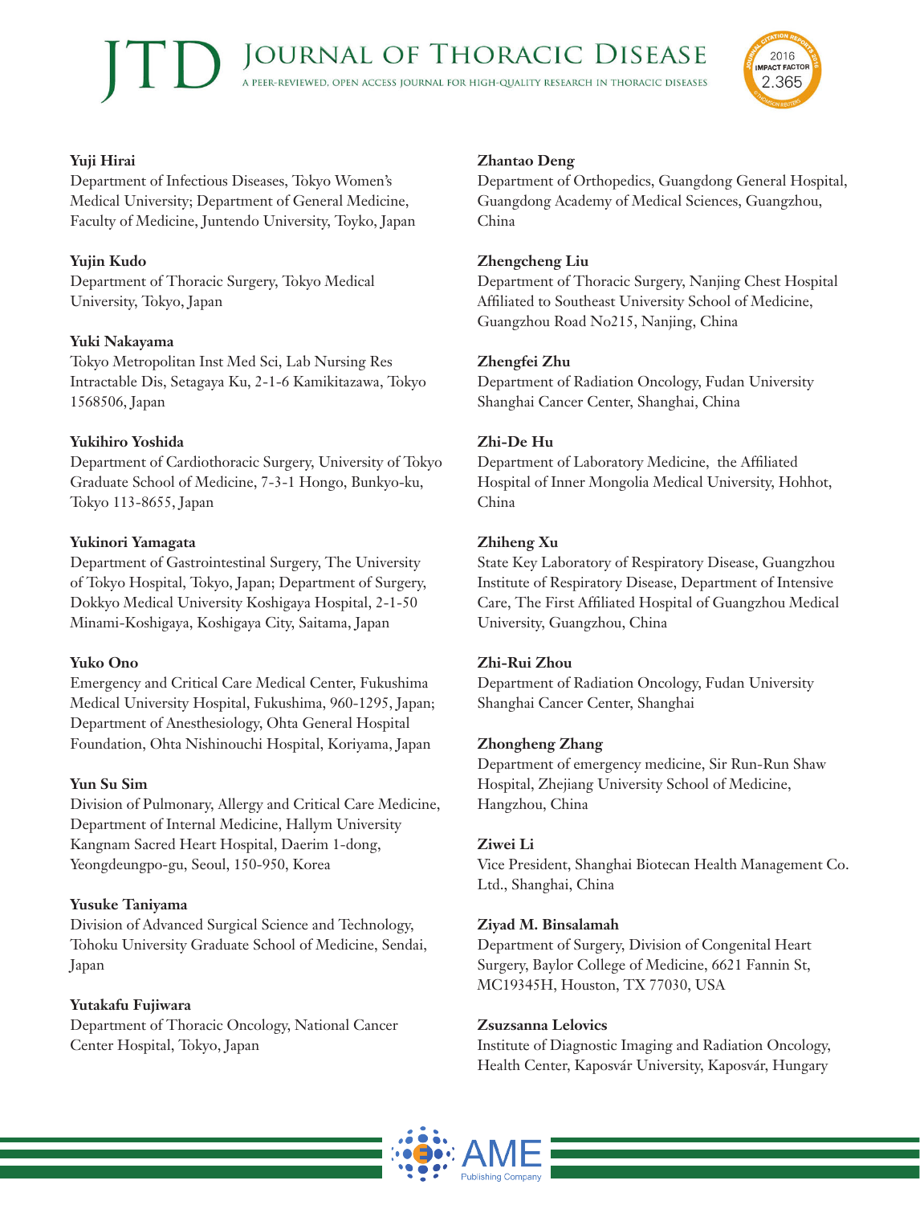**Yuji Hirai**
Department of Infectious Diseases, Tokyo Women's Medical University; Department of General Medicine, Faculty of Medicine, Juntendo University, Toyko, Japan

**Yujin Kudo**
Department of Thoracic Surgery, Tokyo Medical University, Tokyo, Japan

**Yuki Nakayama**
Tokyo Metropolitan Inst Med Sci, Lab Nursing Res Intractable Dis, Setagaya Ku, 2-1-6 Kamikitazawa, Tokyo 1568506, Japan

**Yukihiro Yoshida**
Department of Cardiothoracic Surgery, University of Tokyo Graduate School of Medicine, 7-3-1 Hongo, Bunkyo-ku, Tokyo 113-8655, Japan

**Yukinori Yamagata**
Department of Gastrointestinal Surgery, The University of Tokyo Hospital, Tokyo, Japan; Department of Surgery, Dokkyo Medical University Koshigaya Hospital, 2-1-50 Minami-Koshigaya, Koshigaya City, Saitama, Japan

**Yuko Ono**
Emergency and Critical Care Medical Center, Fukushima Medical University Hospital, Fukushima, 960-1295, Japan; Department of Anesthesiology, Ohta General Hospital Foundation, Ohta Nishinouchi Hospital, Koriyama, Japan

**Yun Su Sim**
Division of Pulmonary, Allergy and Critical Care Medicine, Department of Internal Medicine, Hallym University Kangnam Sacred Heart Hospital, Daerim 1-dong, Yeongdeungpo-gu, Seoul, 150-950, Korea

**Yusuke Taniyama**
Division of Advanced Surgical Science and Technology, Tohoku University Graduate School of Medicine, Sendai, Japan

**Yutakafu Fujiwara**
Department of Thoracic Oncology, National Cancer Center Hospital, Tokyo, Japan

**Zhantao Deng**
Department of Orthopedics, Guangdong General Hospital, Guangdong Academy of Medical Sciences, Guangzhou, China

**Zhengcheng Liu**
Department of Thoracic Surgery, Nanjing Chest Hospital Affiliated to Southeast University School of Medicine, Guangzhou Road No215, Nanjing, China

**Zhengfei Zhu**
Department of Radiation Oncology, Fudan University Shanghai Cancer Center, Shanghai, China

**Zhi-De Hu**
Department of Laboratory Medicine, the Affiliated Hospital of Inner Mongolia Medical University, Hohhot, China

**Zhiheng Xu**
State Key Laboratory of Respiratory Disease, Guangzhou Institute of Respiratory Disease, Department of Intensive Care, The First Affiliated Hospital of Guangzhou Medical University, Guangzhou, China

**Zhi-Rui Zhou**
Department of Radiation Oncology, Fudan University Shanghai Cancer Center, Shanghai

**Zhongheng Zhang**
Department of emergency medicine, Sir Run-Run Shaw Hospital, Zhejiang University School of Medicine, Hangzhou, China

**Ziwei Li**
Vice President, Shanghai Biotecan Health Management Co. Ltd., Shanghai, China

**Ziyad M. Binsalamah**
Department of Surgery, Division of Congenital Heart Surgery, Baylor College of Medicine, 6621 Fannin St, MC19345H, Houston, TX 77030, USA

**Zsuzsanna Lelovics**
Institute of Diagnostic Imaging and Radiation Oncology, Health Center, Kaposvár University, Kaposvár, Hungary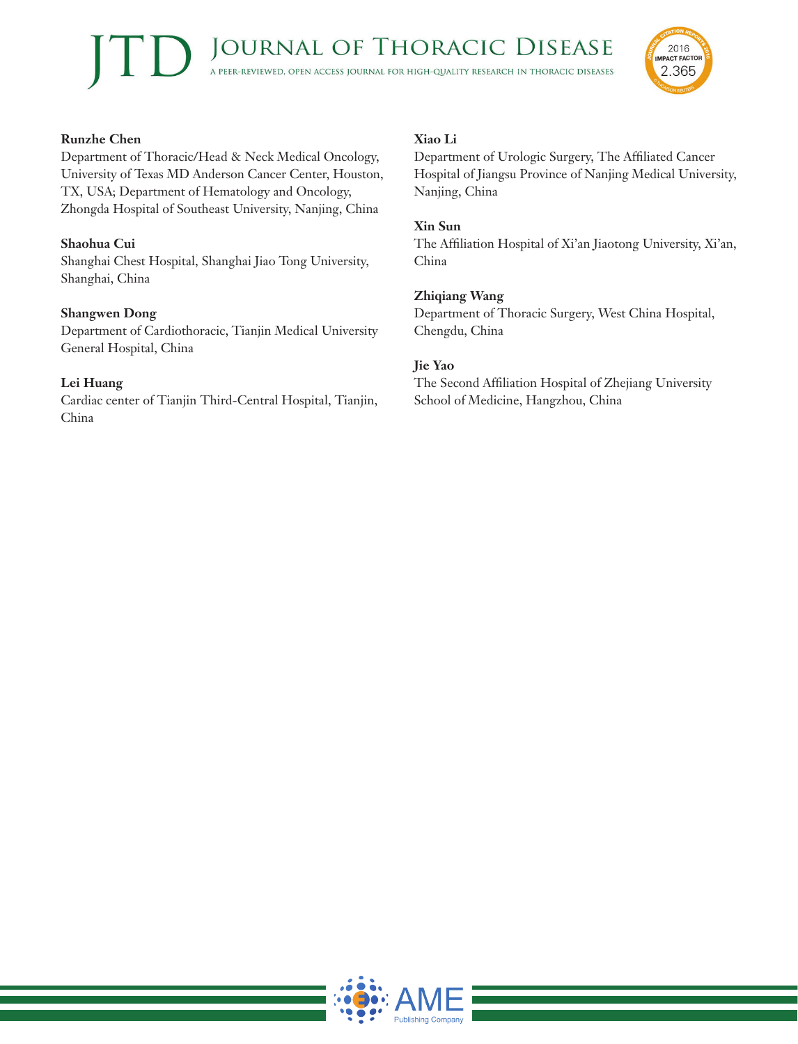**Runzhe Chen**
Department of Thoracic/Head & Neck Medical Oncology, University of Texas MD Anderson Cancer Center, Houston, TX, USA; Department of Hematology and Oncology, Zhongda Hospital of Southeast University, Nanjing, China

**Shaohua Cui**
Shanghai Chest Hospital, Shanghai Jiao Tong University, Shanghai, China

**Shangwen Dong**
Department of Cardiothoracic, Tianjin Medical University General Hospital, China

**Lei Huang**
Cardiac center of Tianjin Third-Central Hospital, Tianjin, China

**Xiao Li**
Department of Urologic Surgery, The Affiliated Cancer Hospital of Jiangsu Province of Nanjing Medical University, Nanjing, China

**Xin Sun**
The Affiliation Hospital of Xi'an Jiaotong University, Xi'an, China

**Zhiqiang Wang**
Department of Thoracic Surgery, West China Hospital, Chengdu, China

**Jie Yao**
The Second Affiliation Hospital of Zhejiang University School of Medicine, Hangzhou, China